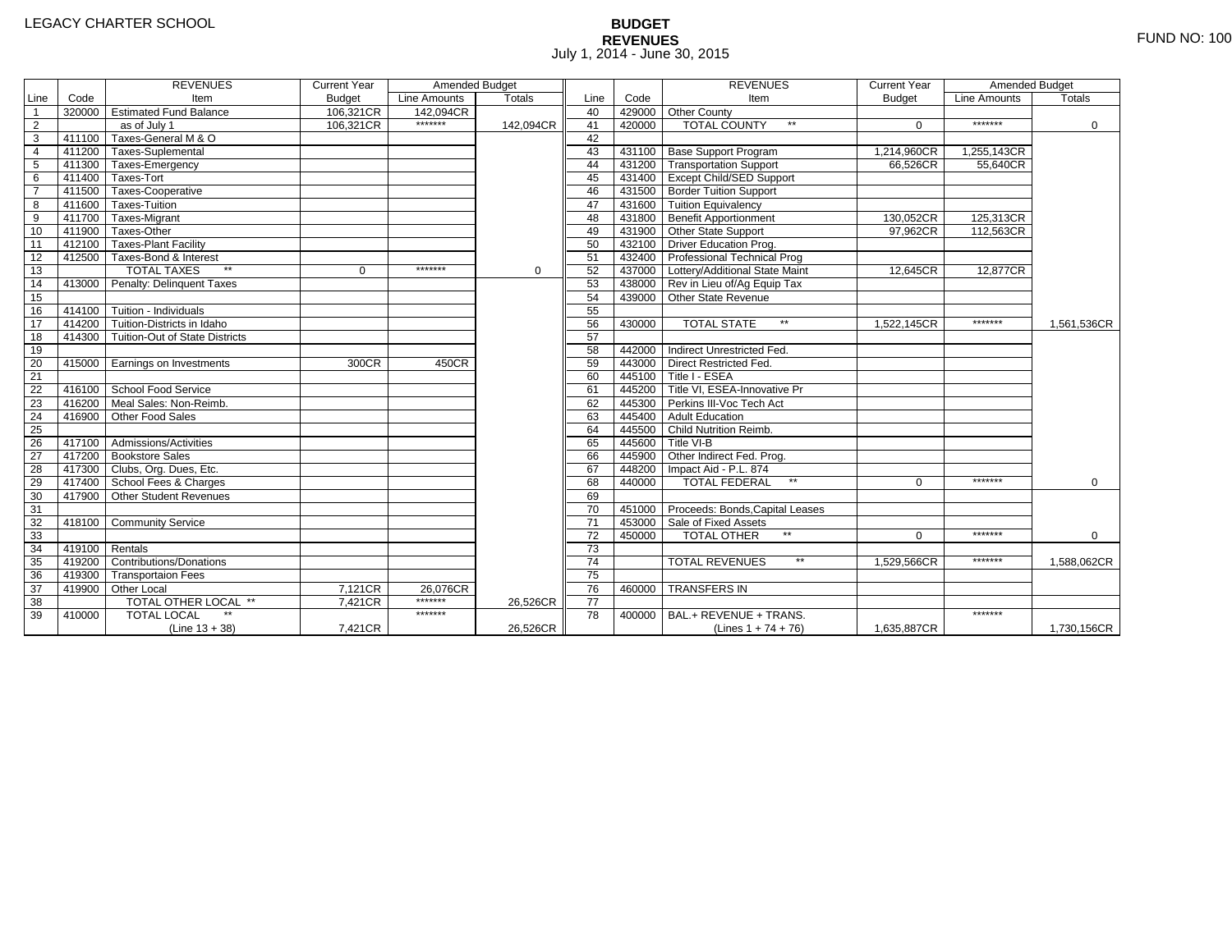LEGACY CHARTER SCHOOL

# BUDGET
## REVENUES
July 1, 2014 - June 30, 2015

FUND NO: 100

| Line | Code | REVENUES Item | Current Year Budget | Amended Budget Line Amounts | Amended Budget Totals | Line | Code | REVENUES Item | Current Year Budget | Amended Budget Line Amounts | Amended Budget Totals |
|---|---|---|---|---|---|---|---|---|---|---|---|
| 1 | 320000 | Estimated Fund Balance | 106,321CR | 142,094CR | | 40 | 429000 | Other County | | | |
| 2 | | as of July 1 | 106,321CR | ******* | 142,094CR | 41 | 420000 | TOTAL COUNTY ** | 0 | ******* | 0 |
| 3 | 411100 | Taxes-General M & O | | | | 42 | | | | | |
| 4 | 411200 | Taxes-Suplemental | | | | 43 | 431100 | Base Support Program | 1,214,960CR | 1,255,143CR | |
| 5 | 411300 | Taxes-Emergency | | | | 44 | 431200 | Transportation Support | 66,526CR | 55,640CR | |
| 6 | 411400 | Taxes-Tort | | | | 45 | 431400 | Except Child/SED Support | | | |
| 7 | 411500 | Taxes-Cooperative | | | | 46 | 431500 | Border Tuition Support | | | |
| 8 | 411600 | Taxes-Tuition | | | | 47 | 431600 | Tuition Equivalency | | | |
| 9 | 411700 | Taxes-Migrant | | | | 48 | 431800 | Benefit Apportionment | 130,052CR | 125,313CR | |
| 10 | 411900 | Taxes-Other | | | | 49 | 431900 | Other State Support | 97,962CR | 112,563CR | |
| 11 | 412100 | Taxes-Plant Facility | | | | 50 | 432100 | Driver Education Prog. | | | |
| 12 | 412500 | Taxes-Bond & Interest | | | | 51 | 432400 | Professional Technical Prog | | | |
| 13 | | TOTAL TAXES ** | 0 | ******* | 0 | 52 | 437000 | Lottery/Additional State Maint | 12,645CR | 12,877CR | |
| 14 | 413000 | Penalty: Delinquent Taxes | | | | 53 | 438000 | Rev in Lieu of/Ag Equip Tax | | | |
| 15 | | | | | | 54 | 439000 | Other State Revenue | | | |
| 16 | 414100 | Tuition - Individuals | | | | 55 | | | | | |
| 17 | 414200 | Tuition-Districts in Idaho | | | | 56 | 430000 | TOTAL STATE ** | 1,522,145CR | ******* | 1,561,536CR |
| 18 | 414300 | Tuition-Out of State Districts | | | | 57 | | | | | |
| 19 | | | | | | 58 | 442000 | Indirect Unrestricted Fed. | | | |
| 20 | 415000 | Earnings on Investments | 300CR | 450CR | | 59 | 443000 | Direct Restricted Fed. | | | |
| 21 | | | | | | 60 | 445100 | Title I - ESEA | | | |
| 22 | 416100 | School Food Service | | | | 61 | 445200 | Title VI, ESEA-Innovative Pr | | | |
| 23 | 416200 | Meal Sales: Non-Reimb. | | | | 62 | 445300 | Perkins III-Voc Tech Act | | | |
| 24 | 416900 | Other Food Sales | | | | 63 | 445400 | Adult Education | | | |
| 25 | | | | | | 64 | 445500 | Child Nutrition Reimb. | | | |
| 26 | 417100 | Admissions/Activities | | | | 65 | 445600 | Title VI-B | | | |
| 27 | 417200 | Bookstore Sales | | | | 66 | 445900 | Other Indirect Fed. Prog. | | | |
| 28 | 417300 | Clubs, Org. Dues, Etc. | | | | 67 | 448200 | Impact Aid - P.L. 874 | | | |
| 29 | 417400 | School Fees & Charges | | | | 68 | 440000 | TOTAL FEDERAL ** | 0 | ******* | 0 |
| 30 | 417900 | Other Student Revenues | | | | 69 | | | | | |
| 31 | | | | | | 70 | 451000 | Proceeds: Bonds,Capital Leases | | | |
| 32 | 418100 | Community Service | | | | 71 | 453000 | Sale of Fixed Assets | | | |
| 33 | | | | | | 72 | 450000 | TOTAL OTHER ** | 0 | ******* | 0 |
| 34 | 419100 | Rentals | | | | 73 | | | | | |
| 35 | 419200 | Contributions/Donations | | | | 74 | | TOTAL REVENUES ** | 1,529,566CR | ******* | 1,588,062CR |
| 36 | 419300 | Transportaion Fees | | | | 75 | | | | | |
| 37 | 419900 | Other Local | 7,121CR | 26,076CR | | 76 | 460000 | TRANSFERS IN | | | |
| 38 | | TOTAL OTHER LOCAL ** | 7,421CR | ******* | 26,526CR | 77 | | | | | |
| 39 | 410000 | TOTAL LOCAL ** (Line 13 + 38) | 7,421CR | ******* | 26,526CR | 78 | 400000 | BAL.+ REVENUE + TRANS. (Lines 1 + 74 + 76) | 1,635,887CR | ******* | 1,730,156CR |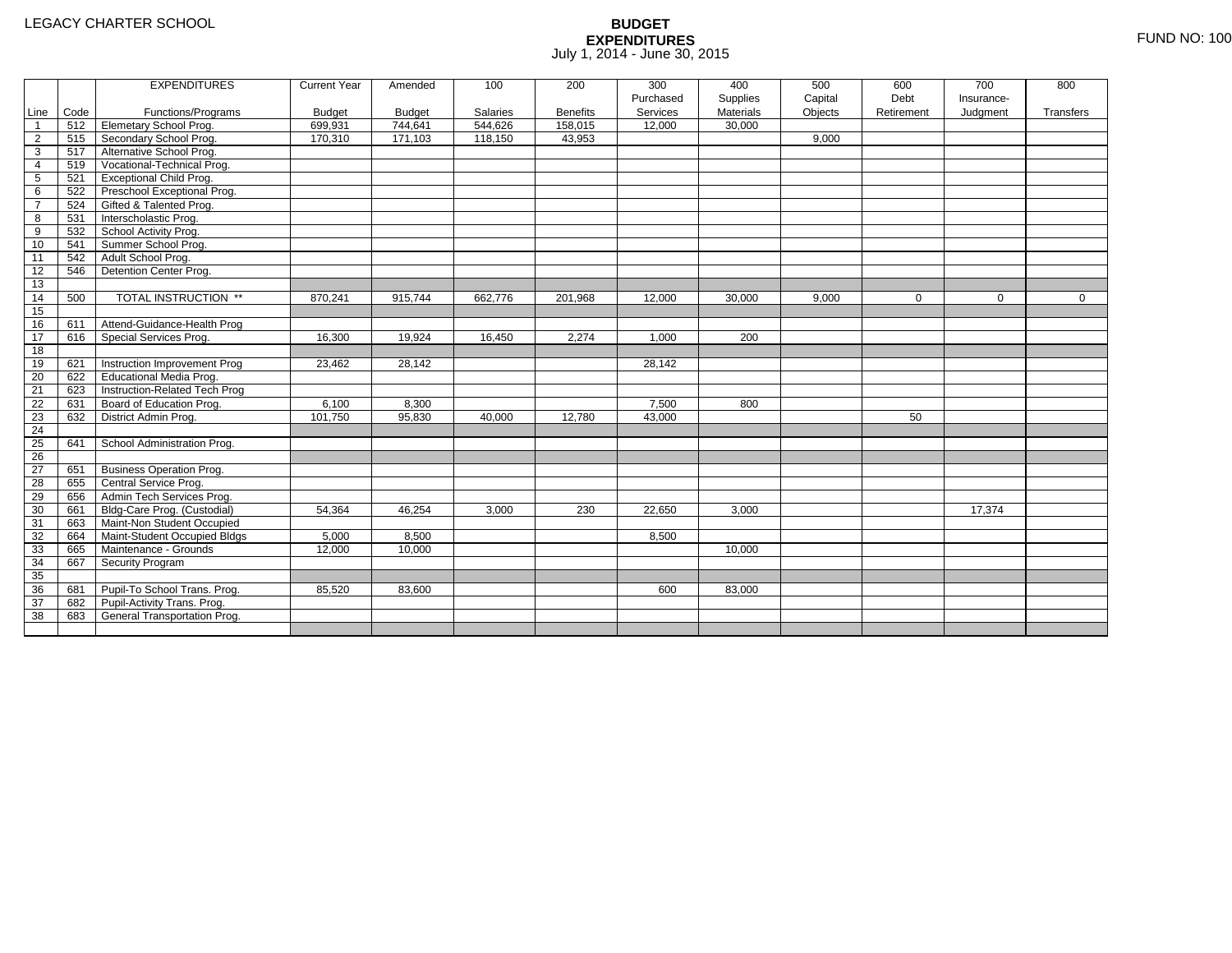LEGACY CHARTER SCHOOL

# BUDGET EXPENDITURES

July 1, 2014 - June 30, 2015

FUND NO: 100

| Line | Code | EXPENDITURES Functions/Programs | Current Year Budget | Amended Budget | 100 Salaries | 200 Benefits | 300 Purchased Services | 400 Supplies Materials | 500 Capital Objects | 600 Debt Retirement | 700 Insurance-Judgment | 800 Transfers |
|---|---|---|---|---|---|---|---|---|---|---|---|---|
| 1 | 512 | Elemetary School Prog. | 699,931 | 744,641 | 544,626 | 158,015 | 12,000 | 30,000 | | | | |
| 2 | 515 | Secondary School Prog. | 170,310 | 171,103 | 118,150 | 43,953 | | | 9,000 | | | |
| 3 | 517 | Alternative School Prog. | | | | | | | | | | |
| 4 | 519 | Vocational-Technical Prog. | | | | | | | | | | |
| 5 | 521 | Exceptional Child Prog. | | | | | | | | | | |
| 6 | 522 | Preschool Exceptional Prog. | | | | | | | | | | |
| 7 | 524 | Gifted & Talented Prog. | | | | | | | | | | |
| 8 | 531 | Interscholastic Prog. | | | | | | | | | | |
| 9 | 532 | School Activity Prog. | | | | | | | | | | |
| 10 | 541 | Summer School Prog. | | | | | | | | | | |
| 11 | 542 | Adult School Prog. | | | | | | | | | | |
| 12 | 546 | Detention Center Prog. | | | | | | | | | | |
| 13 | | | | | | | | | | | | |
| 14 | 500 | TOTAL INSTRUCTION ** | 870,241 | 915,744 | 662,776 | 201,968 | 12,000 | 30,000 | 9,000 | 0 | 0 | 0 |
| 15 | | | | | | | | | | | | |
| 16 | 611 | Attend-Guidance-Health Prog | | | | | | | | | | |
| 17 | 616 | Special Services Prog. | 16,300 | 19,924 | 16,450 | 2,274 | 1,000 | 200 | | | | |
| 18 | | | | | | | | | | | | |
| 19 | 621 | Instruction Improvement Prog | 23,462 | 28,142 | | | 28,142 | | | | | |
| 20 | 622 | Educational Media Prog. | | | | | | | | | | |
| 21 | 623 | Instruction-Related Tech Prog | | | | | | | | | | |
| 22 | 631 | Board of Education Prog. | 6,100 | 8,300 | | | 7,500 | 800 | | | | |
| 23 | 632 | District Admin Prog. | 101,750 | 95,830 | 40,000 | 12,780 | 43,000 | | | 50 | | |
| 24 | | | | | | | | | | | | |
| 25 | 641 | School Administration Prog. | | | | | | | | | | |
| 26 | | | | | | | | | | | | |
| 27 | 651 | Business Operation Prog. | | | | | | | | | | |
| 28 | 655 | Central Service Prog. | | | | | | | | | | |
| 29 | 656 | Admin Tech Services Prog. | | | | | | | | | | |
| 30 | 661 | Bldg-Care Prog. (Custodial) | 54,364 | 46,254 | 3,000 | 230 | 22,650 | 3,000 | | | 17,374 | |
| 31 | 663 | Maint-Non Student Occupied | | | | | | | | | | |
| 32 | 664 | Maint-Student Occupied Bldgs | 5,000 | 8,500 | | | 8,500 | | | | | |
| 33 | 665 | Maintenance - Grounds | 12,000 | 10,000 | | | | 10,000 | | | | |
| 34 | 667 | Security Program | | | | | | | | | | |
| 35 | | | | | | | | | | | | |
| 36 | 681 | Pupil-To School Trans. Prog. | 85,520 | 83,600 | | | 600 | 83,000 | | | | |
| 37 | 682 | Pupil-Activity Trans. Prog. | | | | | | | | | | |
| 38 | 683 | General Transportation Prog. | | | | | | | | | | |
| | | | | | | | | | | | | |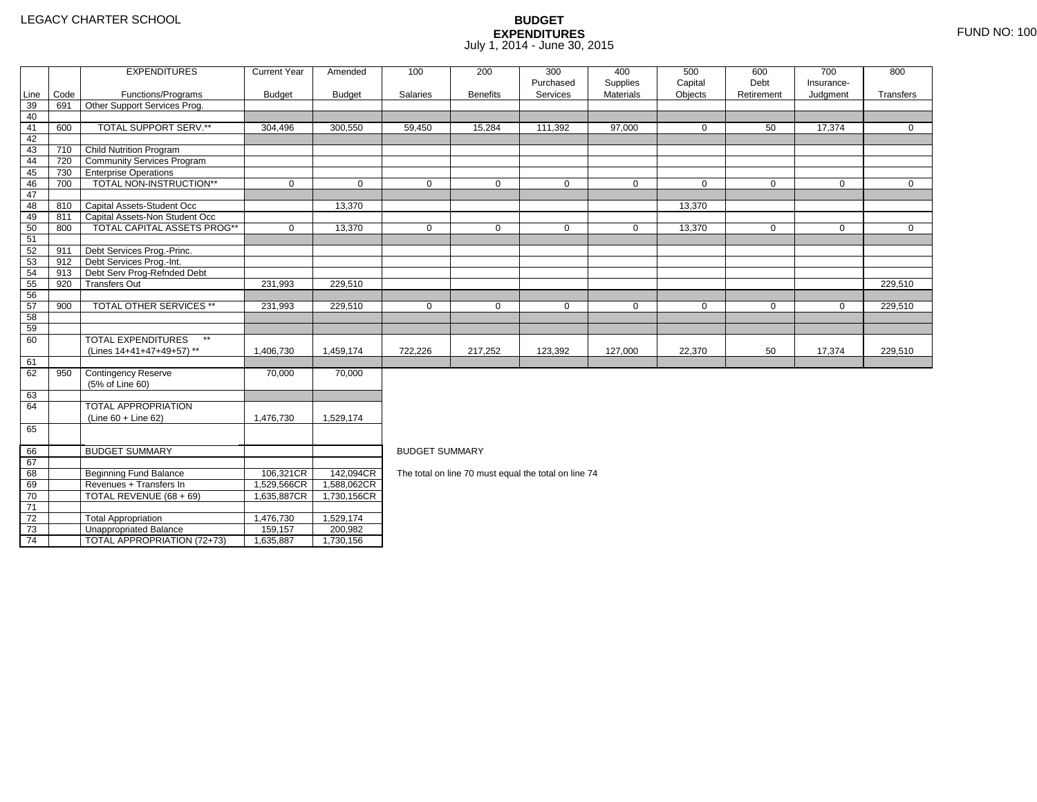LEGACY CHARTER SCHOOL

# BUDGET EXPENDITURES

July 1, 2014 - June 30, 2015

FUND NO: 100

| Line | Code | EXPENDITURES Functions/Programs | Current Year Budget | Amended Budget | 100 Salaries | 200 Benefits | 300 Purchased Services | 400 Supplies Materials | 500 Capital Objects | 600 Debt Retirement | 700 Insurance-Judgment | 800 Transfers |
|---|---|---|---|---|---|---|---|---|---|---|---|---|
| 39 | 691 | Other Support Services Prog. | | | | | | | | | | |
| 40 | | | | | | | | | | | | |
| 41 | 600 | TOTAL SUPPORT SERV.** | 304,496 | 300,550 | 59,450 | 15,284 | 111,392 | 97,000 | 0 | 50 | 17,374 | 0 |
| 42 | | | | | | | | | | | | |
| 43 | 710 | Child Nutrition Program | | | | | | | | | | |
| 44 | 720 | Community Services Program | | | | | | | | | | |
| 45 | 730 | Enterprise Operations | | | | | | | | | | |
| 46 | 700 | TOTAL NON-INSTRUCTION** | 0 | 0 | 0 | 0 | 0 | 0 | 0 | 0 | 0 | 0 |
| 47 | | | | | | | | | | | | |
| 48 | 810 | Capital Assets-Student Occ | | 13,370 | | | | | 13,370 | | | |
| 49 | 811 | Capital Assets-Non Student Occ | | | | | | | | | | |
| 50 | 800 | TOTAL CAPITAL ASSETS PROG** | 0 | 13,370 | 0 | 0 | 0 | 0 | 13,370 | 0 | 0 | 0 |
| 51 | | | | | | | | | | | | |
| 52 | 911 | Debt Services Prog.-Princ. | | | | | | | | | | |
| 53 | 912 | Debt Services Prog.-Int. | | | | | | | | | | |
| 54 | 913 | Debt Serv Prog-Refnded Debt | | | | | | | | | | |
| 55 | 920 | Transfers Out | 231,993 | 229,510 | | | | | | | | 229,510 |
| 56 | | | | | | | | | | | | |
| 57 | 900 | TOTAL OTHER SERVICES ** | 231,993 | 229,510 | 0 | 0 | 0 | 0 | 0 | 0 | 0 | 229,510 |
| 58 | | | | | | | | | | | | |
| 59 | | | | | | | | | | | | |
| 60 | | TOTAL EXPENDITURES ** (Lines 14+41+47+49+57) ** | 1,406,730 | 1,459,174 | 722,226 | 217,252 | 123,392 | 127,000 | 22,370 | 50 | 17,374 | 229,510 |
| 61 | | | | | | | | | | | | |
| 62 | 950 | Contingency Reserve (5% of Line 60) | 70,000 | 70,000 | | | | | | | | |
| 63 | | | | | | | | | | | | |
| 64 | | TOTAL APPROPRIATION (Line 60 + Line 62) | 1,476,730 | 1,529,174 | | | | | | | | |
| 65 | | | | | | | | | | | | |
| 66 | | BUDGET SUMMARY | | | | | | | | | | |
| 67 | | | | | | | | | | | | |
| 68 | | Beginning Fund Balance | 106,321CR | 142,094CR | | | | | | | | |
| 69 | | Revenues + Transfers In | 1,529,566CR | 1,588,062CR | | | | | | | | |
| 70 | | TOTAL REVENUE (68 + 69) | 1,635,887CR | 1,730,156CR | | | | | | | | |
| 71 | | | | | | | | | | | | |
| 72 | | Total Appropriation | 1,476,730 | 1,529,174 | | | | | | | | |
| 73 | | Unappropriated Balance | 159,157 | 200,982 | | | | | | | | |
| 74 | | TOTAL APPROPRIATION (72+73) | 1,635,887 | 1,730,156 | | | | | | | | |

BUDGET SUMMARY

The total on line 70 must equal the total on line 74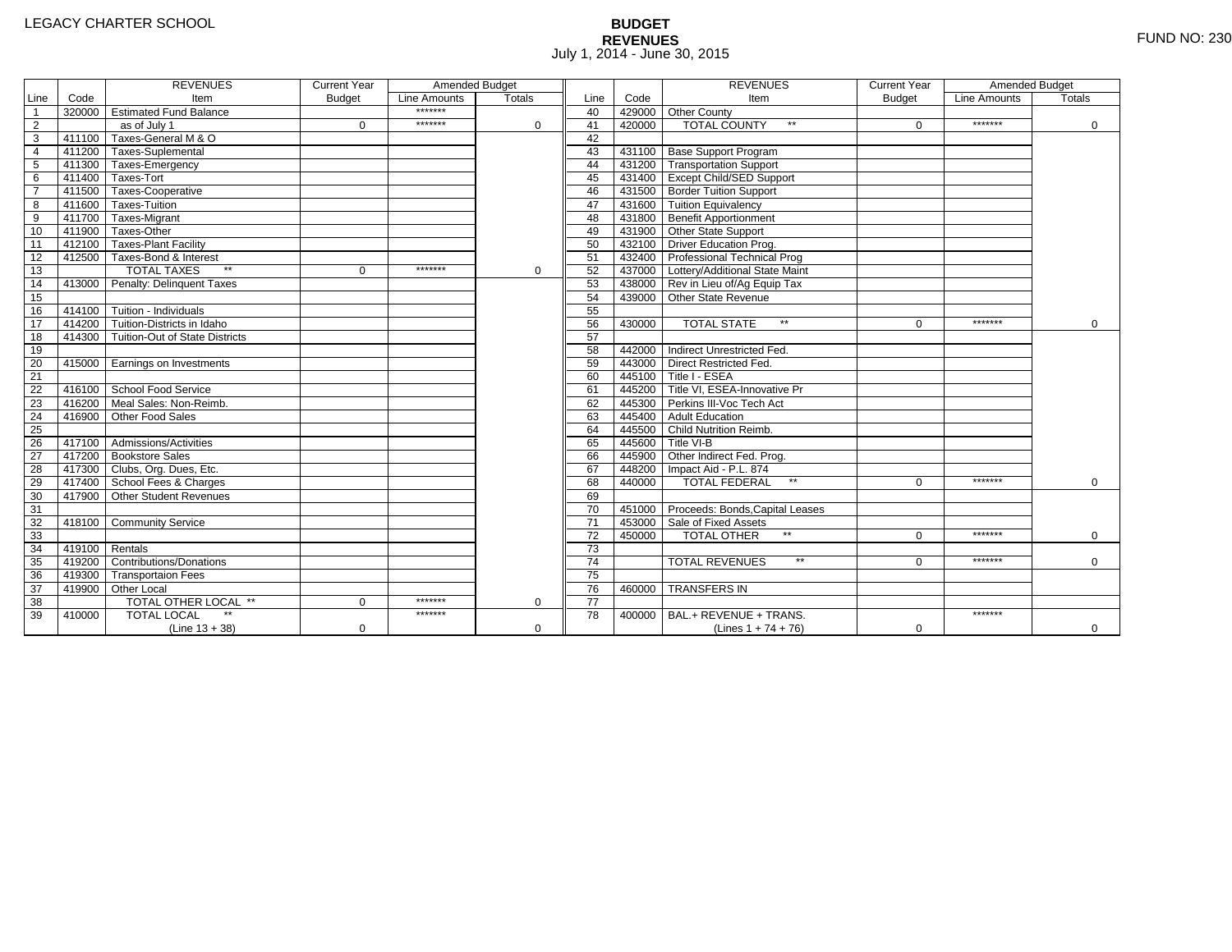LEGACY CHARTER SCHOOL

**BUDGET**
**REVENUES**
July 1, 2014 - June 30, 2015

FUND NO: 230

| Line | Code | REVENUES Item | Current Year Budget | Amended Budget Line Amounts | Amended Budget Totals | Line | Code | REVENUES Item | Current Year Budget | Amended Budget Line Amounts | Amended Budget Totals |
|---|---|---|---|---|---|---|---|---|---|---|---|
| 1 | 320000 | Estimated Fund Balance | | ******* | | 40 | 429000 | Other County | | | |
| 2 | | as of July 1 | 0 | ******* | 0 | 41 | 420000 | TOTAL COUNTY ** | 0 | ******* | 0 |
| 3 | 411100 | Taxes-General M & O | | | | 42 | | | | | |
| 4 | 411200 | Taxes-Suplemental | | | | 43 | 431100 | Base Support Program | | | |
| 5 | 411300 | Taxes-Emergency | | | | 44 | 431200 | Transportation Support | | | |
| 6 | 411400 | Taxes-Tort | | | | 45 | 431400 | Except Child/SED Support | | | |
| 7 | 411500 | Taxes-Cooperative | | | | 46 | 431500 | Border Tuition Support | | | |
| 8 | 411600 | Taxes-Tuition | | | | 47 | 431600 | Tuition Equivalency | | | |
| 9 | 411700 | Taxes-Migrant | | | | 48 | 431800 | Benefit Apportionment | | | |
| 10 | 411900 | Taxes-Other | | | | 49 | 431900 | Other State Support | | | |
| 11 | 412100 | Taxes-Plant Facility | | | | 50 | 432100 | Driver Education Prog. | | | |
| 12 | 412500 | Taxes-Bond & Interest | | | | 51 | 432400 | Professional Technical Prog | | | |
| 13 | | TOTAL TAXES ** | 0 | ******* | 0 | 52 | 437000 | Lottery/Additional State Maint | | | |
| 14 | 413000 | Penalty: Delinquent Taxes | | | | 53 | 438000 | Rev in Lieu of/Ag Equip Tax | | | |
| 15 | | | | | | 54 | 439000 | Other State Revenue | | | |
| 16 | 414100 | Tuition - Individuals | | | | 55 | | | | | |
| 17 | 414200 | Tuition-Districts in Idaho | | | | 56 | 430000 | TOTAL STATE ** | 0 | ******* | 0 |
| 18 | 414300 | Tuition-Out of State Districts | | | | 57 | | | | | |
| 19 | | | | | | 58 | 442000 | Indirect Unrestricted Fed. | | | |
| 20 | 415000 | Earnings on Investments | | | | 59 | 443000 | Direct Restricted Fed. | | | |
| 21 | | | | | | 60 | 445100 | Title I - ESEA | | | |
| 22 | 416100 | School Food Service | | | | 61 | 445200 | Title VI, ESEA-Innovative Pr | | | |
| 23 | 416200 | Meal Sales: Non-Reimb. | | | | 62 | 445300 | Perkins III-Voc Tech Act | | | |
| 24 | 416900 | Other Food Sales | | | | 63 | 445400 | Adult Education | | | |
| 25 | | | | | | 64 | 445500 | Child Nutrition Reimb. | | | |
| 26 | 417100 | Admissions/Activities | | | | 65 | 445600 | Title VI-B | | | |
| 27 | 417200 | Bookstore Sales | | | | 66 | 445900 | Other Indirect Fed. Prog. | | | |
| 28 | 417300 | Clubs, Org. Dues, Etc. | | | | 67 | 448200 | Impact Aid - P.L. 874 | | | |
| 29 | 417400 | School Fees & Charges | | | | 68 | 440000 | TOTAL FEDERAL ** | 0 | ******* | 0 |
| 30 | 417900 | Other Student Revenues | | | | 69 | | | | | |
| 31 | | | | | | 70 | 451000 | Proceeds: Bonds,Capital Leases | | | |
| 32 | 418100 | Community Service | | | | 71 | 453000 | Sale of Fixed Assets | | | |
| 33 | | | | | | 72 | 450000 | TOTAL OTHER ** | 0 | ******* | 0 |
| 34 | 419100 | Rentals | | | | 73 | | | | | |
| 35 | 419200 | Contributions/Donations | | | | 74 | | TOTAL REVENUES ** | 0 | ******* | 0 |
| 36 | 419300 | Transportaion Fees | | | | 75 | | | | | |
| 37 | 419900 | Other Local | | | | 76 | 460000 | TRANSFERS IN | | | |
| 38 | | TOTAL OTHER LOCAL ** | 0 | ******* | 0 | 77 | | | | | |
| 39 | 410000 | TOTAL LOCAL ** (Line 13 + 38) | 0 | ******* | 0 | 78 | 400000 | BAL.+ REVENUE + TRANS. (Lines 1 + 74 + 76) | 0 | ******* | 0 |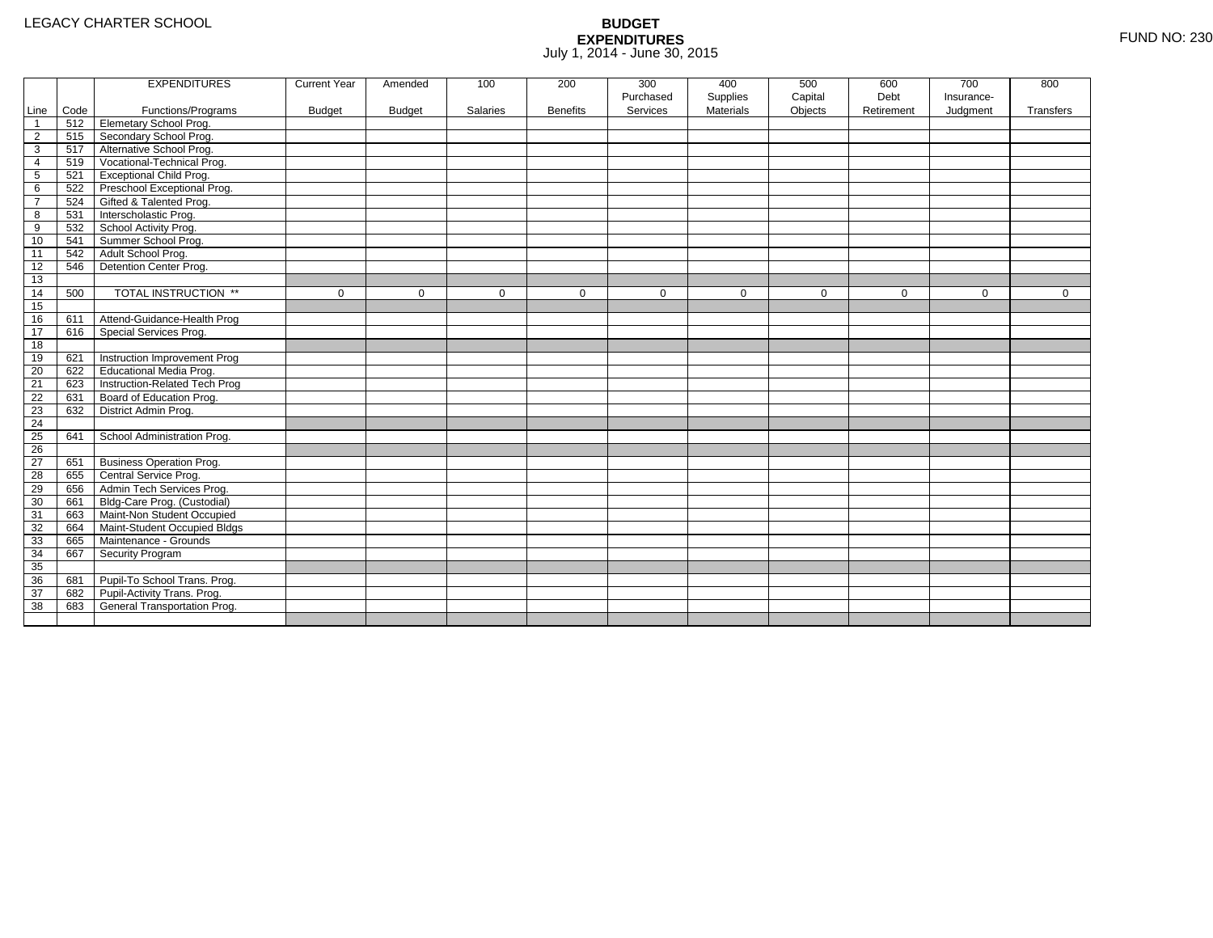LEGACY CHARTER SCHOOL

**BUDGET**
**EXPENDITURES**
July 1, 2014 - June 30, 2015

FUND NO: 230

| Line | Code | EXPENDITURES Functions/Programs | Current Year Budget | Amended Budget | 100 Salaries | 200 Benefits | 300 Purchased Services | 400 Supplies Materials | 500 Capital Objects | 600 Debt Retirement | 700 Insurance-Judgment | 800 Transfers |
|---|---|---|---|---|---|---|---|---|---|---|---|---|
| 1 | 512 | Elemetary School Prog. | | | | | | | | | | |
| 2 | 515 | Secondary School Prog. | | | | | | | | | | |
| 3 | 517 | Alternative School Prog. | | | | | | | | | | |
| 4 | 519 | Vocational-Technical Prog. | | | | | | | | | | |
| 5 | 521 | Exceptional Child Prog. | | | | | | | | | | |
| 6 | 522 | Preschool Exceptional Prog. | | | | | | | | | | |
| 7 | 524 | Gifted & Talented Prog. | | | | | | | | | | |
| 8 | 531 | Interscholastic Prog. | | | | | | | | | | |
| 9 | 532 | School Activity Prog. | | | | | | | | | | |
| 10 | 541 | Summer School Prog. | | | | | | | | | | |
| 11 | 542 | Adult School Prog. | | | | | | | | | | |
| 12 | 546 | Detention Center Prog. | | | | | | | | | | |
| 13 | | | | | | | | | | | | |
| 14 | 500 | TOTAL INSTRUCTION ** | 0 | 0 | 0 | 0 | 0 | 0 | 0 | 0 | 0 | 0 |
| 15 | | | | | | | | | | | | |
| 16 | 611 | Attend-Guidance-Health Prog | | | | | | | | | | |
| 17 | 616 | Special Services Prog. | | | | | | | | | | |
| 18 | | | | | | | | | | | | |
| 19 | 621 | Instruction Improvement Prog | | | | | | | | | | |
| 20 | 622 | Educational Media Prog. | | | | | | | | | | |
| 21 | 623 | Instruction-Related Tech Prog | | | | | | | | | | |
| 22 | 631 | Board of Education Prog. | | | | | | | | | | |
| 23 | 632 | District Admin Prog. | | | | | | | | | | |
| 24 | | | | | | | | | | | | |
| 25 | 641 | School Administration Prog. | | | | | | | | | | |
| 26 | | | | | | | | | | | | |
| 27 | 651 | Business Operation Prog. | | | | | | | | | | |
| 28 | 655 | Central Service Prog. | | | | | | | | | | |
| 29 | 656 | Admin Tech Services Prog. | | | | | | | | | | |
| 30 | 661 | Bldg-Care Prog. (Custodial) | | | | | | | | | | |
| 31 | 663 | Maint-Non Student Occupied | | | | | | | | | | |
| 32 | 664 | Maint-Student Occupied Bldgs | | | | | | | | | | |
| 33 | 665 | Maintenance - Grounds | | | | | | | | | | |
| 34 | 667 | Security Program | | | | | | | | | | |
| 35 | | | | | | | | | | | | |
| 36 | 681 | Pupil-To School Trans. Prog. | | | | | | | | | | |
| 37 | 682 | Pupil-Activity Trans. Prog. | | | | | | | | | | |
| 38 | 683 | General Transportation Prog. | | | | | | | | | | |
| | | | | | | | | | | | | |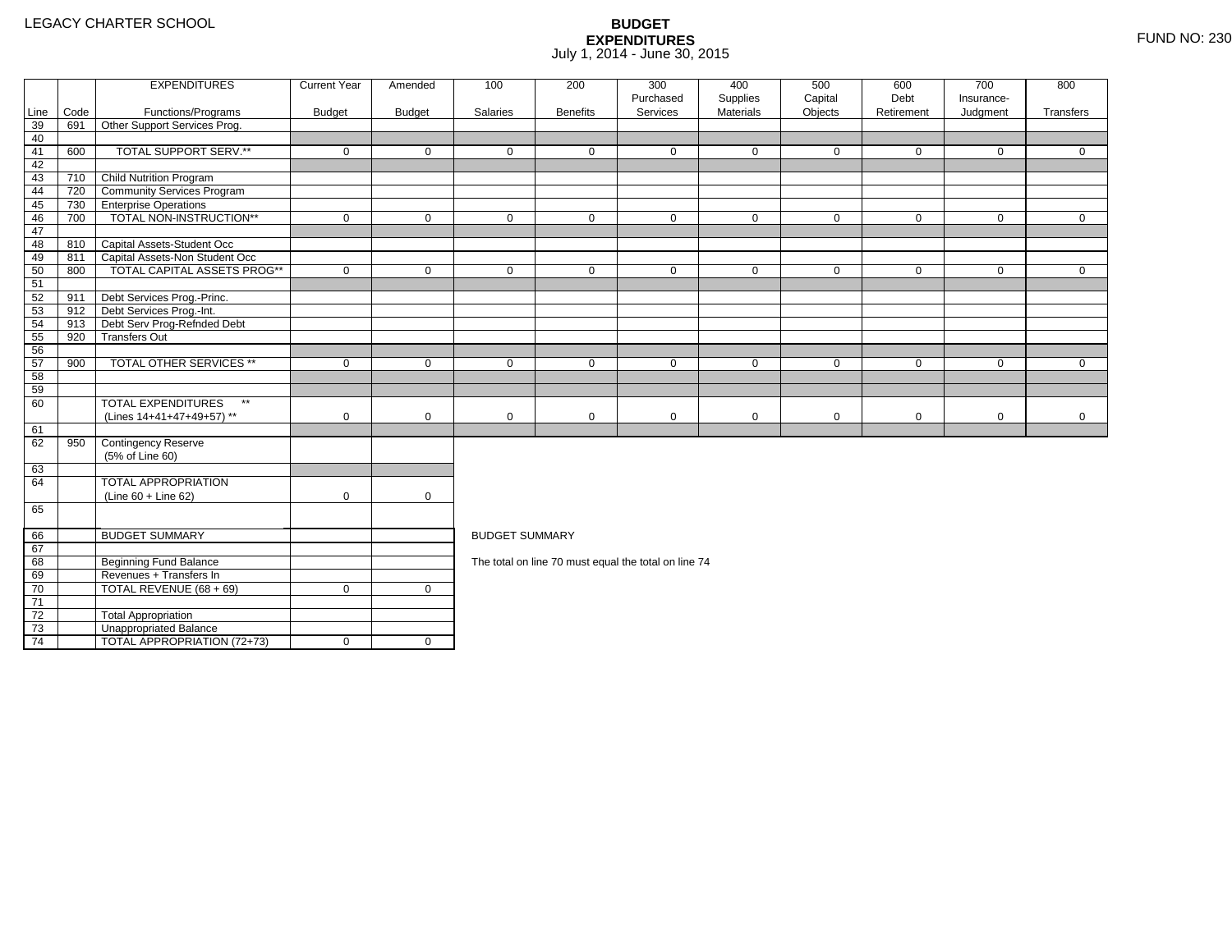LEGACY CHARTER SCHOOL

# BUDGET EXPENDITURES

July 1, 2014 - June 30, 2015

FUND NO: 230

| Line | Code | EXPENDITURES Functions/Programs | Current Year Budget | Amended Budget | 100 Salaries | 200 Benefits | 300 Purchased Services | 400 Supplies Materials | 500 Capital Objects | 600 Debt Retirement | 700 Insurance-Judgment | 800 Transfers |
|---|---|---|---|---|---|---|---|---|---|---|---|---|
| 39 | 691 | Other Support Services Prog. | | | | | | | | | | |
| 40 | | | | | | | | | | | | |
| 41 | 600 | TOTAL SUPPORT SERV.** | 0 | 0 | 0 | 0 | 0 | 0 | 0 | 0 | 0 | 0 |
| 42 | | | | | | | | | | | | |
| 43 | 710 | Child Nutrition Program | | | | | | | | | | |
| 44 | 720 | Community Services Program | | | | | | | | | | |
| 45 | 730 | Enterprise Operations | | | | | | | | | | |
| 46 | 700 | TOTAL NON-INSTRUCTION** | 0 | 0 | 0 | 0 | 0 | 0 | 0 | 0 | 0 | 0 |
| 47 | | | | | | | | | | | | |
| 48 | 810 | Capital Assets-Student Occ | | | | | | | | | | |
| 49 | 811 | Capital Assets-Non Student Occ | | | | | | | | | | |
| 50 | 800 | TOTAL CAPITAL ASSETS PROG** | 0 | 0 | 0 | 0 | 0 | 0 | 0 | 0 | 0 | 0 |
| 51 | | | | | | | | | | | | |
| 52 | 911 | Debt Services Prog.-Princ. | | | | | | | | | | |
| 53 | 912 | Debt Services Prog.-Int. | | | | | | | | | | |
| 54 | 913 | Debt Serv Prog-Refnded Debt | | | | | | | | | | |
| 55 | 920 | Transfers Out | | | | | | | | | | |
| 56 | | | | | | | | | | | | |
| 57 | 900 | TOTAL OTHER SERVICES ** | 0 | 0 | 0 | 0 | 0 | 0 | 0 | 0 | 0 | 0 |
| 58 | | | | | | | | | | | | |
| 59 | | | | | | | | | | | | |
| 60 | | TOTAL EXPENDITURES ** (Lines 14+41+47+49+57) ** | 0 | 0 | 0 | 0 | 0 | 0 | 0 | 0 | 0 | 0 |
| 61 | | | | | | | | | | | | |
| 62 | 950 | Contingency Reserve (5% of Line 60) | | | | | | | | | | |
| 63 | | | | | | | | | | | | |
| 64 | | TOTAL APPROPRIATION (Line 60 + Line 62) | 0 | 0 | | | | | | | | |
| 65 | | | | | | | | | | | | |

| Line | | BUDGET SUMMARY | | |
|---|---|---|---|---|
| 66 | | BUDGET SUMMARY | | |
| 67 | | | | |
| 68 | | Beginning Fund Balance | | |
| 69 | | Revenues + Transfers In | | |
| 70 | | TOTAL REVENUE (68 + 69) | 0 | 0 |
| 71 | | | | |
| 72 | | Total Appropriation | | |
| 73 | | Unappropriated Balance | | |
| 74 | | TOTAL APPROPRIATION (72+73) | 0 | 0 |

BUDGET SUMMARY

The total on line 70 must equal the total on line 74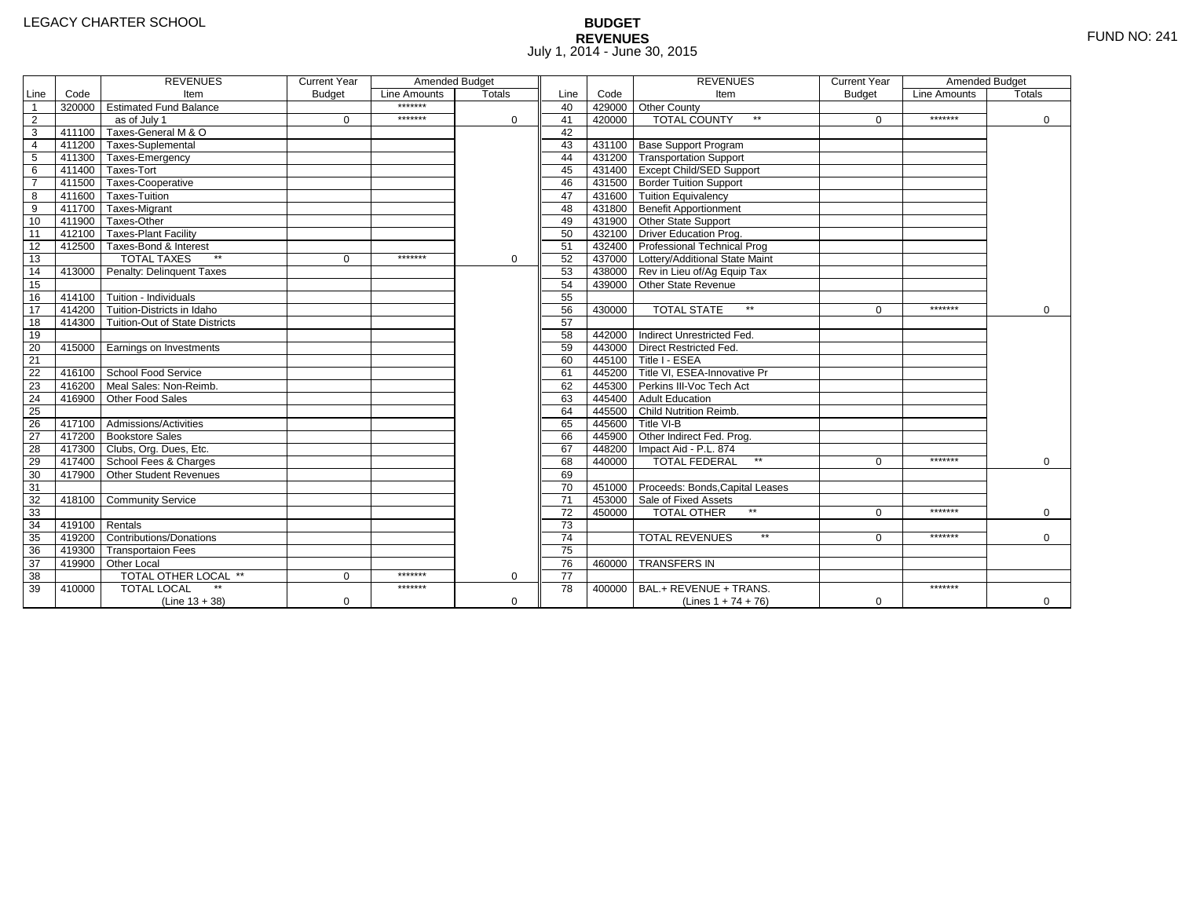LEGACY CHARTER SCHOOL

# BUDGET
## REVENUES
July 1, 2014 - June 30, 2015

FUND NO: 241

| Line | Code | REVENUES Item | Current Year Budget | Amended Budget Line Amounts | Amended Budget Totals | Line | Code | REVENUES Item | Current Year Budget | Amended Budget Line Amounts | Amended Budget Totals |
|---|---|---|---|---|---|---|---|---|---|---|---|
| 1 | 320000 | Estimated Fund Balance | | ******* | | 40 | 429000 | Other County | | | |
| 2 | | as of July 1 | 0 | ******* | 0 | 41 | 420000 | TOTAL COUNTY ** | 0 | ******* | 0 |
| 3 | 411100 | Taxes-General M & O | | | | 42 | | | | | |
| 4 | 411200 | Taxes-Suplemental | | | | 43 | 431100 | Base Support Program | | | |
| 5 | 411300 | Taxes-Emergency | | | | 44 | 431200 | Transportation Support | | | |
| 6 | 411400 | Taxes-Tort | | | | 45 | 431400 | Except Child/SED Support | | | |
| 7 | 411500 | Taxes-Cooperative | | | | 46 | 431500 | Border Tuition Support | | | |
| 8 | 411600 | Taxes-Tuition | | | | 47 | 431600 | Tuition Equivalency | | | |
| 9 | 411700 | Taxes-Migrant | | | | 48 | 431800 | Benefit Apportionment | | | |
| 10 | 411900 | Taxes-Other | | | | 49 | 431900 | Other State Support | | | |
| 11 | 412100 | Taxes-Plant Facility | | | | 50 | 432100 | Driver Education Prog. | | | |
| 12 | 412500 | Taxes-Bond & Interest | | | | 51 | 432400 | Professional Technical Prog | | | |
| 13 | | TOTAL TAXES ** | 0 | ******* | 0 | 52 | 437000 | Lottery/Additional State Maint | | | |
| 14 | 413000 | Penalty: Delinquent Taxes | | | | 53 | 438000 | Rev in Lieu of/Ag Equip Tax | | | |
| 15 | | | | | | 54 | 439000 | Other State Revenue | | | |
| 16 | 414100 | Tuition - Individuals | | | | 55 | | | | | |
| 17 | 414200 | Tuition-Districts in Idaho | | | | 56 | 430000 | TOTAL STATE ** | 0 | ******* | 0 |
| 18 | 414300 | Tuition-Out of State Districts | | | | 57 | | | | | |
| 19 | | | | | | 58 | 442000 | Indirect Unrestricted Fed. | | | |
| 20 | 415000 | Earnings on Investments | | | | 59 | 443000 | Direct Restricted Fed. | | | |
| 21 | | | | | | 60 | 445100 | Title I - ESEA | | | |
| 22 | 416100 | School Food Service | | | | 61 | 445200 | Title VI, ESEA-Innovative Pr | | | |
| 23 | 416200 | Meal Sales: Non-Reimb. | | | | 62 | 445300 | Perkins III-Voc Tech Act | | | |
| 24 | 416900 | Other Food Sales | | | | 63 | 445400 | Adult Education | | | |
| 25 | | | | | | 64 | 445500 | Child Nutrition Reimb. | | | |
| 26 | 417100 | Admissions/Activities | | | | 65 | 445600 | Title VI-B | | | |
| 27 | 417200 | Bookstore Sales | | | | 66 | 445900 | Other Indirect Fed. Prog. | | | |
| 28 | 417300 | Clubs, Org. Dues, Etc. | | | | 67 | 448200 | Impact Aid - P.L. 874 | | | |
| 29 | 417400 | School Fees & Charges | | | | 68 | 440000 | TOTAL FEDERAL ** | 0 | ******* | 0 |
| 30 | 417900 | Other Student Revenues | | | | 69 | | | | | |
| 31 | | | | | | 70 | 451000 | Proceeds: Bonds,Capital Leases | | | |
| 32 | 418100 | Community Service | | | | 71 | 453000 | Sale of Fixed Assets | | | |
| 33 | | | | | | 72 | 450000 | TOTAL OTHER ** | 0 | ******* | 0 |
| 34 | 419100 | Rentals | | | | 73 | | | | | |
| 35 | 419200 | Contributions/Donations | | | | 74 | | TOTAL REVENUES ** | 0 | ******* | 0 |
| 36 | 419300 | Transportaion Fees | | | | 75 | | | | | |
| 37 | 419900 | Other Local | | | | 76 | 460000 | TRANSFERS IN | | | |
| 38 | | TOTAL OTHER LOCAL ** | 0 | ******* | 0 | 77 | | | | | |
| 39 | 410000 | TOTAL LOCAL ** (Line 13 + 38) | 0 | ******* | 0 | 78 | 400000 | BAL.+ REVENUE + TRANS. (Lines 1 + 74 + 76) | 0 | ******* | 0 |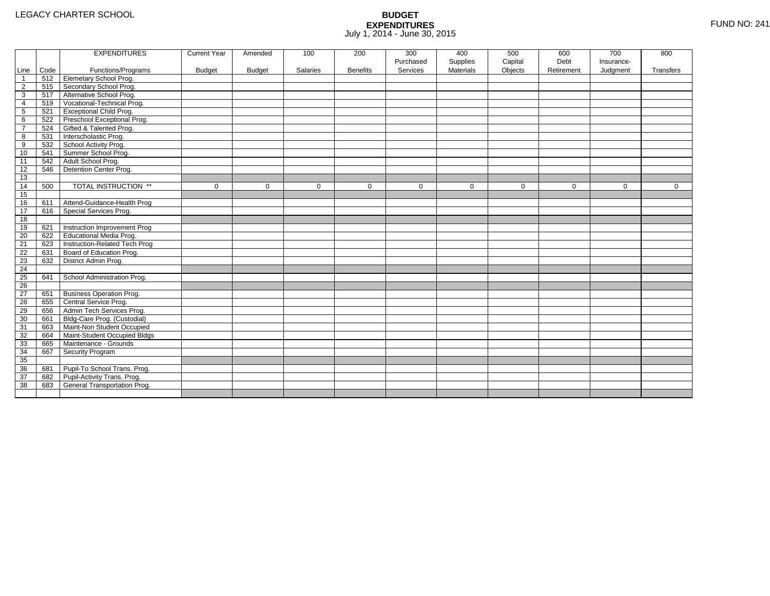LEGACY CHARTER SCHOOL

# BUDGET EXPENDITURES

July 1, 2014 - June 30, 2015

FUND NO: 241

| Line | Code | EXPENDITURES Functions/Programs | Current Year Budget | Amended Budget | 100 Salaries | 200 Benefits | 300 Purchased Services | 400 Supplies Materials | 500 Capital Objects | 600 Debt Retirement | 700 Insurance- Judgment | 800 Transfers |
|---|---|---|---|---|---|---|---|---|---|---|---|---|
| 1 | 512 | Elemetary School Prog. | | | | | | | | | | |
| 2 | 515 | Secondary School Prog. | | | | | | | | | | |
| 3 | 517 | Alternative School Prog. | | | | | | | | | | |
| 4 | 519 | Vocational-Technical Prog. | | | | | | | | | | |
| 5 | 521 | Exceptional Child Prog. | | | | | | | | | | |
| 6 | 522 | Preschool Exceptional Prog. | | | | | | | | | | |
| 7 | 524 | Gifted & Talented Prog. | | | | | | | | | | |
| 8 | 531 | Interscholastic Prog. | | | | | | | | | | |
| 9 | 532 | School Activity Prog. | | | | | | | | | | |
| 10 | 541 | Summer School Prog. | | | | | | | | | | |
| 11 | 542 | Adult School Prog. | | | | | | | | | | |
| 12 | 546 | Detention Center Prog. | | | | | | | | | | |
| 13 | | | | | | | | | | | | |
| 14 | 500 | TOTAL INSTRUCTION ** | 0 | 0 | 0 | 0 | 0 | 0 | 0 | 0 | 0 | 0 |
| 15 | | | | | | | | | | | | |
| 16 | 611 | Attend-Guidance-Health Prog | | | | | | | | | | |
| 17 | 616 | Special Services Prog. | | | | | | | | | | |
| 18 | | | | | | | | | | | | |
| 19 | 621 | Instruction Improvement Prog | | | | | | | | | | |
| 20 | 622 | Educational Media Prog. | | | | | | | | | | |
| 21 | 623 | Instruction-Related Tech Prog | | | | | | | | | | |
| 22 | 631 | Board of Education Prog. | | | | | | | | | | |
| 23 | 632 | District Admin Prog. | | | | | | | | | | |
| 24 | | | | | | | | | | | | |
| 25 | 641 | School Administration Prog. | | | | | | | | | | |
| 26 | | | | | | | | | | | | |
| 27 | 651 | Business Operation Prog. | | | | | | | | | | |
| 28 | 655 | Central Service Prog. | | | | | | | | | | |
| 29 | 656 | Admin Tech Services Prog. | | | | | | | | | | |
| 30 | 661 | Bldg-Care Prog. (Custodial) | | | | | | | | | | |
| 31 | 663 | Maint-Non Student Occupied | | | | | | | | | | |
| 32 | 664 | Maint-Student Occupied Bldgs | | | | | | | | | | |
| 33 | 665 | Maintenance - Grounds | | | | | | | | | | |
| 34 | 667 | Security Program | | | | | | | | | | |
| 35 | | | | | | | | | | | | |
| 36 | 681 | Pupil-To School Trans. Prog. | | | | | | | | | | |
| 37 | 682 | Pupil-Activity Trans. Prog. | | | | | | | | | | |
| 38 | 683 | General Transportation Prog. | | | | | | | | | | |
| | | | | | | | | | | | | |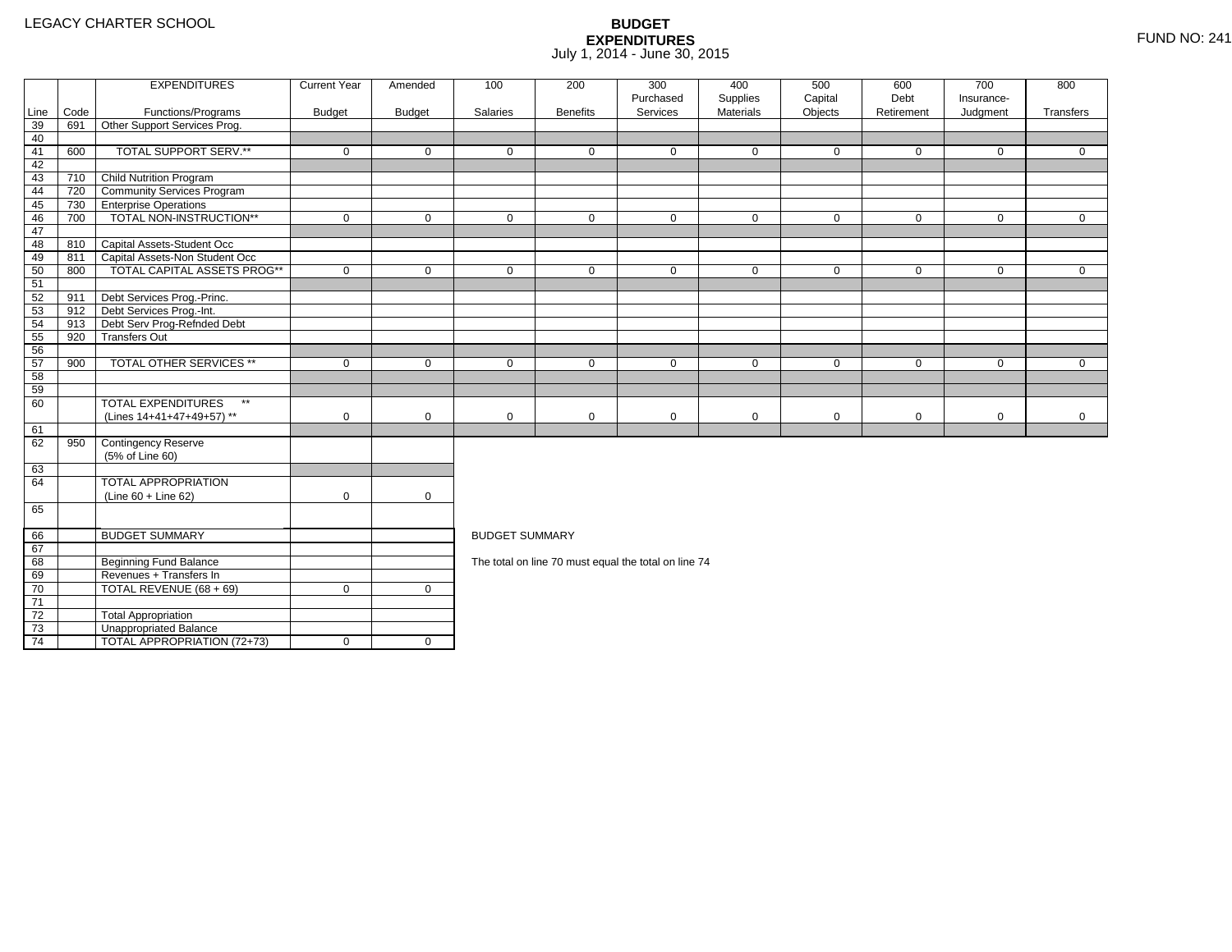LEGACY CHARTER SCHOOL

# BUDGET EXPENDITURES

July 1, 2014 - June 30, 2015

FUND NO: 241

| Line | Code | EXPENDITURES Functions/Programs | Current Year Budget | Amended Budget | 100 Salaries | 200 Benefits | 300 Purchased Services | 400 Supplies Materials | 500 Capital Objects | 600 Debt Retirement | 700 Insurance-Judgment | 800 Transfers |
|---|---|---|---|---|---|---|---|---|---|---|---|---|
| 39 | 691 | Other Support Services Prog. | | | | | | | | | | |
| 40 | | | | | | | | | | | | |
| 41 | 600 | TOTAL SUPPORT SERV.** | 0 | 0 | 0 | 0 | 0 | 0 | 0 | 0 | 0 | 0 |
| 42 | | | | | | | | | | | | |
| 43 | 710 | Child Nutrition Program | | | | | | | | | | |
| 44 | 720 | Community Services Program | | | | | | | | | | |
| 45 | 730 | Enterprise Operations | | | | | | | | | | |
| 46 | 700 | TOTAL NON-INSTRUCTION** | 0 | 0 | 0 | 0 | 0 | 0 | 0 | 0 | 0 | 0 |
| 47 | | | | | | | | | | | | |
| 48 | 810 | Capital Assets-Student Occ | | | | | | | | | | |
| 49 | 811 | Capital Assets-Non Student Occ | | | | | | | | | | |
| 50 | 800 | TOTAL CAPITAL ASSETS PROG** | 0 | 0 | 0 | 0 | 0 | 0 | 0 | 0 | 0 | 0 |
| 51 | | | | | | | | | | | | |
| 52 | 911 | Debt Services Prog.-Princ. | | | | | | | | | | |
| 53 | 912 | Debt Services Prog.-Int. | | | | | | | | | | |
| 54 | 913 | Debt Serv Prog-Refnded Debt | | | | | | | | | | |
| 55 | 920 | Transfers Out | | | | | | | | | | |
| 56 | | | | | | | | | | | | |
| 57 | 900 | TOTAL OTHER SERVICES ** | 0 | 0 | 0 | 0 | 0 | 0 | 0 | 0 | 0 | 0 |
| 58 | | | | | | | | | | | | |
| 59 | | | | | | | | | | | | |
| 60 | | TOTAL EXPENDITURES ** (Lines 14+41+47+49+57) ** | 0 | 0 | 0 | 0 | 0 | 0 | 0 | 0 | 0 | 0 |
| 61 | | | | | | | | | | | | |
| 62 | 950 | Contingency Reserve (5% of Line 60) | | | | | | | | | | |
| 63 | | | | | | | | | | | | |
| 64 | | TOTAL APPROPRIATION (Line 60 + Line 62) | 0 | 0 | | | | | | | | |
| 65 | | | | | | | | | | | | |

| Line | | BUDGET SUMMARY | | |
|---|---|---|---|---|
| 66 | | BUDGET SUMMARY | | |
| 67 | | | | |
| 68 | | Beginning Fund Balance | | |
| 69 | | Revenues + Transfers In | | |
| 70 | | TOTAL REVENUE (68 + 69) | 0 | 0 |
| 71 | | | | |
| 72 | | Total Appropriation | | |
| 73 | | Unappropriated Balance | | |
| 74 | | TOTAL APPROPRIATION (72+73) | 0 | 0 |

BUDGET SUMMARY

The total on line 70 must equal the total on line 74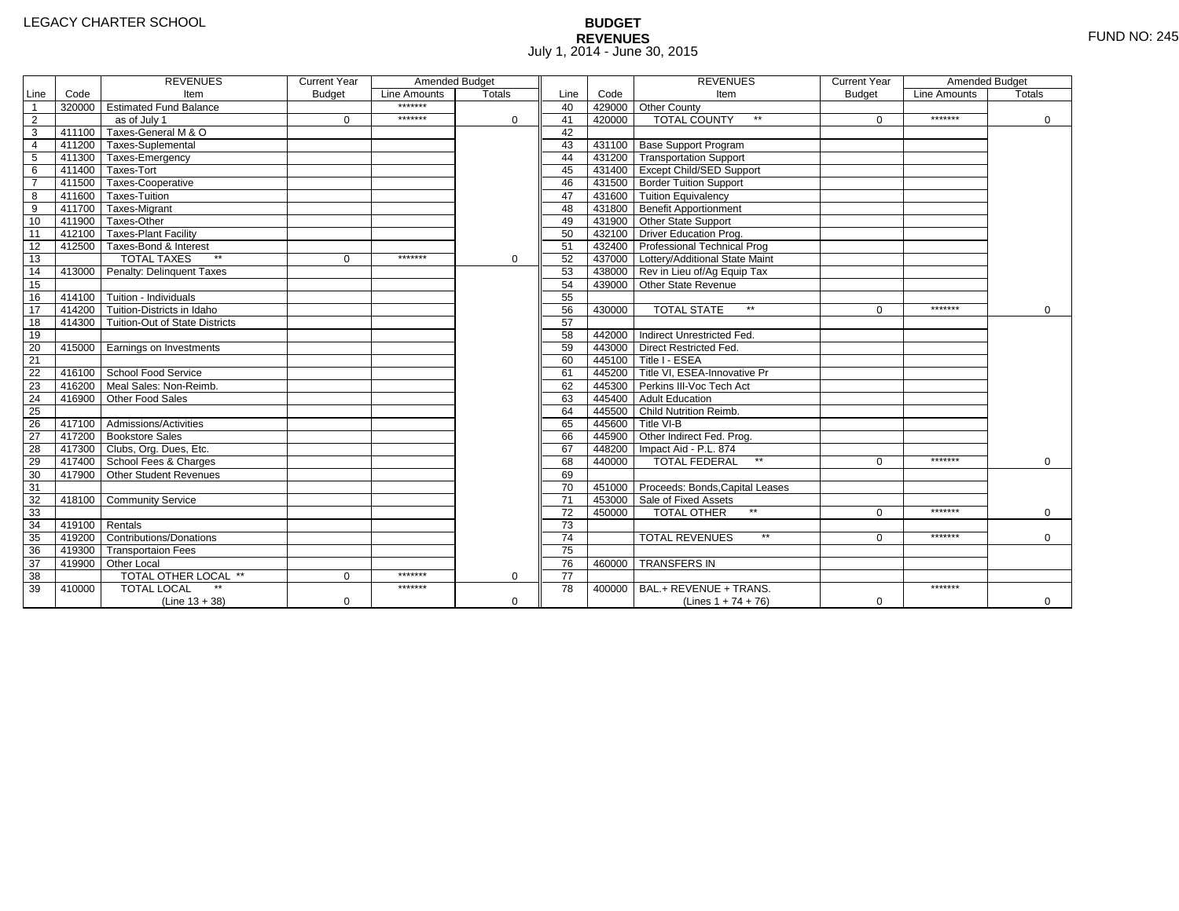LEGACY CHARTER SCHOOL

# BUDGET
## REVENUES
July 1, 2014 - June 30, 2015

FUND NO: 245

| Line | Code | REVENUES Item | Current Year Budget | Amended Budget Line Amounts | Amended Budget Totals |
|---|---|---|---|---|---|
| 1 | 320000 | Estimated Fund Balance | | ******* | |
| 2 | | as of July 1 | 0 | ******* | 0 |
| 3 | 411100 | Taxes-General M & O | | | |
| 4 | 411200 | Taxes-Suplemental | | | |
| 5 | 411300 | Taxes-Emergency | | | |
| 6 | 411400 | Taxes-Tort | | | |
| 7 | 411500 | Taxes-Cooperative | | | |
| 8 | 411600 | Taxes-Tuition | | | |
| 9 | 411700 | Taxes-Migrant | | | |
| 10 | 411900 | Taxes-Other | | | |
| 11 | 412100 | Taxes-Plant Facility | | | |
| 12 | 412500 | Taxes-Bond & Interest | | | |
| 13 | | TOTAL TAXES ** | 0 | ******* | 0 |
| 14 | 413000 | Penalty: Delinquent Taxes | | | |
| 15 | | | | | |
| 16 | 414100 | Tuition - Individuals | | | |
| 17 | 414200 | Tuition-Districts in Idaho | | | |
| 18 | 414300 | Tuition-Out of State Districts | | | |
| 19 | | | | | |
| 20 | 415000 | Earnings on Investments | | | |
| 21 | | | | | |
| 22 | 416100 | School Food Service | | | |
| 23 | 416200 | Meal Sales: Non-Reimb. | | | |
| 24 | 416900 | Other Food Sales | | | |
| 25 | | | | | |
| 26 | 417100 | Admissions/Activities | | | |
| 27 | 417200 | Bookstore Sales | | | |
| 28 | 417300 | Clubs, Org. Dues, Etc. | | | |
| 29 | 417400 | School Fees & Charges | | | |
| 30 | 417900 | Other Student Revenues | | | |
| 31 | | | | | |
| 32 | 418100 | Community Service | | | |
| 33 | | | | | |
| 34 | 419100 | Rentals | | | |
| 35 | 419200 | Contributions/Donations | | | |
| 36 | 419300 | Transportaion Fees | | | |
| 37 | 419900 | Other Local | | | |
| 38 | | TOTAL OTHER LOCAL ** | 0 | ******* | 0 |
| 39 | 410000 | TOTAL LOCAL ** (Line 13 + 38) | 0 | ******* | 0 |
| 40 | 429000 | Other County | | | |
| 41 | 420000 | TOTAL COUNTY ** | 0 | ******* | 0 |
| 42 | | | | | |
| 43 | 431100 | Base Support Program | | | |
| 44 | 431200 | Transportation Support | | | |
| 45 | 431400 | Except Child/SED Support | | | |
| 46 | 431500 | Border Tuition Support | | | |
| 47 | 431600 | Tuition Equivalency | | | |
| 48 | 431800 | Benefit Apportionment | | | |
| 49 | 431900 | Other State Support | | | |
| 50 | 432100 | Driver Education Prog. | | | |
| 51 | 432400 | Professional Technical Prog | | | |
| 52 | 437000 | Lottery/Additional State Maint | | | |
| 53 | 438000 | Rev in Lieu of/Ag Equip Tax | | | |
| 54 | 439000 | Other State Revenue | | | |
| 55 | | | | | |
| 56 | 430000 | TOTAL STATE ** | 0 | ******* | 0 |
| 57 | | | | | |
| 58 | 442000 | Indirect Unrestricted Fed. | | | |
| 59 | 443000 | Direct Restricted Fed. | | | |
| 60 | 445100 | Title I - ESEA | | | |
| 61 | 445200 | Title VI, ESEA-Innovative Pr | | | |
| 62 | 445300 | Perkins III-Voc Tech Act | | | |
| 63 | 445400 | Adult Education | | | |
| 64 | 445500 | Child Nutrition Reimb. | | | |
| 65 | 445600 | Title VI-B | | | |
| 66 | 445900 | Other Indirect Fed. Prog. | | | |
| 67 | 448200 | Impact Aid - P.L. 874 | | | |
| 68 | 440000 | TOTAL FEDERAL ** | 0 | ******* | 0 |
| 69 | | | | | |
| 70 | 451000 | Proceeds: Bonds,Capital Leases | | | |
| 71 | 453000 | Sale of Fixed Assets | | | |
| 72 | 450000 | TOTAL OTHER ** | 0 | ******* | 0 |
| 73 | | | | | |
| 74 | | TOTAL REVENUES ** | 0 | ******* | 0 |
| 75 | | | | | |
| 76 | 460000 | TRANSFERS IN | | | |
| 77 | | | | | |
| 78 | 400000 | BAL.+ REVENUE + TRANS. (Lines 1 + 74 + 76) | 0 | ******* | 0 |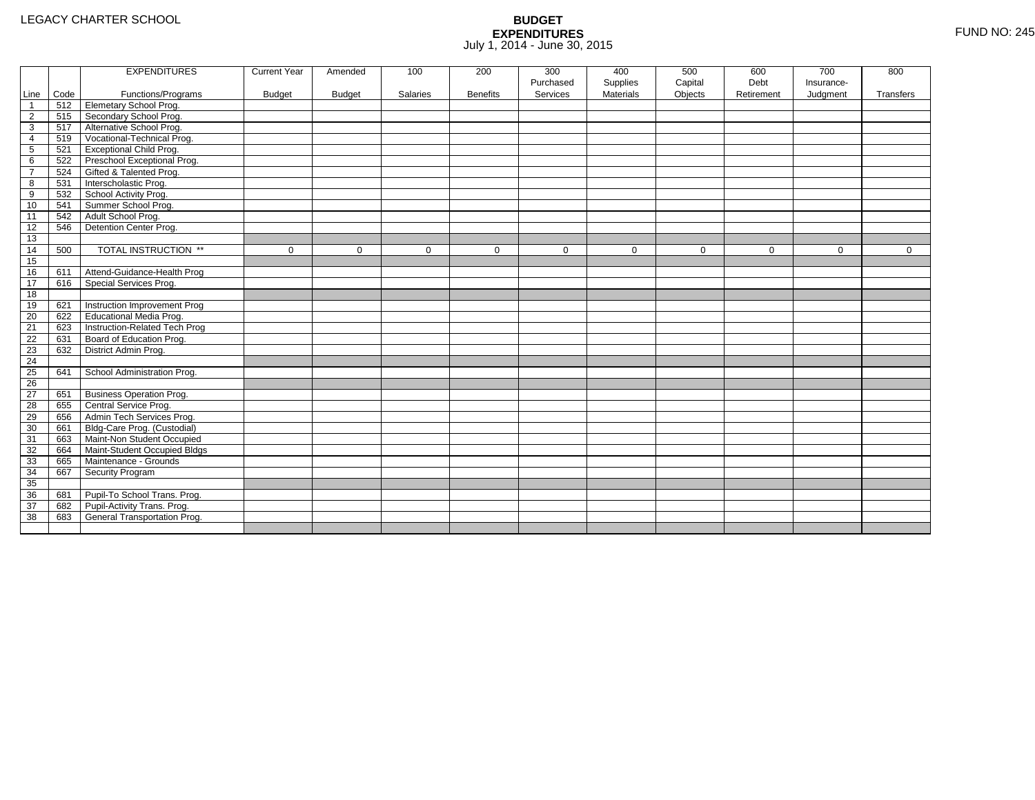LEGACY CHARTER SCHOOL

# BUDGET EXPENDITURES

July 1, 2014 - June 30, 2015

FUND NO: 245

| Line | Code | EXPENDITURES Functions/Programs | Current Year Budget | Amended Budget | 100 Salaries | 200 Benefits | 300 Purchased Services | 400 Supplies Materials | 500 Capital Objects | 600 Debt Retirement | 700 Insurance-Judgment | 800 Transfers |
|---|---|---|---|---|---|---|---|---|---|---|---|---|
| 1 | 512 | Elemetary School Prog. | | | | | | | | | | |
| 2 | 515 | Secondary School Prog. | | | | | | | | | | |
| 3 | 517 | Alternative School Prog. | | | | | | | | | | |
| 4 | 519 | Vocational-Technical Prog. | | | | | | | | | | |
| 5 | 521 | Exceptional Child Prog. | | | | | | | | | | |
| 6 | 522 | Preschool Exceptional Prog. | | | | | | | | | | |
| 7 | 524 | Gifted & Talented Prog. | | | | | | | | | | |
| 8 | 531 | Interscholastic Prog. | | | | | | | | | | |
| 9 | 532 | School Activity Prog. | | | | | | | | | | |
| 10 | 541 | Summer School Prog. | | | | | | | | | | |
| 11 | 542 | Adult School Prog. | | | | | | | | | | |
| 12 | 546 | Detention Center Prog. | | | | | | | | | | |
| 13 | | | | | | | | | | | | |
| 14 | 500 | TOTAL INSTRUCTION ** | 0 | 0 | 0 | 0 | 0 | 0 | 0 | 0 | 0 | 0 |
| 15 | | | | | | | | | | | | |
| 16 | 611 | Attend-Guidance-Health Prog | | | | | | | | | | |
| 17 | 616 | Special Services Prog. | | | | | | | | | | |
| 18 | | | | | | | | | | | | |
| 19 | 621 | Instruction Improvement Prog | | | | | | | | | | |
| 20 | 622 | Educational Media Prog. | | | | | | | | | | |
| 21 | 623 | Instruction-Related Tech Prog | | | | | | | | | | |
| 22 | 631 | Board of Education Prog. | | | | | | | | | | |
| 23 | 632 | District Admin Prog. | | | | | | | | | | |
| 24 | | | | | | | | | | | | |
| 25 | 641 | School Administration Prog. | | | | | | | | | | |
| 26 | | | | | | | | | | | | |
| 27 | 651 | Business Operation Prog. | | | | | | | | | | |
| 28 | 655 | Central Service Prog. | | | | | | | | | | |
| 29 | 656 | Admin Tech Services Prog. | | | | | | | | | | |
| 30 | 661 | Bldg-Care Prog. (Custodial) | | | | | | | | | | |
| 31 | 663 | Maint-Non Student Occupied | | | | | | | | | | |
| 32 | 664 | Maint-Student Occupied Bldgs | | | | | | | | | | |
| 33 | 665 | Maintenance - Grounds | | | | | | | | | | |
| 34 | 667 | Security Program | | | | | | | | | | |
| 35 | | | | | | | | | | | | |
| 36 | 681 | Pupil-To School Trans. Prog. | | | | | | | | | | |
| 37 | 682 | Pupil-Activity Trans. Prog. | | | | | | | | | | |
| 38 | 683 | General Transportation Prog. | | | | | | | | | | |
| | | | | | | | | | | | | |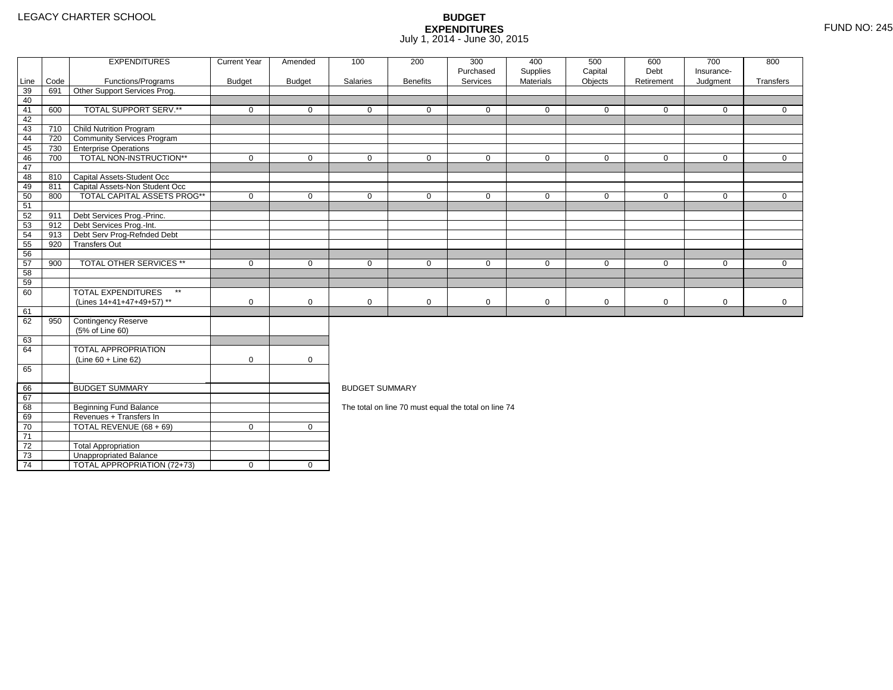LEGACY CHARTER SCHOOL

# BUDGET EXPENDITURES

July 1, 2014 - June 30, 2015

FUND NO: 245

| Line | Code | EXPENDITURES Functions/Programs | Current Year Budget | Amended Budget | 100 Salaries | 200 Benefits | 300 Purchased Services | 400 Supplies Materials | 500 Capital Objects | 600 Debt Retirement | 700 Insurance-Judgment | 800 Transfers |
|---|---|---|---|---|---|---|---|---|---|---|---|---|
| 39 | 691 | Other Support Services Prog. | | | | | | | | | | |
| 40 | | | | | | | | | | | | |
| 41 | 600 | TOTAL SUPPORT SERV.** | 0 | 0 | 0 | 0 | 0 | 0 | 0 | 0 | 0 | 0 |
| 42 | | | | | | | | | | | | |
| 43 | 710 | Child Nutrition Program | | | | | | | | | | |
| 44 | 720 | Community Services Program | | | | | | | | | | |
| 45 | 730 | Enterprise Operations | | | | | | | | | | |
| 46 | 700 | TOTAL NON-INSTRUCTION** | 0 | 0 | 0 | 0 | 0 | 0 | 0 | 0 | 0 | 0 |
| 47 | | | | | | | | | | | | |
| 48 | 810 | Capital Assets-Student Occ | | | | | | | | | | |
| 49 | 811 | Capital Assets-Non Student Occ | | | | | | | | | | |
| 50 | 800 | TOTAL CAPITAL ASSETS PROG** | 0 | 0 | 0 | 0 | 0 | 0 | 0 | 0 | 0 | 0 |
| 51 | | | | | | | | | | | | |
| 52 | 911 | Debt Services Prog.-Princ. | | | | | | | | | | |
| 53 | 912 | Debt Services Prog.-Int. | | | | | | | | | | |
| 54 | 913 | Debt Serv Prog-Refnded Debt | | | | | | | | | | |
| 55 | 920 | Transfers Out | | | | | | | | | | |
| 56 | | | | | | | | | | | | |
| 57 | 900 | TOTAL OTHER SERVICES ** | 0 | 0 | 0 | 0 | 0 | 0 | 0 | 0 | 0 | 0 |
| 58 | | | | | | | | | | | | |
| 59 | | | | | | | | | | | | |
| 60 | | TOTAL EXPENDITURES ** (Lines 14+41+47+49+57) ** | 0 | 0 | 0 | 0 | 0 | 0 | 0 | 0 | 0 | 0 |
| 61 | | | | | | | | | | | | |
| 62 | 950 | Contingency Reserve (5% of Line 60) | | | | | | | | | | |
| 63 | | | | | | | | | | | | |
| 64 | | TOTAL APPROPRIATION (Line 60 + Line 62) | 0 | 0 | | | | | | | | |
| 65 | | | | | | | | | | | | |

| Line | | BUDGET SUMMARY | | |
|---|---|---|---|---|
| 66 | | BUDGET SUMMARY | | |
| 67 | | | | |
| 68 | | Beginning Fund Balance | | |
| 69 | | Revenues + Transfers In | | |
| 70 | | TOTAL REVENUE (68 + 69) | 0 | 0 |
| 71 | | | | |
| 72 | | Total Appropriation | | |
| 73 | | Unappropriated Balance | | |
| 74 | | TOTAL APPROPRIATION (72+73) | 0 | 0 |

BUDGET SUMMARY

The total on line 70 must equal the total on line 74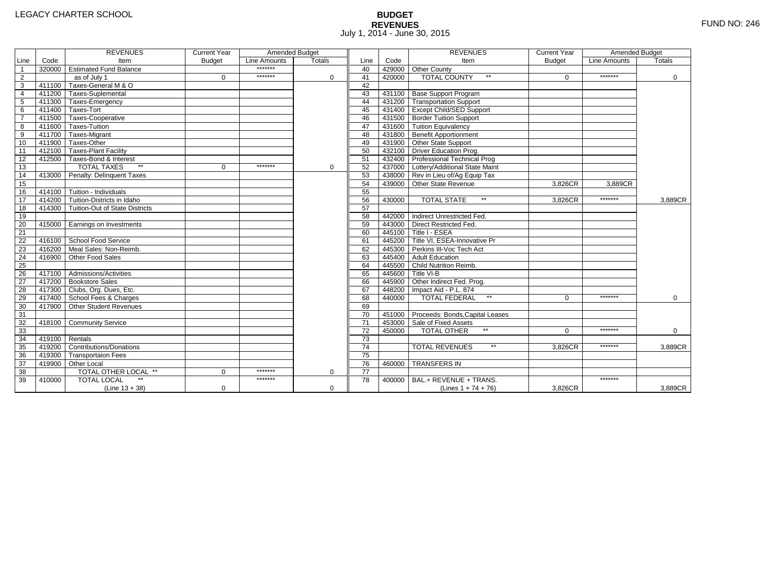LEGACY CHARTER SCHOOL

# BUDGET
## REVENUES
July 1, 2014 - June 30, 2015

FUND NO: 246

| Line | Code | REVENUES Item | Current Year Budget | Amended Budget Line Amounts | Amended Budget Totals | Line | Code | REVENUES Item | Current Year Budget | Amended Budget Line Amounts | Amended Budget Totals |
|---|---|---|---|---|---|---|---|---|---|---|---|
| 1 | 320000 | Estimated Fund Balance | | ******* | | 40 | 429000 | Other County | | | |
| 2 | | as of July 1 | 0 | ******* | 0 | 41 | 420000 | TOTAL COUNTY ** | 0 | ******* | 0 |
| 3 | 411100 | Taxes-General M & O | | | | 42 | | | | | |
| 4 | 411200 | Taxes-Suplemental | | | | 43 | 431100 | Base Support Program | | | |
| 5 | 411300 | Taxes-Emergency | | | | 44 | 431200 | Transportation Support | | | |
| 6 | 411400 | Taxes-Tort | | | | 45 | 431400 | Except Child/SED Support | | | |
| 7 | 411500 | Taxes-Cooperative | | | | 46 | 431500 | Border Tuition Support | | | |
| 8 | 411600 | Taxes-Tuition | | | | 47 | 431600 | Tuition Equivalency | | | |
| 9 | 411700 | Taxes-Migrant | | | | 48 | 431800 | Benefit Apportionment | | | |
| 10 | 411900 | Taxes-Other | | | | 49 | 431900 | Other State Support | | | |
| 11 | 412100 | Taxes-Plant Facility | | | | 50 | 432100 | Driver Education Prog. | | | |
| 12 | 412500 | Taxes-Bond & Interest | | | | 51 | 432400 | Professional Technical Prog | | | |
| 13 | | TOTAL TAXES ** | 0 | ******* | 0 | 52 | 437000 | Lottery/Additional State Maint | | | |
| 14 | 413000 | Penalty: Delinquent Taxes | | | | 53 | 438000 | Rev in Lieu of/Ag Equip Tax | | | |
| 15 | | | | | | 54 | 439000 | Other State Revenue | 3,826CR | 3,889CR | |
| 16 | 414100 | Tuition - Individuals | | | | 55 | | | | | |
| 17 | 414200 | Tuition-Districts in Idaho | | | | 56 | 430000 | TOTAL STATE ** | 3,826CR | ******* | 3,889CR |
| 18 | 414300 | Tuition-Out of State Districts | | | | 57 | | | | | |
| 19 | | | | | | 58 | 442000 | Indirect Unrestricted Fed. | | | |
| 20 | 415000 | Earnings on Investments | | | | 59 | 443000 | Direct Restricted Fed. | | | |
| 21 | | | | | | 60 | 445100 | Title I - ESEA | | | |
| 22 | 416100 | School Food Service | | | | 61 | 445200 | Title VI, ESEA-Innovative Pr | | | |
| 23 | 416200 | Meal Sales: Non-Reimb. | | | | 62 | 445300 | Perkins III-Voc Tech Act | | | |
| 24 | 416900 | Other Food Sales | | | | 63 | 445400 | Adult Education | | | |
| 25 | | | | | | 64 | 445500 | Child Nutrition Reimb. | | | |
| 26 | 417100 | Admissions/Activities | | | | 65 | 445600 | Title VI-B | | | |
| 27 | 417200 | Bookstore Sales | | | | 66 | 445900 | Other Indirect Fed. Prog. | | | |
| 28 | 417300 | Clubs, Org. Dues, Etc. | | | | 67 | 448200 | Impact Aid - P.L. 874 | | | |
| 29 | 417400 | School Fees & Charges | | | | 68 | 440000 | TOTAL FEDERAL ** | 0 | ******* | 0 |
| 30 | 417900 | Other Student Revenues | | | | 69 | | | | | |
| 31 | | | | | | 70 | 451000 | Proceeds: Bonds,Capital Leases | | | |
| 32 | 418100 | Community Service | | | | 71 | 453000 | Sale of Fixed Assets | | | |
| 33 | | | | | | 72 | 450000 | TOTAL OTHER ** | 0 | ******* | 0 |
| 34 | 419100 | Rentals | | | | 73 | | | | | |
| 35 | 419200 | Contributions/Donations | | | | 74 | | TOTAL REVENUES ** | 3,826CR | ******* | 3,889CR |
| 36 | 419300 | Transportaion Fees | | | | 75 | | | | | |
| 37 | 419900 | Other Local | | | | 76 | 460000 | TRANSFERS IN | | | |
| 38 | | TOTAL OTHER LOCAL ** | 0 | ******* | 0 | 77 | | | | | |
| 39 | 410000 | TOTAL LOCAL ** (Line 13 + 38) | 0 | ******* | 0 | 78 | 400000 | BAL.+ REVENUE + TRANS. (Lines 1 + 74 + 76) | 3,826CR | ******* | 3,889CR |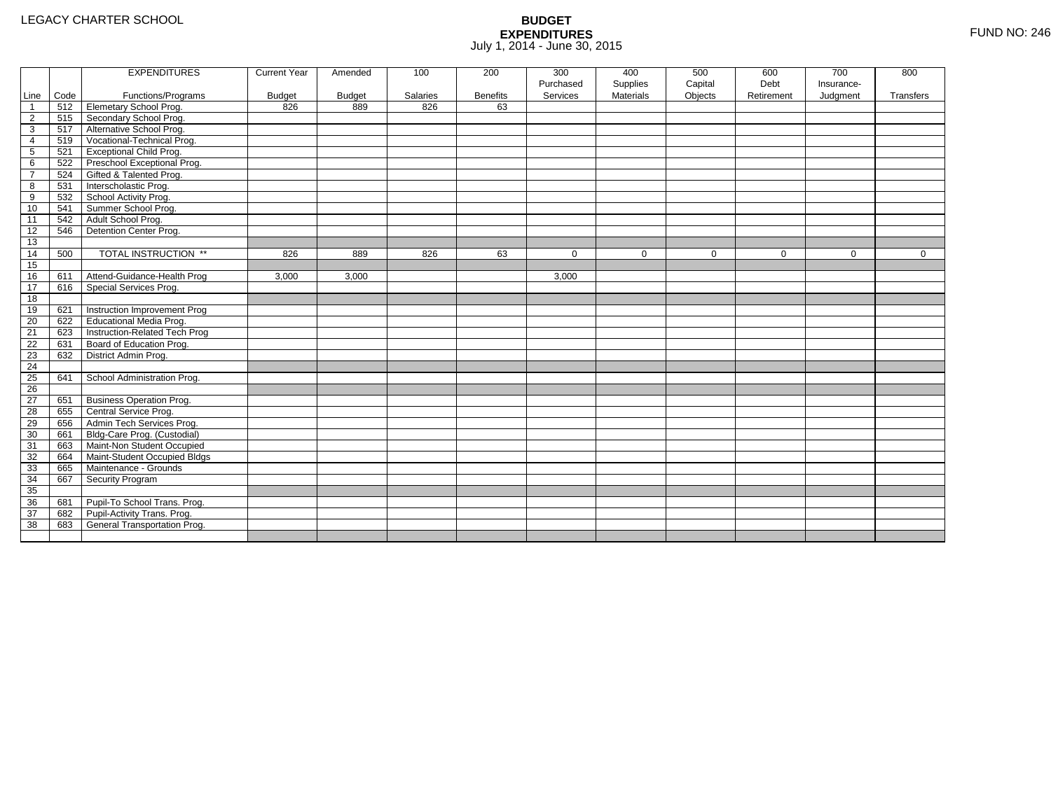LEGACY CHARTER SCHOOL

# BUDGET EXPENDITURES

July 1, 2014 - June 30, 2015

FUND NO: 246

| Line | Code | EXPENDITURES Functions/Programs | Current Year Budget | Amended Budget | 100 Salaries | 200 Benefits | 300 Purchased Services | 400 Supplies Materials | 500 Capital Objects | 600 Debt Retirement | 700 Insurance-Judgment | 800 Transfers |
|---|---|---|---|---|---|---|---|---|---|---|---|---|
| 1 | 512 | Elemetary School Prog. | 826 | 889 | 826 | 63 | | | | | | |
| 2 | 515 | Secondary School Prog. | | | | | | | | | | |
| 3 | 517 | Alternative School Prog. | | | | | | | | | | |
| 4 | 519 | Vocational-Technical Prog. | | | | | | | | | | |
| 5 | 521 | Exceptional Child Prog. | | | | | | | | | | |
| 6 | 522 | Preschool Exceptional Prog. | | | | | | | | | | |
| 7 | 524 | Gifted & Talented Prog. | | | | | | | | | | |
| 8 | 531 | Interscholastic Prog. | | | | | | | | | | |
| 9 | 532 | School Activity Prog. | | | | | | | | | | |
| 10 | 541 | Summer School Prog. | | | | | | | | | | |
| 11 | 542 | Adult School Prog. | | | | | | | | | | |
| 12 | 546 | Detention Center Prog. | | | | | | | | | | |
| 13 | | | | | | | | | | | | |
| 14 | 500 | TOTAL INSTRUCTION ** | 826 | 889 | 826 | 63 | 0 | 0 | 0 | 0 | 0 | 0 |
| 15 | | | | | | | | | | | | |
| 16 | 611 | Attend-Guidance-Health Prog | 3,000 | 3,000 | | | 3,000 | | | | | |
| 17 | 616 | Special Services Prog. | | | | | | | | | | |
| 18 | | | | | | | | | | | | |
| 19 | 621 | Instruction Improvement Prog | | | | | | | | | | |
| 20 | 622 | Educational Media Prog. | | | | | | | | | | |
| 21 | 623 | Instruction-Related Tech Prog | | | | | | | | | | |
| 22 | 631 | Board of Education Prog. | | | | | | | | | | |
| 23 | 632 | District Admin Prog. | | | | | | | | | | |
| 24 | | | | | | | | | | | | |
| 25 | 641 | School Administration Prog. | | | | | | | | | | |
| 26 | | | | | | | | | | | | |
| 27 | 651 | Business Operation Prog. | | | | | | | | | | |
| 28 | 655 | Central Service Prog. | | | | | | | | | | |
| 29 | 656 | Admin Tech Services Prog. | | | | | | | | | | |
| 30 | 661 | Bldg-Care Prog. (Custodial) | | | | | | | | | | |
| 31 | 663 | Maint-Non Student Occupied | | | | | | | | | | |
| 32 | 664 | Maint-Student Occupied Bldgs | | | | | | | | | | |
| 33 | 665 | Maintenance - Grounds | | | | | | | | | | |
| 34 | 667 | Security Program | | | | | | | | | | |
| 35 | | | | | | | | | | | | |
| 36 | 681 | Pupil-To School Trans. Prog. | | | | | | | | | | |
| 37 | 682 | Pupil-Activity Trans. Prog. | | | | | | | | | | |
| 38 | 683 | General Transportation Prog. | | | | | | | | | | |
| | | | | | | | | | | | | |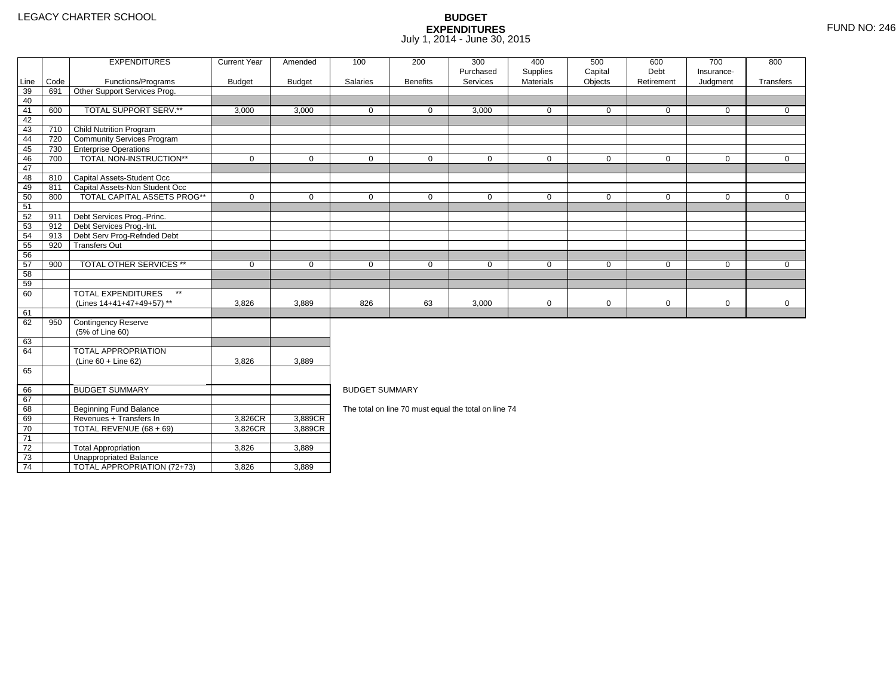LEGACY CHARTER SCHOOL

# BUDGET EXPENDITURES

July 1, 2014 - June 30, 2015

FUND NO: 246

| Line | Code | EXPENDITURES Functions/Programs | Current Year Budget | Amended Budget | 100 Salaries | 200 Benefits | 300 Purchased Services | 400 Supplies Materials | 500 Capital Objects | 600 Debt Retirement | 700 Insurance-Judgment | 800 Transfers |
|---|---|---|---|---|---|---|---|---|---|---|---|---|
| 39 | 691 | Other Support Services Prog. | | | | | | | | | | |
| 40 | | | | | | | | | | | | |
| 41 | 600 | TOTAL SUPPORT SERV.** | 3,000 | 3,000 | 0 | 0 | 3,000 | 0 | 0 | 0 | 0 | 0 |
| 42 | | | | | | | | | | | | |
| 43 | 710 | Child Nutrition Program | | | | | | | | | | |
| 44 | 720 | Community Services Program | | | | | | | | | | |
| 45 | 730 | Enterprise Operations | | | | | | | | | | |
| 46 | 700 | TOTAL NON-INSTRUCTION** | 0 | 0 | 0 | 0 | 0 | 0 | 0 | 0 | 0 | 0 |
| 47 | | | | | | | | | | | | |
| 48 | 810 | Capital Assets-Student Occ | | | | | | | | | | |
| 49 | 811 | Capital Assets-Non Student Occ | | | | | | | | | | |
| 50 | 800 | TOTAL CAPITAL ASSETS PROG** | 0 | 0 | 0 | 0 | 0 | 0 | 0 | 0 | 0 | 0 |
| 51 | | | | | | | | | | | | |
| 52 | 911 | Debt Services Prog.-Princ. | | | | | | | | | | |
| 53 | 912 | Debt Services Prog.-Int. | | | | | | | | | | |
| 54 | 913 | Debt Serv Prog-Refnded Debt | | | | | | | | | | |
| 55 | 920 | Transfers Out | | | | | | | | | | |
| 56 | | | | | | | | | | | | |
| 57 | 900 | TOTAL OTHER SERVICES ** | 0 | 0 | 0 | 0 | 0 | 0 | 0 | 0 | 0 | 0 |
| 58 | | | | | | | | | | | | |
| 59 | | | | | | | | | | | | |
| 60 | | TOTAL EXPENDITURES ** (Lines 14+41+47+49+57) ** | 3,826 | 3,889 | 826 | 63 | 3,000 | 0 | 0 | 0 | 0 | 0 |
| 61 | | | | | | | | | | | | |
| 62 | 950 | Contingency Reserve (5% of Line 60) | | | | | | | | | | |
| 63 | | | | | | | | | | | | |
| 64 | | TOTAL APPROPRIATION (Line 60 + Line 62) | 3,826 | 3,889 | | | | | | | | |
| 65 | | | | | | | | | | | | |

| Line | Code | BUDGET SUMMARY | Current Year Budget | Amended Budget |
|---|---|---|---|---|
| 66 | | BUDGET SUMMARY | | |
| 67 | | | | |
| 68 | | Beginning Fund Balance | | |
| 69 | | Revenues + Transfers In | 3,826CR | 3,889CR |
| 70 | | TOTAL REVENUE (68 + 69) | 3,826CR | 3,889CR |
| 71 | | | | |
| 72 | | Total Appropriation | 3,826 | 3,889 |
| 73 | | Unappropriated Balance | | |
| 74 | | TOTAL APPROPRIATION (72+73) | 3,826 | 3,889 |

BUDGET SUMMARY

The total on line 70 must equal the total on line 74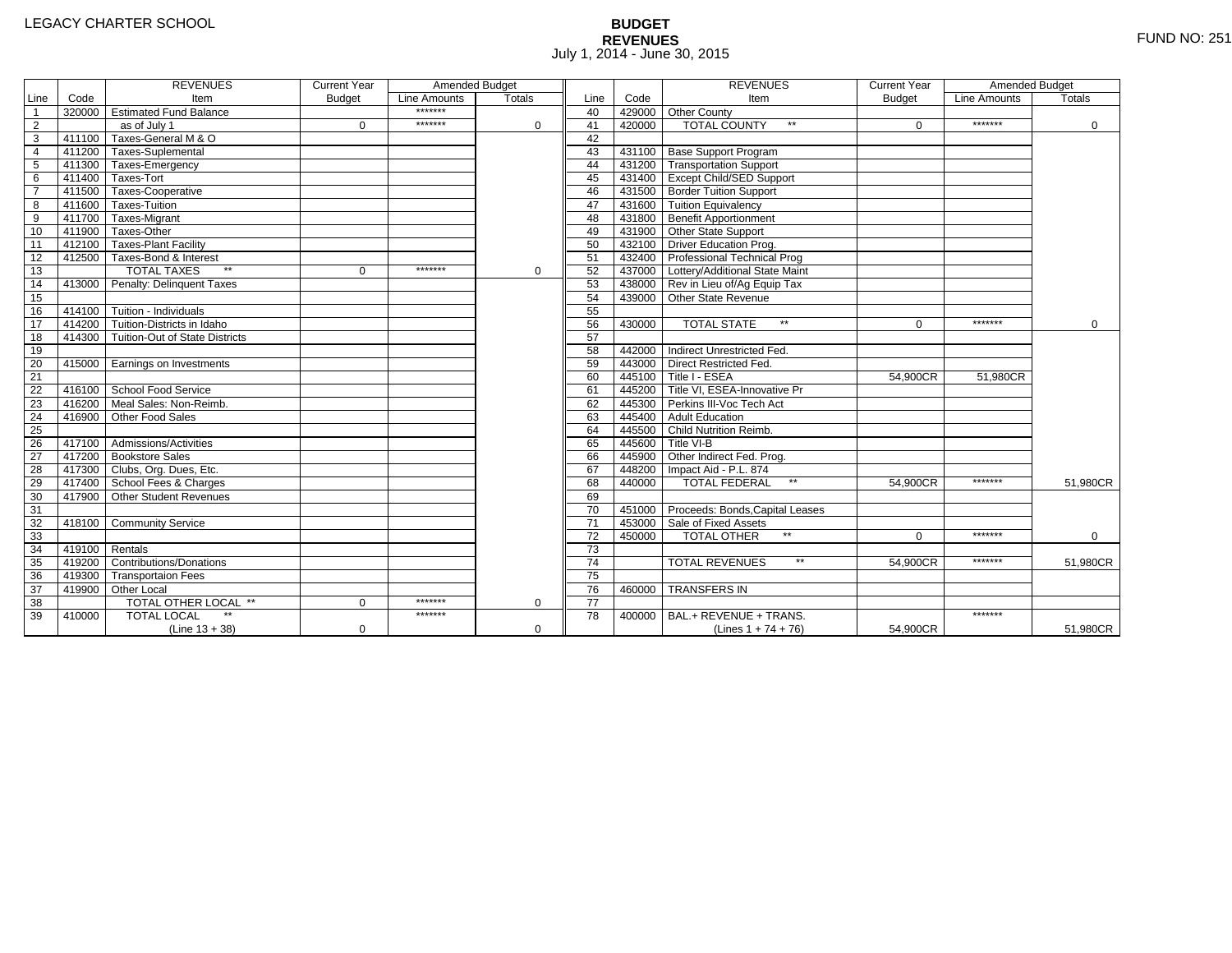LEGACY CHARTER SCHOOL

# BUDGET
## REVENUES
July 1, 2014 - June 30, 2015

FUND NO: 251

| Line | Code | REVENUES Item | Current Year Budget | Amended Budget Line Amounts | Amended Budget Totals | Line | Code | REVENUES Item | Current Year Budget | Amended Budget Line Amounts | Amended Budget Totals |
|---|---|---|---|---|---|---|---|---|---|---|---|
| 1 | 320000 | Estimated Fund Balance | | ******* | | 40 | 429000 | Other County | | | |
| 2 | | as of July 1 | 0 | ******* | 0 | 41 | 420000 | TOTAL COUNTY ** | 0 | ******* | 0 |
| 3 | 411100 | Taxes-General M & O | | | | 42 | | | | | |
| 4 | 411200 | Taxes-Suplemental | | | | 43 | 431100 | Base Support Program | | | |
| 5 | 411300 | Taxes-Emergency | | | | 44 | 431200 | Transportation Support | | | |
| 6 | 411400 | Taxes-Tort | | | | 45 | 431400 | Except Child/SED Support | | | |
| 7 | 411500 | Taxes-Cooperative | | | | 46 | 431500 | Border Tuition Support | | | |
| 8 | 411600 | Taxes-Tuition | | | | 47 | 431600 | Tuition Equivalency | | | |
| 9 | 411700 | Taxes-Migrant | | | | 48 | 431800 | Benefit Apportionment | | | |
| 10 | 411900 | Taxes-Other | | | | 49 | 431900 | Other State Support | | | |
| 11 | 412100 | Taxes-Plant Facility | | | | 50 | 432100 | Driver Education Prog. | | | |
| 12 | 412500 | Taxes-Bond & Interest | | | | 51 | 432400 | Professional Technical Prog | | | |
| 13 | | TOTAL TAXES ** | 0 | ******* | 0 | 52 | 437000 | Lottery/Additional State Maint | | | |
| 14 | 413000 | Penalty: Delinquent Taxes | | | | 53 | 438000 | Rev in Lieu of/Ag Equip Tax | | | |
| 15 | | | | | | 54 | 439000 | Other State Revenue | | | |
| 16 | 414100 | Tuition - Individuals | | | | 55 | | | | | |
| 17 | 414200 | Tuition-Districts in Idaho | | | | 56 | 430000 | TOTAL STATE ** | 0 | ******* | 0 |
| 18 | 414300 | Tuition-Out of State Districts | | | | 57 | | | | | |
| 19 | | | | | | 58 | 442000 | Indirect Unrestricted Fed. | | | |
| 20 | 415000 | Earnings on Investments | | | | 59 | 443000 | Direct Restricted Fed. | | | |
| 21 | | | | | | 60 | 445100 | Title I - ESEA | 54,900CR | 51,980CR | |
| 22 | 416100 | School Food Service | | | | 61 | 445200 | Title VI, ESEA-Innovative Pr | | | |
| 23 | 416200 | Meal Sales: Non-Reimb. | | | | 62 | 445300 | Perkins III-Voc Tech Act | | | |
| 24 | 416900 | Other Food Sales | | | | 63 | 445400 | Adult Education | | | |
| 25 | | | | | | 64 | 445500 | Child Nutrition Reimb. | | | |
| 26 | 417100 | Admissions/Activities | | | | 65 | 445600 | Title VI-B | | | |
| 27 | 417200 | Bookstore Sales | | | | 66 | 445900 | Other Indirect Fed. Prog. | | | |
| 28 | 417300 | Clubs, Org. Dues, Etc. | | | | 67 | 448200 | Impact Aid - P.L. 874 | | | |
| 29 | 417400 | School Fees & Charges | | | | 68 | 440000 | TOTAL FEDERAL ** | 54,900CR | ******* | 51,980CR |
| 30 | 417900 | Other Student Revenues | | | | 69 | | | | | |
| 31 | | | | | | 70 | 451000 | Proceeds: Bonds,Capital Leases | | | |
| 32 | 418100 | Community Service | | | | 71 | 453000 | Sale of Fixed Assets | | | |
| 33 | | | | | | 72 | 450000 | TOTAL OTHER ** | 0 | ******* | 0 |
| 34 | 419100 | Rentals | | | | 73 | | | | | |
| 35 | 419200 | Contributions/Donations | | | | 74 | | TOTAL REVENUES ** | 54,900CR | ******* | 51,980CR |
| 36 | 419300 | Transportaion Fees | | | | 75 | | | | | |
| 37 | 419900 | Other Local | | | | 76 | 460000 | TRANSFERS IN | | | |
| 38 | | TOTAL OTHER LOCAL ** | 0 | ******* | 0 | 77 | | | | | |
| 39 | 410000 | TOTAL LOCAL ** (Line 13 + 38) | 0 | ******* | 0 | 78 | 400000 | BAL.+ REVENUE + TRANS. (Lines 1 + 74 + 76) | 54,900CR | ******* | 51,980CR |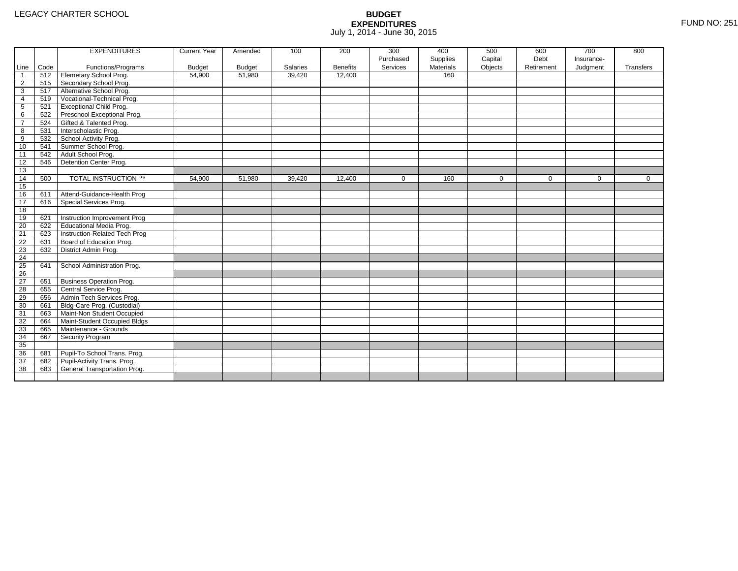LEGACY CHARTER SCHOOL

# BUDGET EXPENDITURES

July 1, 2014 - June 30, 2015

FUND NO: 251

| Line | Code | EXPENDITURES Functions/Programs | Current Year Budget | Amended Budget | 100 Salaries | 200 Benefits | 300 Purchased Services | 400 Supplies Materials | 500 Capital Objects | 600 Debt Retirement | 700 Insurance- Judgment | 800 Transfers |
|---|---|---|---|---|---|---|---|---|---|---|---|---|
| 1 | 512 | Elemetary School Prog. | 54,900 | 51,980 | 39,420 | 12,400 | | 160 | | | | |
| 2 | 515 | Secondary School Prog. | | | | | | | | | | |
| 3 | 517 | Alternative School Prog. | | | | | | | | | | |
| 4 | 519 | Vocational-Technical Prog. | | | | | | | | | | |
| 5 | 521 | Exceptional Child Prog. | | | | | | | | | | |
| 6 | 522 | Preschool Exceptional Prog. | | | | | | | | | | |
| 7 | 524 | Gifted & Talented Prog. | | | | | | | | | | |
| 8 | 531 | Interscholastic Prog. | | | | | | | | | | |
| 9 | 532 | School Activity Prog. | | | | | | | | | | |
| 10 | 541 | Summer School Prog. | | | | | | | | | | |
| 11 | 542 | Adult School Prog. | | | | | | | | | | |
| 12 | 546 | Detention Center Prog. | | | | | | | | | | |
| 13 | | | | | | | | | | | | |
| 14 | 500 | TOTAL INSTRUCTION ** | 54,900 | 51,980 | 39,420 | 12,400 | 0 | 160 | 0 | 0 | 0 | 0 |
| 15 | | | | | | | | | | | | |
| 16 | 611 | Attend-Guidance-Health Prog | | | | | | | | | | |
| 17 | 616 | Special Services Prog. | | | | | | | | | | |
| 18 | | | | | | | | | | | | |
| 19 | 621 | Instruction Improvement Prog | | | | | | | | | | |
| 20 | 622 | Educational Media Prog. | | | | | | | | | | |
| 21 | 623 | Instruction-Related Tech Prog | | | | | | | | | | |
| 22 | 631 | Board of Education Prog. | | | | | | | | | | |
| 23 | 632 | District Admin Prog. | | | | | | | | | | |
| 24 | | | | | | | | | | | | |
| 25 | 641 | School Administration Prog. | | | | | | | | | | |
| 26 | | | | | | | | | | | | |
| 27 | 651 | Business Operation Prog. | | | | | | | | | | |
| 28 | 655 | Central Service Prog. | | | | | | | | | | |
| 29 | 656 | Admin Tech Services Prog. | | | | | | | | | | |
| 30 | 661 | Bldg-Care Prog. (Custodial) | | | | | | | | | | |
| 31 | 663 | Maint-Non Student Occupied | | | | | | | | | | |
| 32 | 664 | Maint-Student Occupied Bldgs | | | | | | | | | | |
| 33 | 665 | Maintenance - Grounds | | | | | | | | | | |
| 34 | 667 | Security Program | | | | | | | | | | |
| 35 | | | | | | | | | | | | |
| 36 | 681 | Pupil-To School Trans. Prog. | | | | | | | | | | |
| 37 | 682 | Pupil-Activity Trans. Prog. | | | | | | | | | | |
| 38 | 683 | General Transportation Prog. | | | | | | | | | | |
| | | | | | | | | | | | | |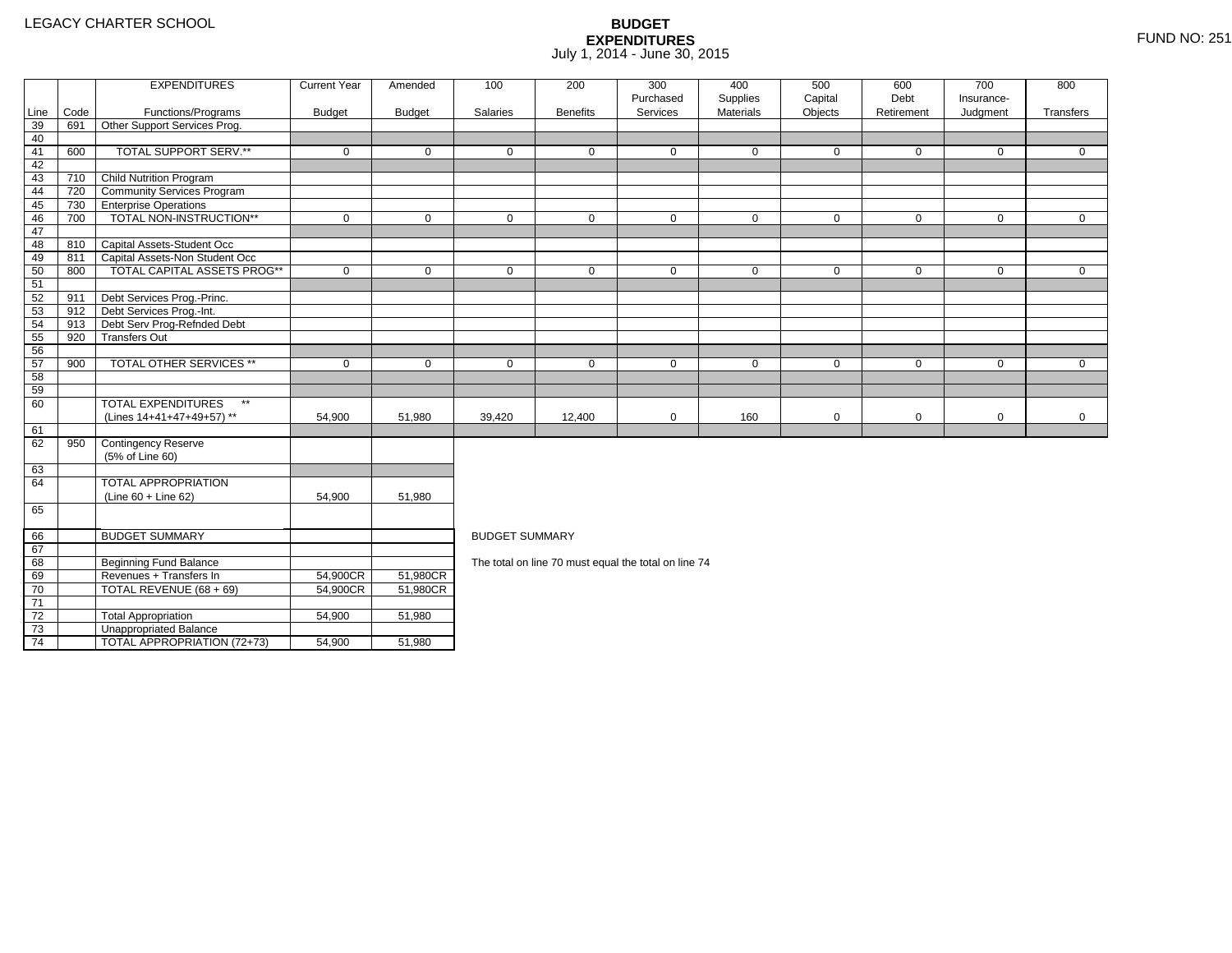LEGACY CHARTER SCHOOL

# BUDGET EXPENDITURES
July 1, 2014 - June 30, 2015

FUND NO: 251

| Line | Code | EXPENDITURES Functions/Programs | Current Year Budget | Amended Budget | 100 Salaries | 200 Benefits | 300 Purchased Services | 400 Supplies Materials | 500 Capital Objects | 600 Debt Retirement | 700 Insurance-Judgment | 800 Transfers |
|---|---|---|---|---|---|---|---|---|---|---|---|---|
| 39 | 691 | Other Support Services Prog. | | | | | | | | | | |
| 40 | | | | | | | | | | | | |
| 41 | 600 | TOTAL SUPPORT SERV.** | 0 | 0 | 0 | 0 | 0 | 0 | 0 | 0 | 0 | 0 |
| 42 | | | | | | | | | | | | |
| 43 | 710 | Child Nutrition Program | | | | | | | | | | |
| 44 | 720 | Community Services Program | | | | | | | | | | |
| 45 | 730 | Enterprise Operations | | | | | | | | | | |
| 46 | 700 | TOTAL NON-INSTRUCTION** | 0 | 0 | 0 | 0 | 0 | 0 | 0 | 0 | 0 | 0 |
| 47 | | | | | | | | | | | | |
| 48 | 810 | Capital Assets-Student Occ | | | | | | | | | | |
| 49 | 811 | Capital Assets-Non Student Occ | | | | | | | | | | |
| 50 | 800 | TOTAL CAPITAL ASSETS PROG** | 0 | 0 | 0 | 0 | 0 | 0 | 0 | 0 | 0 | 0 |
| 51 | | | | | | | | | | | | |
| 52 | 911 | Debt Services Prog.-Princ. | | | | | | | | | | |
| 53 | 912 | Debt Services Prog.-Int. | | | | | | | | | | |
| 54 | 913 | Debt Serv Prog-Refnded Debt | | | | | | | | | | |
| 55 | 920 | Transfers Out | | | | | | | | | | |
| 56 | | | | | | | | | | | | |
| 57 | 900 | TOTAL OTHER SERVICES ** | 0 | 0 | 0 | 0 | 0 | 0 | 0 | 0 | 0 | 0 |
| 58 | | | | | | | | | | | | |
| 59 | | | | | | | | | | | | |
| 60 | | TOTAL EXPENDITURES ** (Lines 14+41+47+49+57) ** | 54,900 | 51,980 | 39,420 | 12,400 | 0 | 160 | 0 | 0 | 0 | 0 |
| 61 | | | | | | | | | | | | |
| 62 | 950 | Contingency Reserve (5% of Line 60) | | | | | | | | | | |
| 63 | | | | | | | | | | | | |
| 64 | | TOTAL APPROPRIATION (Line 60 + Line 62) | 54,900 | 51,980 | | | | | | | | |
| 65 | | | | | | | | | | | | |

| Line | | BUDGET SUMMARY | Current Year Budget | Amended Budget |
|---|---|---|---|---|
| 66 | | BUDGET SUMMARY | | |
| 67 | | | | |
| 68 | | Beginning Fund Balance | | |
| 69 | | Revenues + Transfers In | 54,900CR | 51,980CR |
| 70 | | TOTAL REVENUE (68 + 69) | 54,900CR | 51,980CR |
| 71 | | | | |
| 72 | | Total Appropriation | 54,900 | 51,980 |
| 73 | | Unappropriated Balance | | |
| 74 | | TOTAL APPROPRIATION (72+73) | 54,900 | 51,980 |

BUDGET SUMMARY

The total on line 70 must equal the total on line 74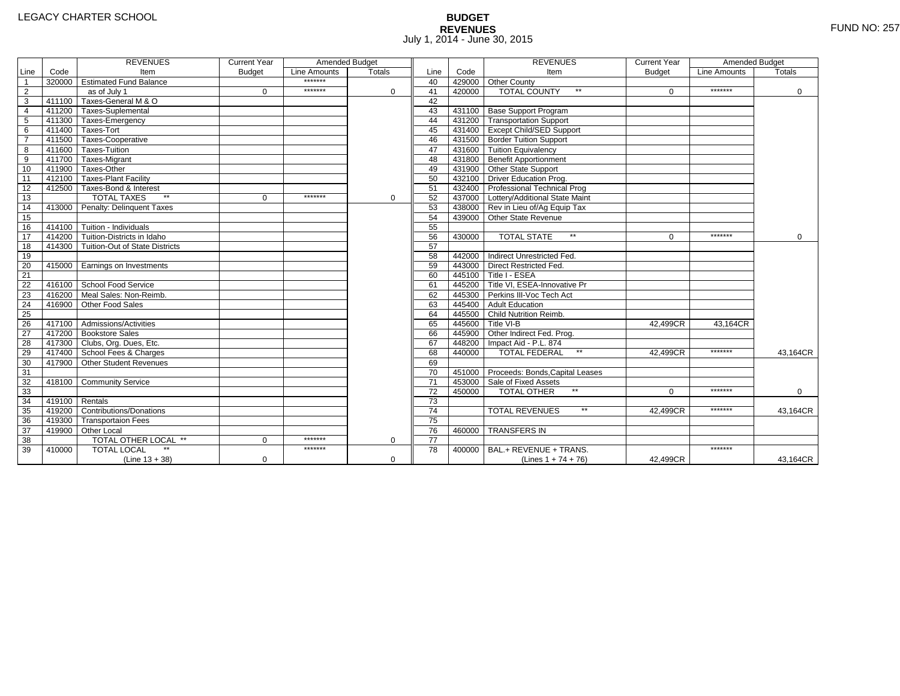LEGACY CHARTER SCHOOL

# BUDGET
## REVENUES
July 1, 2014 - June 30, 2015

FUND NO: 257

| Line | Code | REVENUES Item | Current Year Budget | Amended Budget Line Amounts | Amended Budget Totals | Line | Code | REVENUES Item | Current Year Budget | Amended Budget Line Amounts | Amended Budget Totals |
|---|---|---|---|---|---|---|---|---|---|---|---|
| 1 | 320000 | Estimated Fund Balance | | ******* | | 40 | 429000 | Other County | | | |
| 2 | | as of July 1 | 0 | ******* | 0 | 41 | 420000 | TOTAL COUNTY ** | 0 | ******* | 0 |
| 3 | 411100 | Taxes-General M & O | | | | 42 | | | | | |
| 4 | 411200 | Taxes-Suplemental | | | | 43 | 431100 | Base Support Program | | | |
| 5 | 411300 | Taxes-Emergency | | | | 44 | 431200 | Transportation Support | | | |
| 6 | 411400 | Taxes-Tort | | | | 45 | 431400 | Except Child/SED Support | | | |
| 7 | 411500 | Taxes-Cooperative | | | | 46 | 431500 | Border Tuition Support | | | |
| 8 | 411600 | Taxes-Tuition | | | | 47 | 431600 | Tuition Equivalency | | | |
| 9 | 411700 | Taxes-Migrant | | | | 48 | 431800 | Benefit Apportionment | | | |
| 10 | 411900 | Taxes-Other | | | | 49 | 431900 | Other State Support | | | |
| 11 | 412100 | Taxes-Plant Facility | | | | 50 | 432100 | Driver Education Prog. | | | |
| 12 | 412500 | Taxes-Bond & Interest | | | | 51 | 432400 | Professional Technical Prog | | | |
| 13 | | TOTAL TAXES ** | 0 | ******* | 0 | 52 | 437000 | Lottery/Additional State Maint | | | |
| 14 | 413000 | Penalty: Delinquent Taxes | | | | 53 | 438000 | Rev in Lieu of/Ag Equip Tax | | | |
| 15 | | | | | | 54 | 439000 | Other State Revenue | | | |
| 16 | 414100 | Tuition - Individuals | | | | 55 | | | | | |
| 17 | 414200 | Tuition-Districts in Idaho | | | | 56 | 430000 | TOTAL STATE ** | 0 | ******* | 0 |
| 18 | 414300 | Tuition-Out of State Districts | | | | 57 | | | | | |
| 19 | | | | | | 58 | 442000 | Indirect Unrestricted Fed. | | | |
| 20 | 415000 | Earnings on Investments | | | | 59 | 443000 | Direct Restricted Fed. | | | |
| 21 | | | | | | 60 | 445100 | Title I - ESEA | | | |
| 22 | 416100 | School Food Service | | | | 61 | 445200 | Title VI, ESEA-Innovative Pr | | | |
| 23 | 416200 | Meal Sales: Non-Reimb. | | | | 62 | 445300 | Perkins III-Voc Tech Act | | | |
| 24 | 416900 | Other Food Sales | | | | 63 | 445400 | Adult Education | | | |
| 25 | | | | | | 64 | 445500 | Child Nutrition Reimb. | | | |
| 26 | 417100 | Admissions/Activities | | | | 65 | 445600 | Title VI-B | 42,499CR | 43,164CR | |
| 27 | 417200 | Bookstore Sales | | | | 66 | 445900 | Other Indirect Fed. Prog. | | | |
| 28 | 417300 | Clubs, Org. Dues, Etc. | | | | 67 | 448200 | Impact Aid - P.L. 874 | | | |
| 29 | 417400 | School Fees & Charges | | | | 68 | 440000 | TOTAL FEDERAL ** | 42,499CR | ******* | 43,164CR |
| 30 | 417900 | Other Student Revenues | | | | 69 | | | | | |
| 31 | | | | | | 70 | 451000 | Proceeds: Bonds,Capital Leases | | | |
| 32 | 418100 | Community Service | | | | 71 | 453000 | Sale of Fixed Assets | | | |
| 33 | | | | | | 72 | 450000 | TOTAL OTHER ** | 0 | ******* | 0 |
| 34 | 419100 | Rentals | | | | 73 | | | | | |
| 35 | 419200 | Contributions/Donations | | | | 74 | | TOTAL REVENUES ** | 42,499CR | ******* | 43,164CR |
| 36 | 419300 | Transportaion Fees | | | | 75 | | | | | |
| 37 | 419900 | Other Local | | | | 76 | 460000 | TRANSFERS IN | | | |
| 38 | | TOTAL OTHER LOCAL ** | 0 | ******* | 0 | 77 | | | | | |
| 39 | 410000 | TOTAL LOCAL ** (Line 13 + 38) | 0 | ******* | 0 | 78 | 400000 | BAL.+ REVENUE + TRANS. (Lines 1 + 74 + 76) | 42,499CR | ******* | 43,164CR |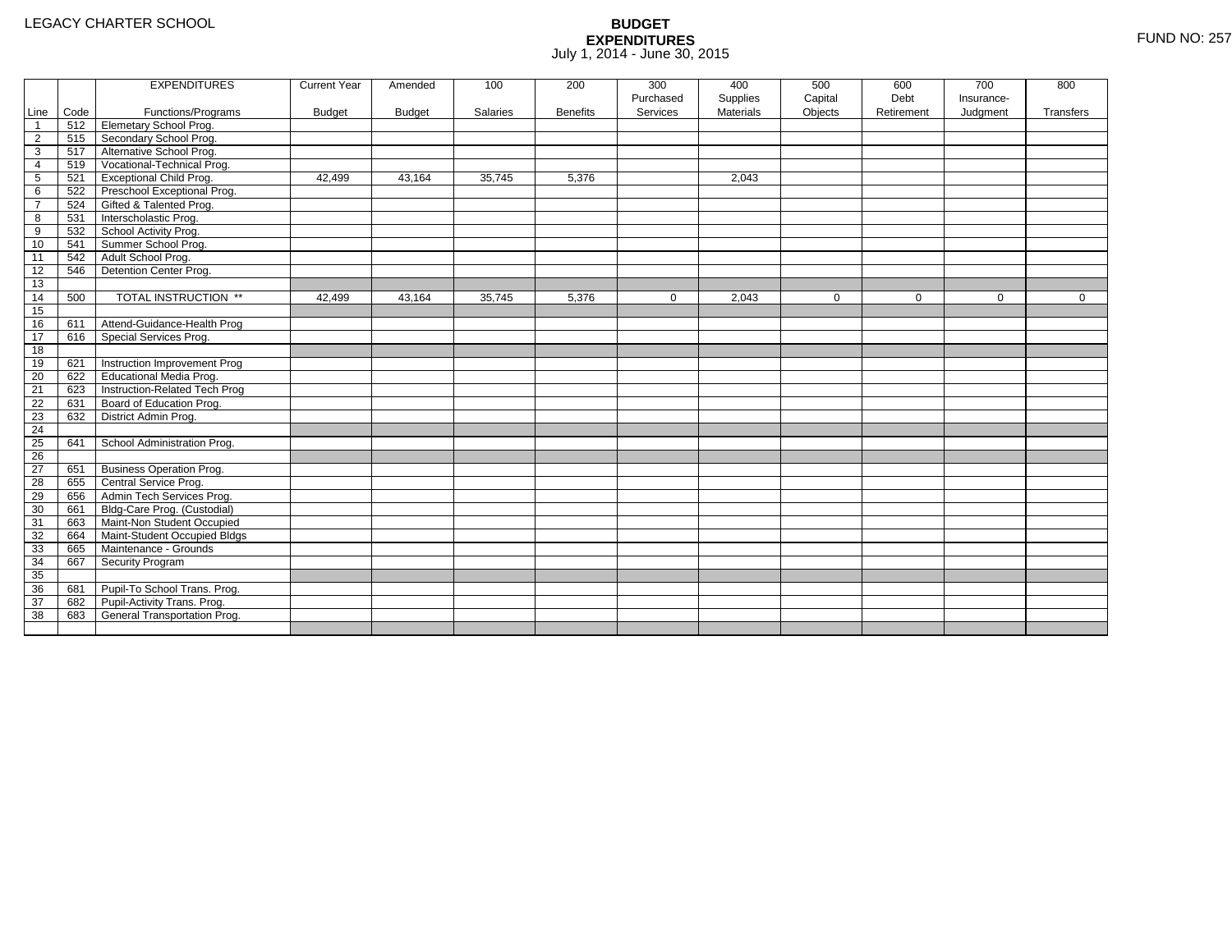LEGACY CHARTER SCHOOL

**BUDGET**
**EXPENDITURES**
July 1, 2014 - June 30, 2015

FUND NO: 257

| Line | Code | EXPENDITURES Functions/Programs | Current Year Budget | Amended Budget | 100 Salaries | 200 Benefits | 300 Purchased Services | 400 Supplies Materials | 500 Capital Objects | 600 Debt Retirement | 700 Insurance-Judgment | 800 Transfers |
|---|---|---|---|---|---|---|---|---|---|---|---|---|
| 1 | 512 | Elemetary School Prog. | | | | | | | | | | |
| 2 | 515 | Secondary School Prog. | | | | | | | | | | |
| 3 | 517 | Alternative School Prog. | | | | | | | | | | |
| 4 | 519 | Vocational-Technical Prog. | | | | | | | | | | |
| 5 | 521 | Exceptional Child Prog. | 42,499 | 43,164 | 35,745 | 5,376 | | 2,043 | | | | |
| 6 | 522 | Preschool Exceptional Prog. | | | | | | | | | | |
| 7 | 524 | Gifted & Talented Prog. | | | | | | | | | | |
| 8 | 531 | Interscholastic Prog. | | | | | | | | | | |
| 9 | 532 | School Activity Prog. | | | | | | | | | | |
| 10 | 541 | Summer School Prog. | | | | | | | | | | |
| 11 | 542 | Adult School Prog. | | | | | | | | | | |
| 12 | 546 | Detention Center Prog. | | | | | | | | | | |
| 13 | | | | | | | | | | | | |
| 14 | 500 | TOTAL INSTRUCTION ** | 42,499 | 43,164 | 35,745 | 5,376 | 0 | 2,043 | 0 | 0 | 0 | 0 |
| 15 | | | | | | | | | | | | |
| 16 | 611 | Attend-Guidance-Health Prog | | | | | | | | | | |
| 17 | 616 | Special Services Prog. | | | | | | | | | | |
| 18 | | | | | | | | | | | | |
| 19 | 621 | Instruction Improvement Prog | | | | | | | | | | |
| 20 | 622 | Educational Media Prog. | | | | | | | | | | |
| 21 | 623 | Instruction-Related Tech Prog | | | | | | | | | | |
| 22 | 631 | Board of Education Prog. | | | | | | | | | | |
| 23 | 632 | District Admin Prog. | | | | | | | | | | |
| 24 | | | | | | | | | | | | |
| 25 | 641 | School Administration Prog. | | | | | | | | | | |
| 26 | | | | | | | | | | | | |
| 27 | 651 | Business Operation Prog. | | | | | | | | | | |
| 28 | 655 | Central Service Prog. | | | | | | | | | | |
| 29 | 656 | Admin Tech Services Prog. | | | | | | | | | | |
| 30 | 661 | Bldg-Care Prog. (Custodial) | | | | | | | | | | |
| 31 | 663 | Maint-Non Student Occupied | | | | | | | | | | |
| 32 | 664 | Maint-Student Occupied Bldgs | | | | | | | | | | |
| 33 | 665 | Maintenance - Grounds | | | | | | | | | | |
| 34 | 667 | Security Program | | | | | | | | | | |
| 35 | | | | | | | | | | | | |
| 36 | 681 | Pupil-To School Trans. Prog. | | | | | | | | | | |
| 37 | 682 | Pupil-Activity Trans. Prog. | | | | | | | | | | |
| 38 | 683 | General Transportation Prog. | | | | | | | | | | |
| | | | | | | | | | | | | |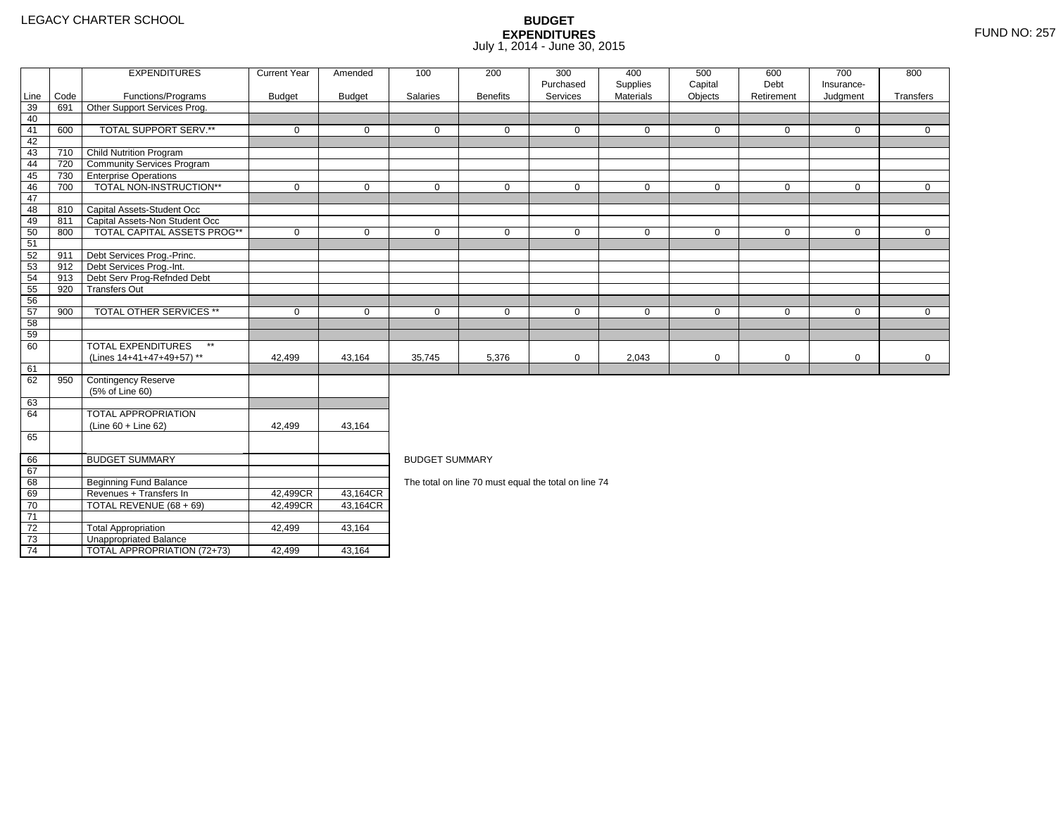LEGACY CHARTER SCHOOL

# BUDGET EXPENDITURES

July 1, 2014 - June 30, 2015

FUND NO: 257

| Line | Code | EXPENDITURES Functions/Programs | Current Year Budget | Amended Budget | 100 Salaries | 200 Benefits | 300 Purchased Services | 400 Supplies Materials | 500 Capital Objects | 600 Debt Retirement | 700 Insurance-Judgment | 800 Transfers |
|---|---|---|---|---|---|---|---|---|---|---|---|---|
| 39 | 691 | Other Support Services Prog. | | | | | | | | | | |
| 40 | | | | | | | | | | | | |
| 41 | 600 | TOTAL SUPPORT SERV.** | 0 | 0 | 0 | 0 | 0 | 0 | 0 | 0 | 0 | 0 |
| 42 | | | | | | | | | | | | |
| 43 | 710 | Child Nutrition Program | | | | | | | | | | |
| 44 | 720 | Community Services Program | | | | | | | | | | |
| 45 | 730 | Enterprise Operations | | | | | | | | | | |
| 46 | 700 | TOTAL NON-INSTRUCTION** | 0 | 0 | 0 | 0 | 0 | 0 | 0 | 0 | 0 | 0 |
| 47 | | | | | | | | | | | | |
| 48 | 810 | Capital Assets-Student Occ | | | | | | | | | | |
| 49 | 811 | Capital Assets-Non Student Occ | | | | | | | | | | |
| 50 | 800 | TOTAL CAPITAL ASSETS PROG** | 0 | 0 | 0 | 0 | 0 | 0 | 0 | 0 | 0 | 0 |
| 51 | | | | | | | | | | | | |
| 52 | 911 | Debt Services Prog.-Princ. | | | | | | | | | | |
| 53 | 912 | Debt Services Prog.-Int. | | | | | | | | | | |
| 54 | 913 | Debt Serv Prog-Refnded Debt | | | | | | | | | | |
| 55 | 920 | Transfers Out | | | | | | | | | | |
| 56 | | | | | | | | | | | | |
| 57 | 900 | TOTAL OTHER SERVICES ** | 0 | 0 | 0 | 0 | 0 | 0 | 0 | 0 | 0 | 0 |
| 58 | | | | | | | | | | | | |
| 59 | | | | | | | | | | | | |
| 60 | | TOTAL EXPENDITURES ** (Lines 14+41+47+49+57) ** | 42,499 | 43,164 | 35,745 | 5,376 | 0 | 2,043 | 0 | 0 | 0 | 0 |
| 61 | | | | | | | | | | | | |
| 62 | 950 | Contingency Reserve (5% of Line 60) | | | | | | | | | | |
| 63 | | | | | | | | | | | | |
| 64 | | TOTAL APPROPRIATION (Line 60 + Line 62) | 42,499 | 43,164 | | | | | | | | |
| 65 | | | | | | | | | | | | |
| 66 | | BUDGET SUMMARY | | | | | | | | | | |
| 67 | | | | | | | | | | | | |
| 68 | | Beginning Fund Balance | | | | | | | | | | |
| 69 | | Revenues + Transfers In | 42,499CR | 43,164CR | | | | | | | | |
| 70 | | TOTAL REVENUE (68 + 69) | 42,499CR | 43,164CR | | | | | | | | |
| 71 | | | | | | | | | | | | |
| 72 | | Total Appropriation | 42,499 | 43,164 | | | | | | | | |
| 73 | | Unappropriated Balance | | | | | | | | | | |
| 74 | | TOTAL APPROPRIATION (72+73) | 42,499 | 43,164 | | | | | | | | |

BUDGET SUMMARY

The total on line 70 must equal the total on line 74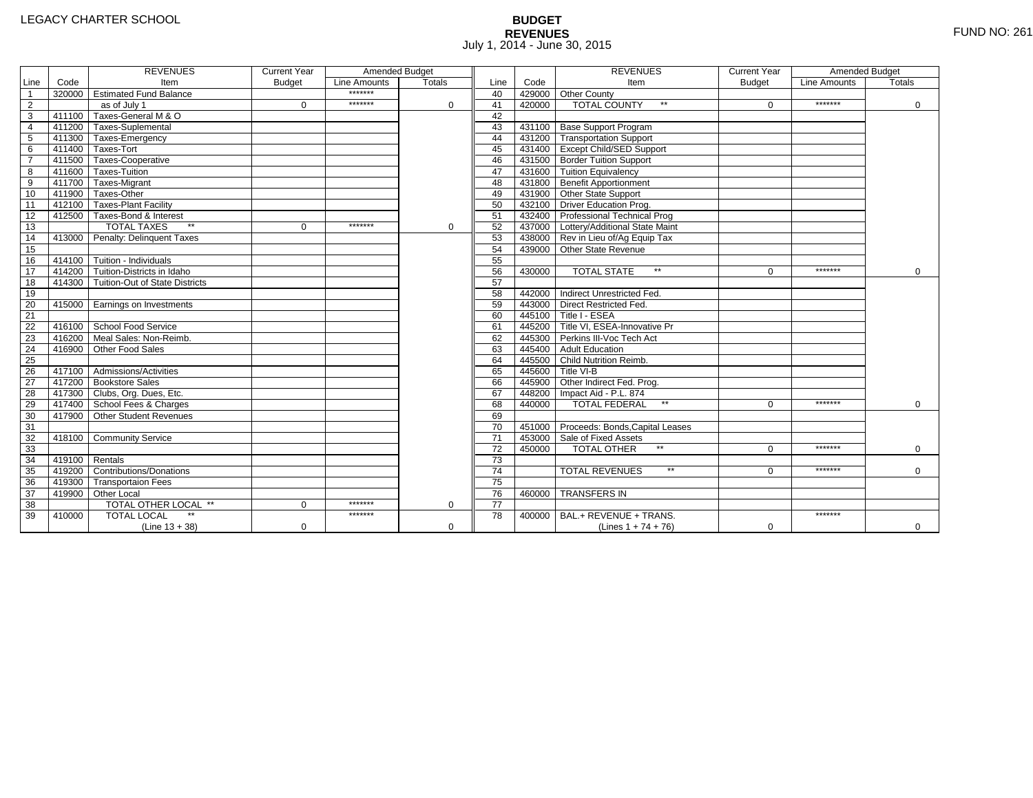LEGACY CHARTER SCHOOL

**BUDGET**
**REVENUES**
July 1, 2014 - June 30, 2015

FUND NO: 261

| Line | Code | REVENUES Item | Current Year Budget | Amended Budget Line Amounts | Amended Budget Totals | Line | Code | REVENUES Item | Current Year Budget | Amended Budget Line Amounts | Amended Budget Totals |
|---|---|---|---|---|---|---|---|---|---|---|---|
| 1 | 320000 | Estimated Fund Balance | | ******* | | 40 | 429000 | Other County | | | |
| 2 | | as of July 1 | 0 | ******* | 0 | 41 | 420000 | TOTAL COUNTY ** | 0 | ******* | 0 |
| 3 | 411100 | Taxes-General M & O | | | | 42 | | | | | |
| 4 | 411200 | Taxes-Suplemental | | | | 43 | 431100 | Base Support Program | | | |
| 5 | 411300 | Taxes-Emergency | | | | 44 | 431200 | Transportation Support | | | |
| 6 | 411400 | Taxes-Tort | | | | 45 | 431400 | Except Child/SED Support | | | |
| 7 | 411500 | Taxes-Cooperative | | | | 46 | 431500 | Border Tuition Support | | | |
| 8 | 411600 | Taxes-Tuition | | | | 47 | 431600 | Tuition Equivalency | | | |
| 9 | 411700 | Taxes-Migrant | | | | 48 | 431800 | Benefit Apportionment | | | |
| 10 | 411900 | Taxes-Other | | | | 49 | 431900 | Other State Support | | | |
| 11 | 412100 | Taxes-Plant Facility | | | | 50 | 432100 | Driver Education Prog. | | | |
| 12 | 412500 | Taxes-Bond & Interest | | | | 51 | 432400 | Professional Technical Prog | | | |
| 13 | | TOTAL TAXES ** | 0 | ******* | 0 | 52 | 437000 | Lottery/Additional State Maint | | | |
| 14 | 413000 | Penalty: Delinquent Taxes | | | | 53 | 438000 | Rev in Lieu of/Ag Equip Tax | | | |
| 15 | | | | | | 54 | 439000 | Other State Revenue | | | |
| 16 | 414100 | Tuition - Individuals | | | | 55 | | | | | |
| 17 | 414200 | Tuition-Districts in Idaho | | | | 56 | 430000 | TOTAL STATE ** | 0 | ******* | 0 |
| 18 | 414300 | Tuition-Out of State Districts | | | | 57 | | | | | |
| 19 | | | | | | 58 | 442000 | Indirect Unrestricted Fed. | | | |
| 20 | 415000 | Earnings on Investments | | | | 59 | 443000 | Direct Restricted Fed. | | | |
| 21 | | | | | | 60 | 445100 | Title I - ESEA | | | |
| 22 | 416100 | School Food Service | | | | 61 | 445200 | Title VI, ESEA-Innovative Pr | | | |
| 23 | 416200 | Meal Sales: Non-Reimb. | | | | 62 | 445300 | Perkins III-Voc Tech Act | | | |
| 24 | 416900 | Other Food Sales | | | | 63 | 445400 | Adult Education | | | |
| 25 | | | | | | 64 | 445500 | Child Nutrition Reimb. | | | |
| 26 | 417100 | Admissions/Activities | | | | 65 | 445600 | Title VI-B | | | |
| 27 | 417200 | Bookstore Sales | | | | 66 | 445900 | Other Indirect Fed. Prog. | | | |
| 28 | 417300 | Clubs, Org. Dues, Etc. | | | | 67 | 448200 | Impact Aid - P.L. 874 | | | |
| 29 | 417400 | School Fees & Charges | | | | 68 | 440000 | TOTAL FEDERAL ** | 0 | ******* | 0 |
| 30 | 417900 | Other Student Revenues | | | | 69 | | | | | |
| 31 | | | | | | 70 | 451000 | Proceeds: Bonds,Capital Leases | | | |
| 32 | 418100 | Community Service | | | | 71 | 453000 | Sale of Fixed Assets | | | |
| 33 | | | | | | 72 | 450000 | TOTAL OTHER ** | 0 | ******* | 0 |
| 34 | 419100 | Rentals | | | | 73 | | | | | |
| 35 | 419200 | Contributions/Donations | | | | 74 | | TOTAL REVENUES ** | 0 | ******* | 0 |
| 36 | 419300 | Transportaion Fees | | | | 75 | | | | | |
| 37 | 419900 | Other Local | | | | 76 | 460000 | TRANSFERS IN | | | |
| 38 | | TOTAL OTHER LOCAL ** | 0 | ******* | 0 | 77 | | | | | |
| 39 | 410000 | TOTAL LOCAL ** (Line 13 + 38) | 0 | ******* | 0 | 78 | 400000 | BAL.+ REVENUE + TRANS. (Lines 1 + 74 + 76) | 0 | ******* | 0 |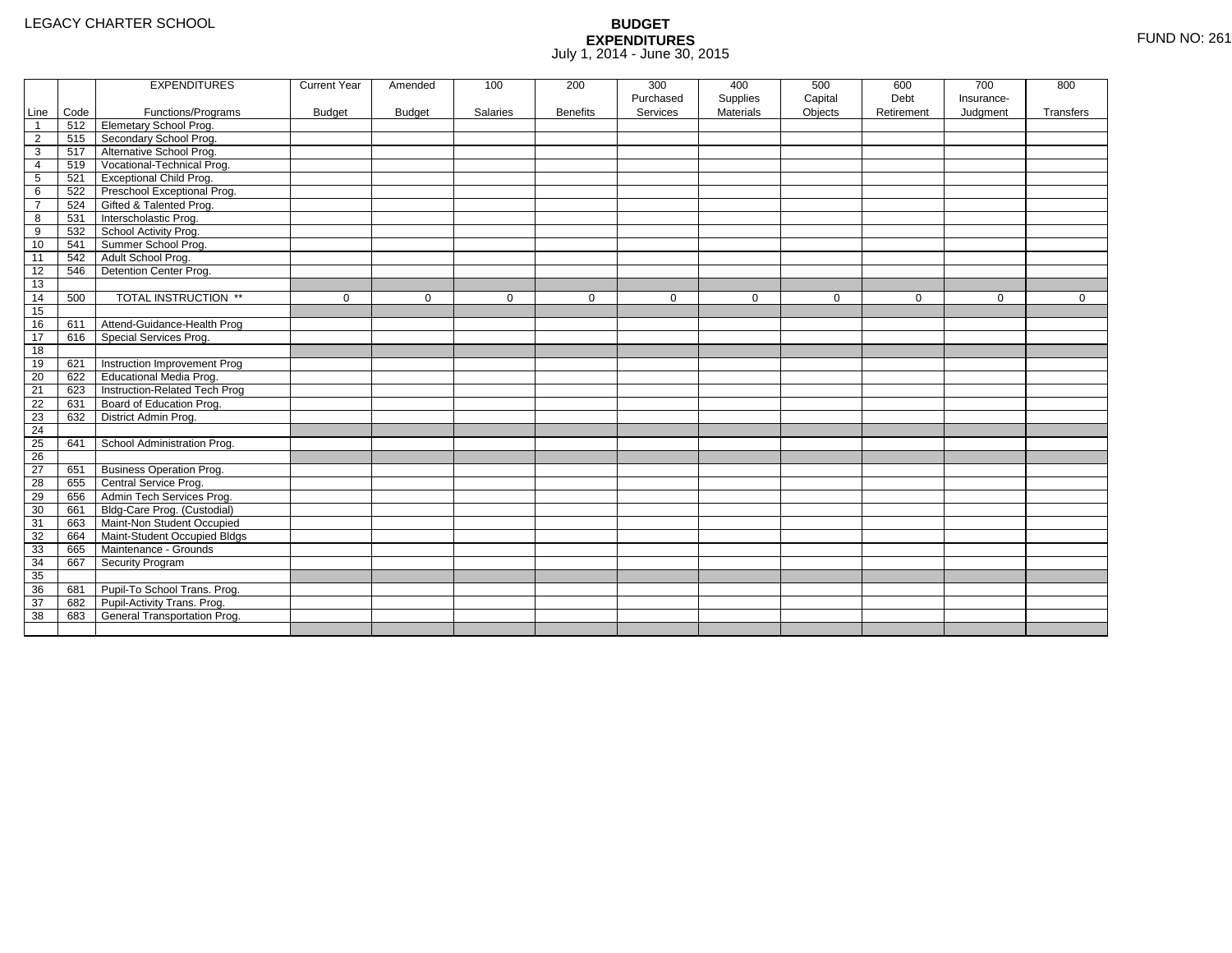LEGACY CHARTER SCHOOL

**BUDGET**
**EXPENDITURES**
July 1, 2014 - June 30, 2015

FUND NO: 261

| Line | Code | EXPENDITURES Functions/Programs | Current Year Budget | Amended Budget | 100 Salaries | 200 Benefits | 300 Purchased Services | 400 Supplies Materials | 500 Capital Objects | 600 Debt Retirement | 700 Insurance-Judgment | 800 Transfers |
|---|---|---|---|---|---|---|---|---|---|---|---|---|
| 1 | 512 | Elemetary School Prog. | | | | | | | | | | |
| 2 | 515 | Secondary School Prog. | | | | | | | | | | |
| 3 | 517 | Alternative School Prog. | | | | | | | | | | |
| 4 | 519 | Vocational-Technical Prog. | | | | | | | | | | |
| 5 | 521 | Exceptional Child Prog. | | | | | | | | | | |
| 6 | 522 | Preschool Exceptional Prog. | | | | | | | | | | |
| 7 | 524 | Gifted & Talented Prog. | | | | | | | | | | |
| 8 | 531 | Interscholastic Prog. | | | | | | | | | | |
| 9 | 532 | School Activity Prog. | | | | | | | | | | |
| 10 | 541 | Summer School Prog. | | | | | | | | | | |
| 11 | 542 | Adult School Prog. | | | | | | | | | | |
| 12 | 546 | Detention Center Prog. | | | | | | | | | | |
| 13 | | | | | | | | | | | | |
| 14 | 500 | TOTAL INSTRUCTION ** | 0 | 0 | 0 | 0 | 0 | 0 | 0 | 0 | 0 | 0 |
| 15 | | | | | | | | | | | | |
| 16 | 611 | Attend-Guidance-Health Prog | | | | | | | | | | |
| 17 | 616 | Special Services Prog. | | | | | | | | | | |
| 18 | | | | | | | | | | | | |
| 19 | 621 | Instruction Improvement Prog | | | | | | | | | | |
| 20 | 622 | Educational Media Prog. | | | | | | | | | | |
| 21 | 623 | Instruction-Related Tech Prog | | | | | | | | | | |
| 22 | 631 | Board of Education Prog. | | | | | | | | | | |
| 23 | 632 | District Admin Prog. | | | | | | | | | | |
| 24 | | | | | | | | | | | | |
| 25 | 641 | School Administration Prog. | | | | | | | | | | |
| 26 | | | | | | | | | | | | |
| 27 | 651 | Business Operation Prog. | | | | | | | | | | |
| 28 | 655 | Central Service Prog. | | | | | | | | | | |
| 29 | 656 | Admin Tech Services Prog. | | | | | | | | | | |
| 30 | 661 | Bldg-Care Prog. (Custodial) | | | | | | | | | | |
| 31 | 663 | Maint-Non Student Occupied | | | | | | | | | | |
| 32 | 664 | Maint-Student Occupied Bldgs | | | | | | | | | | |
| 33 | 665 | Maintenance - Grounds | | | | | | | | | | |
| 34 | 667 | Security Program | | | | | | | | | | |
| 35 | | | | | | | | | | | | |
| 36 | 681 | Pupil-To School Trans. Prog. | | | | | | | | | | |
| 37 | 682 | Pupil-Activity Trans. Prog. | | | | | | | | | | |
| 38 | 683 | General Transportation Prog. | | | | | | | | | | |
| | | | | | | | | | | | | |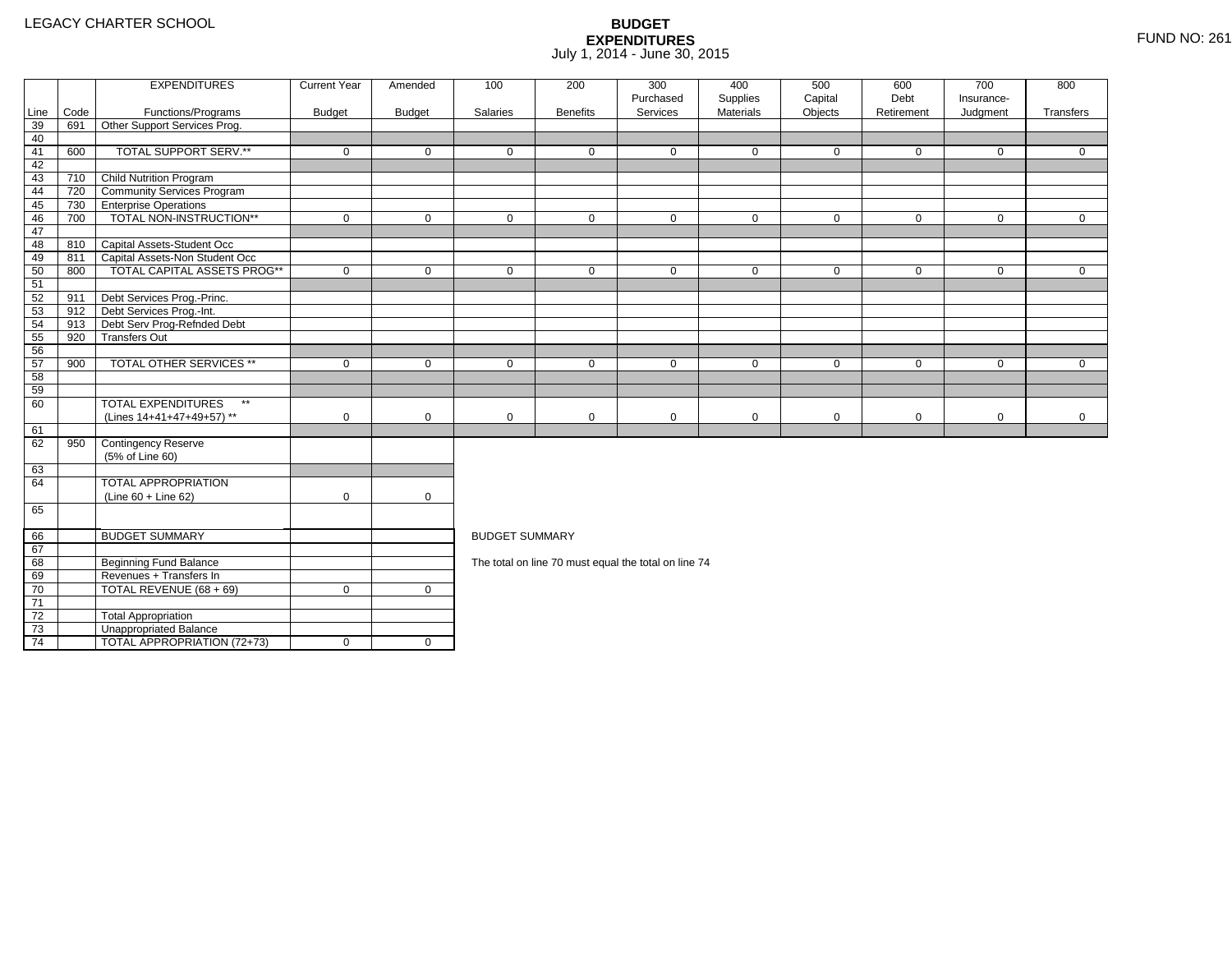LEGACY CHARTER SCHOOL

# BUDGET EXPENDITURES
July 1, 2014 - June 30, 2015

FUND NO: 261

| Line | Code | EXPENDITURES Functions/Programs | Current Year Budget | Amended Budget | 100 Salaries | 200 Benefits | 300 Purchased Services | 400 Supplies Materials | 500 Capital Objects | 600 Debt Retirement | 700 Insurance-Judgment | 800 Transfers |
|---|---|---|---|---|---|---|---|---|---|---|---|---|
| 39 | 691 | Other Support Services Prog. | | | | | | | | | | |
| 40 | | | | | | | | | | | | |
| 41 | 600 | TOTAL SUPPORT SERV.** | 0 | 0 | 0 | 0 | 0 | 0 | 0 | 0 | 0 | 0 |
| 42 | | | | | | | | | | | | |
| 43 | 710 | Child Nutrition Program | | | | | | | | | | |
| 44 | 720 | Community Services Program | | | | | | | | | | |
| 45 | 730 | Enterprise Operations | | | | | | | | | | |
| 46 | 700 | TOTAL NON-INSTRUCTION** | 0 | 0 | 0 | 0 | 0 | 0 | 0 | 0 | 0 | 0 |
| 47 | | | | | | | | | | | | |
| 48 | 810 | Capital Assets-Student Occ | | | | | | | | | | |
| 49 | 811 | Capital Assets-Non Student Occ | | | | | | | | | | |
| 50 | 800 | TOTAL CAPITAL ASSETS PROG** | 0 | 0 | 0 | 0 | 0 | 0 | 0 | 0 | 0 | 0 |
| 51 | | | | | | | | | | | | |
| 52 | 911 | Debt Services Prog.-Princ. | | | | | | | | | | |
| 53 | 912 | Debt Services Prog.-Int. | | | | | | | | | | |
| 54 | 913 | Debt Serv Prog-Refnded Debt | | | | | | | | | | |
| 55 | 920 | Transfers Out | | | | | | | | | | |
| 56 | | | | | | | | | | | | |
| 57 | 900 | TOTAL OTHER SERVICES ** | 0 | 0 | 0 | 0 | 0 | 0 | 0 | 0 | 0 | 0 |
| 58 | | | | | | | | | | | | |
| 59 | | | | | | | | | | | | |
| 60 | | TOTAL EXPENDITURES ** (Lines 14+41+47+49+57) ** | 0 | 0 | 0 | 0 | 0 | 0 | 0 | 0 | 0 | 0 |
| 61 | | | | | | | | | | | | |
| 62 | 950 | Contingency Reserve (5% of Line 60) | | | | | | | | | | |
| 63 | | | | | | | | | | | | |
| 64 | | TOTAL APPROPRIATION (Line 60 + Line 62) | 0 | 0 | | | | | | | | |
| 65 | | | | | | | | | | | | |

| Line | Code | | Current Year Budget | Amended Budget |
|---|---|---|---|---|
| 66 | | BUDGET SUMMARY | | |
| 67 | | | | |
| 68 | | Beginning Fund Balance | | |
| 69 | | Revenues + Transfers In | | |
| 70 | | TOTAL REVENUE (68 + 69) | 0 | 0 |
| 71 | | | | |
| 72 | | Total Appropriation | | |
| 73 | | Unappropriated Balance | | |
| 74 | | TOTAL APPROPRIATION (72+73) | 0 | 0 |

BUDGET SUMMARY

The total on line 70 must equal the total on line 74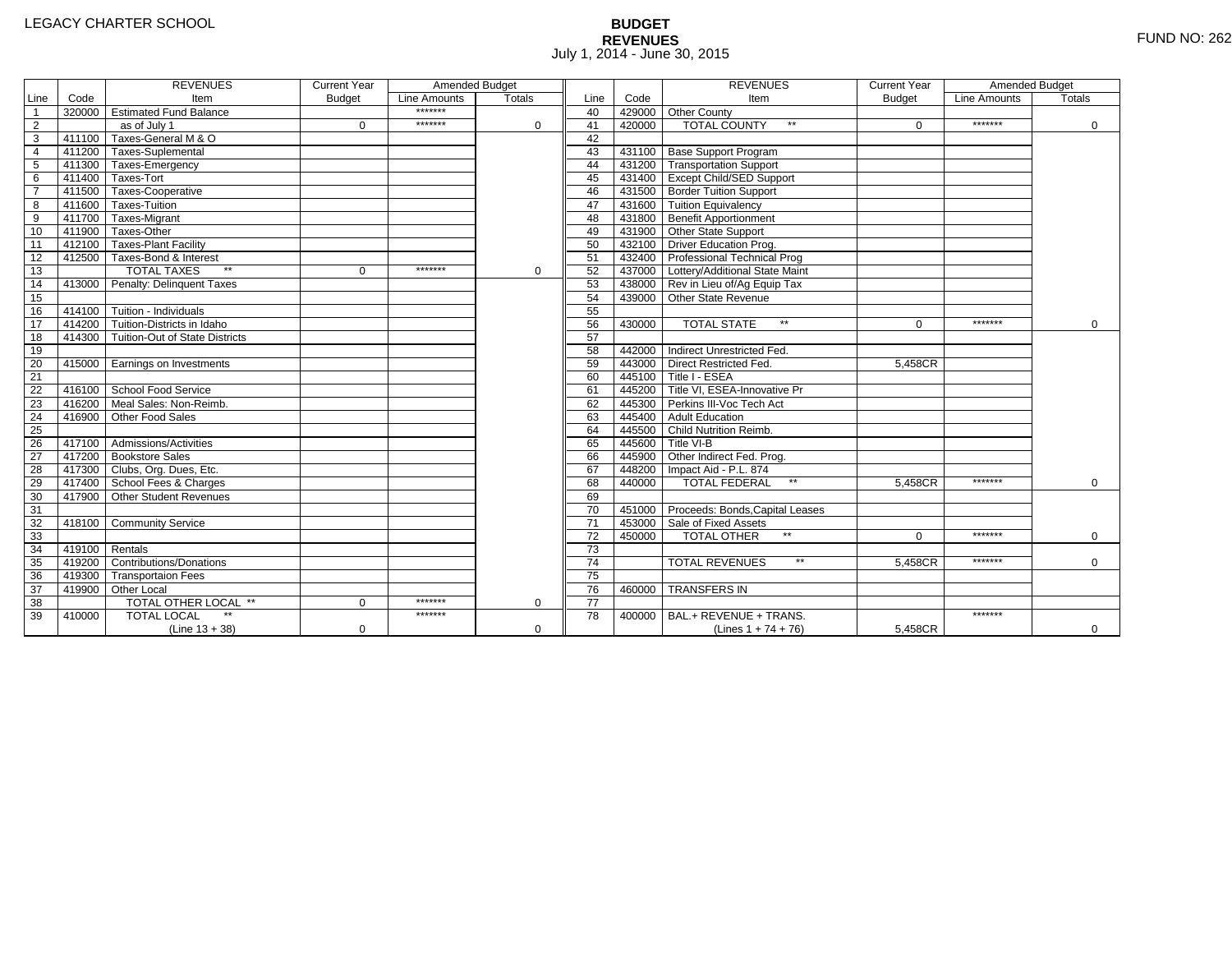LEGACY CHARTER SCHOOL

# BUDGET
## REVENUES
July 1, 2014 - June 30, 2015

FUND NO: 262

| Line | Code | REVENUES Item | Current Year Budget | Amended Budget Line Amounts | Amended Budget Totals | Line | Code | REVENUES Item | Current Year Budget | Amended Budget Line Amounts | Amended Budget Totals |
|---|---|---|---|---|---|---|---|---|---|---|---|
| 1 | 320000 | Estimated Fund Balance | | ******* | | 40 | 429000 | Other County | | | |
| 2 | | as of July 1 | 0 | ******* | 0 | 41 | 420000 | TOTAL COUNTY ** | 0 | ******* | 0 |
| 3 | 411100 | Taxes-General M & O | | | | 42 | | | | | |
| 4 | 411200 | Taxes-Suplemental | | | | 43 | 431100 | Base Support Program | | | |
| 5 | 411300 | Taxes-Emergency | | | | 44 | 431200 | Transportation Support | | | |
| 6 | 411400 | Taxes-Tort | | | | 45 | 431400 | Except Child/SED Support | | | |
| 7 | 411500 | Taxes-Cooperative | | | | 46 | 431500 | Border Tuition Support | | | |
| 8 | 411600 | Taxes-Tuition | | | | 47 | 431600 | Tuition Equivalency | | | |
| 9 | 411700 | Taxes-Migrant | | | | 48 | 431800 | Benefit Apportionment | | | |
| 10 | 411900 | Taxes-Other | | | | 49 | 431900 | Other State Support | | | |
| 11 | 412100 | Taxes-Plant Facility | | | | 50 | 432100 | Driver Education Prog. | | | |
| 12 | 412500 | Taxes-Bond & Interest | | | | 51 | 432400 | Professional Technical Prog | | | |
| 13 | | TOTAL TAXES ** | 0 | ******* | 0 | 52 | 437000 | Lottery/Additional State Maint | | | |
| 14 | 413000 | Penalty: Delinquent Taxes | | | | 53 | 438000 | Rev in Lieu of/Ag Equip Tax | | | |
| 15 | | | | | | 54 | 439000 | Other State Revenue | | | |
| 16 | 414100 | Tuition - Individuals | | | | 55 | | | | | |
| 17 | 414200 | Tuition-Districts in Idaho | | | | 56 | 430000 | TOTAL STATE ** | 0 | ******* | 0 |
| 18 | 414300 | Tuition-Out of State Districts | | | | 57 | | | | | |
| 19 | | | | | | 58 | 442000 | Indirect Unrestricted Fed. | | | |
| 20 | 415000 | Earnings on Investments | | | | 59 | 443000 | Direct Restricted Fed. | 5,458CR | | |
| 21 | | | | | | 60 | 445100 | Title I - ESEA | | | |
| 22 | 416100 | School Food Service | | | | 61 | 445200 | Title VI, ESEA-Innovative Pr | | | |
| 23 | 416200 | Meal Sales: Non-Reimb. | | | | 62 | 445300 | Perkins III-Voc Tech Act | | | |
| 24 | 416900 | Other Food Sales | | | | 63 | 445400 | Adult Education | | | |
| 25 | | | | | | 64 | 445500 | Child Nutrition Reimb. | | | |
| 26 | 417100 | Admissions/Activities | | | | 65 | 445600 | Title VI-B | | | |
| 27 | 417200 | Bookstore Sales | | | | 66 | 445900 | Other Indirect Fed. Prog. | | | |
| 28 | 417300 | Clubs, Org. Dues, Etc. | | | | 67 | 448200 | Impact Aid - P.L. 874 | | | |
| 29 | 417400 | School Fees & Charges | | | | 68 | 440000 | TOTAL FEDERAL ** | 5,458CR | ******* | 0 |
| 30 | 417900 | Other Student Revenues | | | | 69 | | | | | |
| 31 | | | | | | 70 | 451000 | Proceeds: Bonds,Capital Leases | | | |
| 32 | 418100 | Community Service | | | | 71 | 453000 | Sale of Fixed Assets | | | |
| 33 | | | | | | 72 | 450000 | TOTAL OTHER ** | 0 | ******* | 0 |
| 34 | 419100 | Rentals | | | | 73 | | | | | |
| 35 | 419200 | Contributions/Donations | | | | 74 | | TOTAL REVENUES ** | 5,458CR | ******* | 0 |
| 36 | 419300 | Transportaion Fees | | | | 75 | | | | | |
| 37 | 419900 | Other Local | | | | 76 | 460000 | TRANSFERS IN | | | |
| 38 | | TOTAL OTHER LOCAL ** | 0 | ******* | 0 | 77 | | | | | |
| 39 | 410000 | TOTAL LOCAL ** (Line 13 + 38) | 0 | ******* | 0 | 78 | 400000 | BAL.+ REVENUE + TRANS. (Lines 1 + 74 + 76) | 5,458CR | ******* | 0 |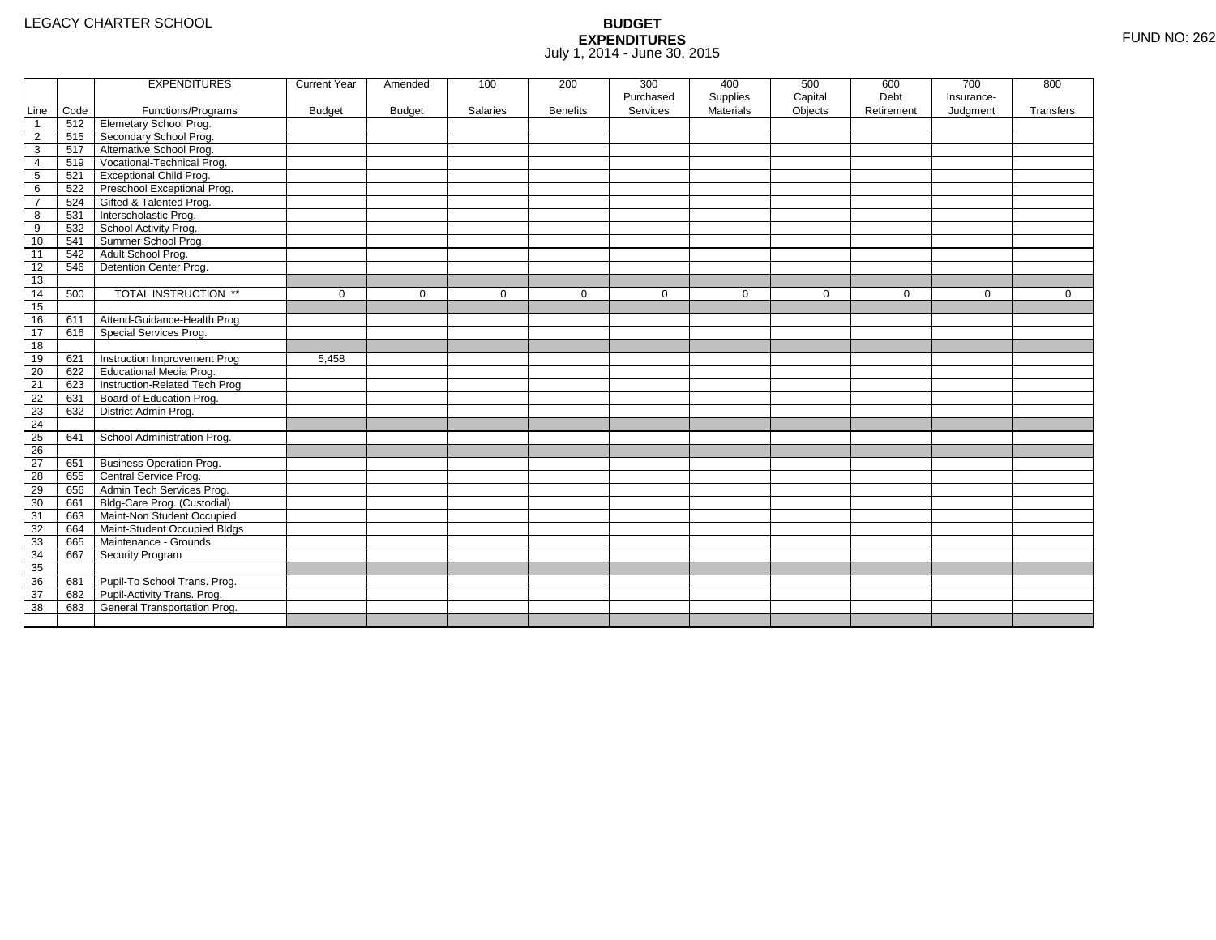LEGACY CHARTER SCHOOL

# BUDGET EXPENDITURES

July 1, 2014 - June 30, 2015

FUND NO: 262

| Line | Code | EXPENDITURES Functions/Programs | Current Year Budget | Amended Budget | 100 Salaries | 200 Benefits | 300 Purchased Services | 400 Supplies Materials | 500 Capital Objects | 600 Debt Retirement | 700 Insurance-Judgment | 800 Transfers |
|---|---|---|---|---|---|---|---|---|---|---|---|---|
| 1 | 512 | Elemetary School Prog. | | | | | | | | | | |
| 2 | 515 | Secondary School Prog. | | | | | | | | | | |
| 3 | 517 | Alternative School Prog. | | | | | | | | | | |
| 4 | 519 | Vocational-Technical Prog. | | | | | | | | | | |
| 5 | 521 | Exceptional Child Prog. | | | | | | | | | | |
| 6 | 522 | Preschool Exceptional Prog. | | | | | | | | | | |
| 7 | 524 | Gifted & Talented Prog. | | | | | | | | | | |
| 8 | 531 | Interscholastic Prog. | | | | | | | | | | |
| 9 | 532 | School Activity Prog. | | | | | | | | | | |
| 10 | 541 | Summer School Prog. | | | | | | | | | | |
| 11 | 542 | Adult School Prog. | | | | | | | | | | |
| 12 | 546 | Detention Center Prog. | | | | | | | | | | |
| 13 | | | | | | | | | | | | |
| 14 | 500 | TOTAL INSTRUCTION ** | 0 | 0 | 0 | 0 | 0 | 0 | 0 | 0 | 0 | 0 |
| 15 | | | | | | | | | | | | |
| 16 | 611 | Attend-Guidance-Health Prog | | | | | | | | | | |
| 17 | 616 | Special Services Prog. | | | | | | | | | | |
| 18 | | | | | | | | | | | | |
| 19 | 621 | Instruction Improvement Prog | 5,458 | | | | | | | | | |
| 20 | 622 | Educational Media Prog. | | | | | | | | | | |
| 21 | 623 | Instruction-Related Tech Prog | | | | | | | | | | |
| 22 | 631 | Board of Education Prog. | | | | | | | | | | |
| 23 | 632 | District Admin Prog. | | | | | | | | | | |
| 24 | | | | | | | | | | | | |
| 25 | 641 | School Administration Prog. | | | | | | | | | | |
| 26 | | | | | | | | | | | | |
| 27 | 651 | Business Operation Prog. | | | | | | | | | | |
| 28 | 655 | Central Service Prog. | | | | | | | | | | |
| 29 | 656 | Admin Tech Services Prog. | | | | | | | | | | |
| 30 | 661 | Bldg-Care Prog. (Custodial) | | | | | | | | | | |
| 31 | 663 | Maint-Non Student Occupied | | | | | | | | | | |
| 32 | 664 | Maint-Student Occupied Bldgs | | | | | | | | | | |
| 33 | 665 | Maintenance - Grounds | | | | | | | | | | |
| 34 | 667 | Security Program | | | | | | | | | | |
| 35 | | | | | | | | | | | | |
| 36 | 681 | Pupil-To School Trans. Prog. | | | | | | | | | | |
| 37 | 682 | Pupil-Activity Trans. Prog. | | | | | | | | | | |
| 38 | 683 | General Transportation Prog. | | | | | | | | | | |
| | | | | | | | | | | | | |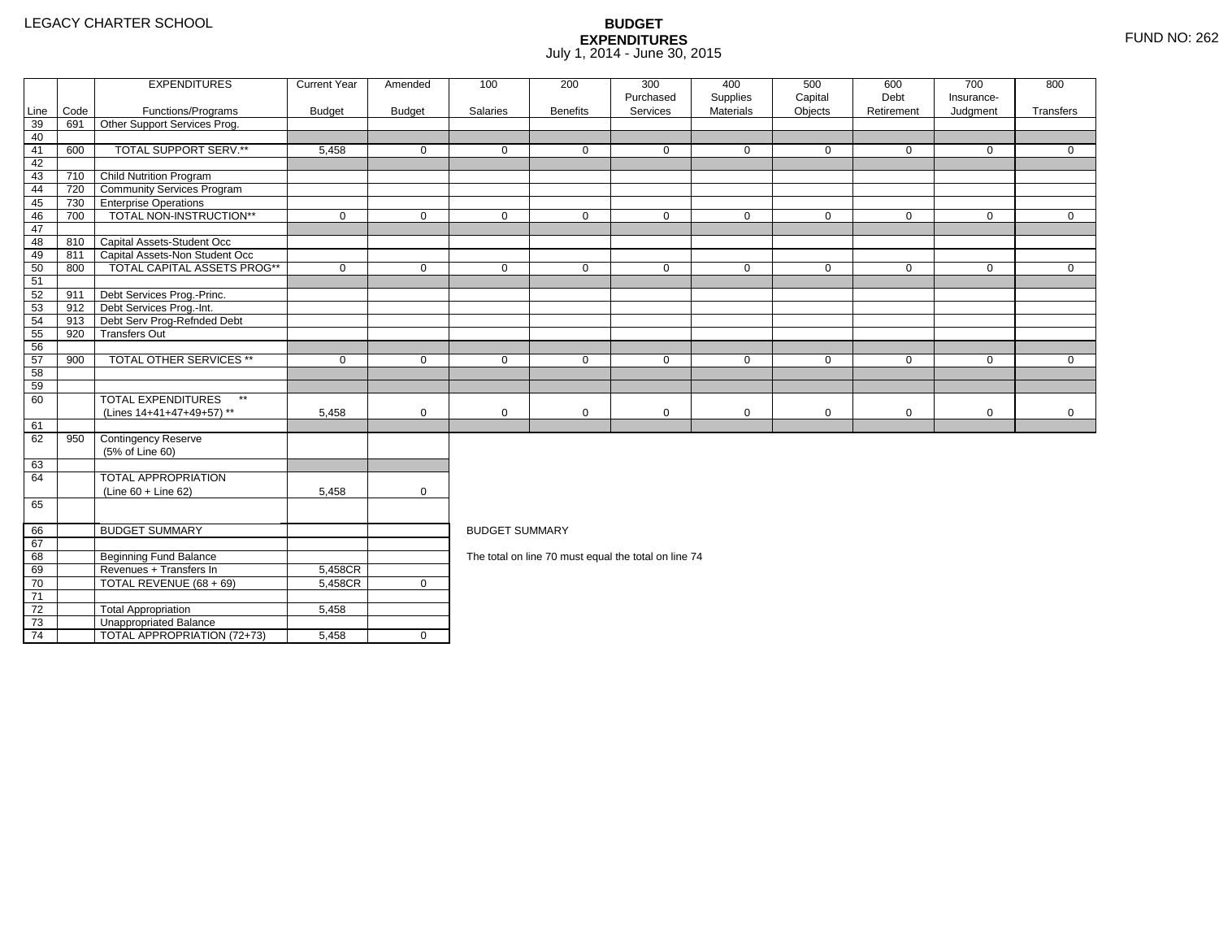LEGACY CHARTER SCHOOL

# BUDGET EXPENDITURES
July 1, 2014 - June 30, 2015

FUND NO: 262

| Line | Code | EXPENDITURES Functions/Programs | Current Year Budget | Amended Budget | 100 Salaries | 200 Benefits | 300 Purchased Services | 400 Supplies Materials | 500 Capital Objects | 600 Debt Retirement | 700 Insurance-Judgment | 800 Transfers |
|---|---|---|---|---|---|---|---|---|---|---|---|---|
| 39 | 691 | Other Support Services Prog. | | | | | | | | | | |
| 40 | | | | | | | | | | | | |
| 41 | 600 | TOTAL SUPPORT SERV.** | 5,458 | 0 | 0 | 0 | 0 | 0 | 0 | 0 | 0 | 0 |
| 42 | | | | | | | | | | | | |
| 43 | 710 | Child Nutrition Program | | | | | | | | | | |
| 44 | 720 | Community Services Program | | | | | | | | | | |
| 45 | 730 | Enterprise Operations | | | | | | | | | | |
| 46 | 700 | TOTAL NON-INSTRUCTION** | 0 | 0 | 0 | 0 | 0 | 0 | 0 | 0 | 0 | 0 |
| 47 | | | | | | | | | | | | |
| 48 | 810 | Capital Assets-Student Occ | | | | | | | | | | |
| 49 | 811 | Capital Assets-Non Student Occ | | | | | | | | | | |
| 50 | 800 | TOTAL CAPITAL ASSETS PROG** | 0 | 0 | 0 | 0 | 0 | 0 | 0 | 0 | 0 | 0 |
| 51 | | | | | | | | | | | | |
| 52 | 911 | Debt Services Prog.-Princ. | | | | | | | | | | |
| 53 | 912 | Debt Services Prog.-Int. | | | | | | | | | | |
| 54 | 913 | Debt Serv Prog-Refnded Debt | | | | | | | | | | |
| 55 | 920 | Transfers Out | | | | | | | | | | |
| 56 | | | | | | | | | | | | |
| 57 | 900 | TOTAL OTHER SERVICES ** | 0 | 0 | 0 | 0 | 0 | 0 | 0 | 0 | 0 | 0 |
| 58 | | | | | | | | | | | | |
| 59 | | | | | | | | | | | | |
| 60 | | TOTAL EXPENDITURES ** (Lines 14+41+47+49+57) ** | 5,458 | 0 | 0 | 0 | 0 | 0 | 0 | 0 | 0 | 0 |
| 61 | | | | | | | | | | | | |
| 62 | 950 | Contingency Reserve (5% of Line 60) | | | | | | | | | | |
| 63 | | | | | | | | | | | | |
| 64 | | TOTAL APPROPRIATION (Line 60 + Line 62) | 5,458 | 0 | | | | | | | | |
| 65 | | | | | | | | | | | | |

| Line | Code | BUDGET SUMMARY | Current Year Budget | Amended Budget |
|---|---|---|---|---|
| 66 | | BUDGET SUMMARY | | |
| 67 | | | | |
| 68 | | Beginning Fund Balance | | |
| 69 | | Revenues + Transfers In | 5,458CR | |
| 70 | | TOTAL REVENUE (68 + 69) | 5,458CR | 0 |
| 71 | | | | |
| 72 | | Total Appropriation | 5,458 | |
| 73 | | Unappropriated Balance | | |
| 74 | | TOTAL APPROPRIATION (72+73) | 5,458 | 0 |

BUDGET SUMMARY

The total on line 70 must equal the total on line 74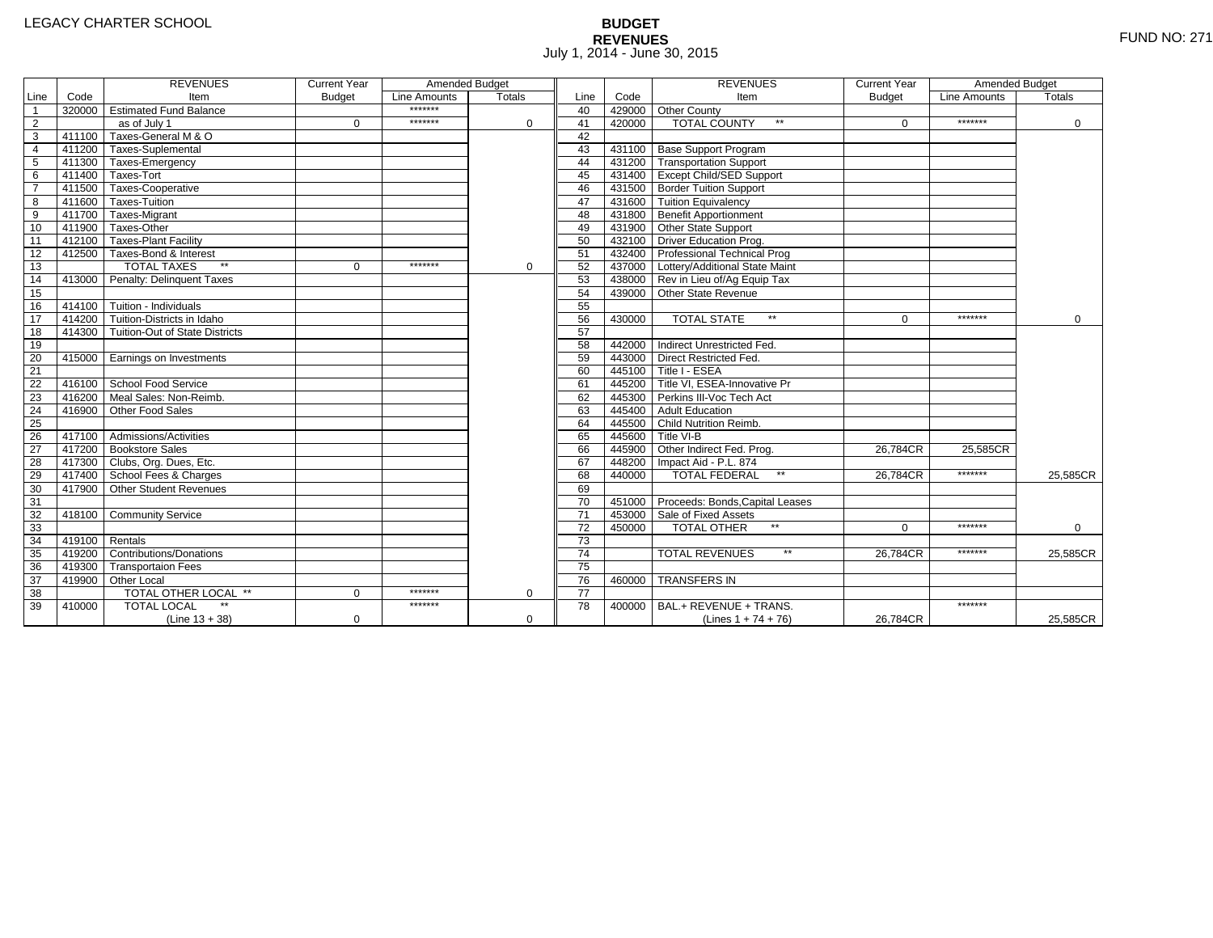LEGACY CHARTER SCHOOL

# BUDGET
## REVENUES
July 1, 2014 - June 30, 2015

FUND NO: 271

| Line | Code | REVENUES Item | Current Year Budget | Amended Budget Line Amounts | Amended Budget Totals | Line | Code | REVENUES Item | Current Year Budget | Amended Budget Line Amounts | Amended Budget Totals |
|---|---|---|---|---|---|---|---|---|---|---|---|
| 1 | 320000 | Estimated Fund Balance | | ******* | | 40 | 429000 | Other County | | | |
| 2 | | as of July 1 | 0 | ******* | 0 | 41 | 420000 | TOTAL COUNTY ** | 0 | ******* | 0 |
| 3 | 411100 | Taxes-General M & O | | | | 42 | | | | | |
| 4 | 411200 | Taxes-Suplemental | | | | 43 | 431100 | Base Support Program | | | |
| 5 | 411300 | Taxes-Emergency | | | | 44 | 431200 | Transportation Support | | | |
| 6 | 411400 | Taxes-Tort | | | | 45 | 431400 | Except Child/SED Support | | | |
| 7 | 411500 | Taxes-Cooperative | | | | 46 | 431500 | Border Tuition Support | | | |
| 8 | 411600 | Taxes-Tuition | | | | 47 | 431600 | Tuition Equivalency | | | |
| 9 | 411700 | Taxes-Migrant | | | | 48 | 431800 | Benefit Apportionment | | | |
| 10 | 411900 | Taxes-Other | | | | 49 | 431900 | Other State Support | | | |
| 11 | 412100 | Taxes-Plant Facility | | | | 50 | 432100 | Driver Education Prog. | | | |
| 12 | 412500 | Taxes-Bond & Interest | | | | 51 | 432400 | Professional Technical Prog | | | |
| 13 | | TOTAL TAXES ** | 0 | ******* | 0 | 52 | 437000 | Lottery/Additional State Maint | | | |
| 14 | 413000 | Penalty: Delinquent Taxes | | | | 53 | 438000 | Rev in Lieu of/Ag Equip Tax | | | |
| 15 | | | | | | 54 | 439000 | Other State Revenue | | | |
| 16 | 414100 | Tuition - Individuals | | | | 55 | | | | | |
| 17 | 414200 | Tuition-Districts in Idaho | | | | 56 | 430000 | TOTAL STATE ** | 0 | ******* | 0 |
| 18 | 414300 | Tuition-Out of State Districts | | | | 57 | | | | | |
| 19 | | | | | | 58 | 442000 | Indirect Unrestricted Fed. | | | |
| 20 | 415000 | Earnings on Investments | | | | 59 | 443000 | Direct Restricted Fed. | | | |
| 21 | | | | | | 60 | 445100 | Title I - ESEA | | | |
| 22 | 416100 | School Food Service | | | | 61 | 445200 | Title VI, ESEA-Innovative Pr | | | |
| 23 | 416200 | Meal Sales: Non-Reimb. | | | | 62 | 445300 | Perkins III-Voc Tech Act | | | |
| 24 | 416900 | Other Food Sales | | | | 63 | 445400 | Adult Education | | | |
| 25 | | | | | | 64 | 445500 | Child Nutrition Reimb. | | | |
| 26 | 417100 | Admissions/Activities | | | | 65 | 445600 | Title VI-B | | | |
| 27 | 417200 | Bookstore Sales | | | | 66 | 445900 | Other Indirect Fed. Prog. | 26,784CR | 25,585CR | |
| 28 | 417300 | Clubs, Org. Dues, Etc. | | | | 67 | 448200 | Impact Aid - P.L. 874 | | | |
| 29 | 417400 | School Fees & Charges | | | | 68 | 440000 | TOTAL FEDERAL ** | 26,784CR | ******* | 25,585CR |
| 30 | 417900 | Other Student Revenues | | | | 69 | | | | | |
| 31 | | | | | | 70 | 451000 | Proceeds: Bonds,Capital Leases | | | |
| 32 | 418100 | Community Service | | | | 71 | 453000 | Sale of Fixed Assets | | | |
| 33 | | | | | | 72 | 450000 | TOTAL OTHER ** | 0 | ******* | 0 |
| 34 | 419100 | Rentals | | | | 73 | | | | | |
| 35 | 419200 | Contributions/Donations | | | | 74 | | TOTAL REVENUES ** | 26,784CR | ******* | 25,585CR |
| 36 | 419300 | Transportaion Fees | | | | 75 | | | | | |
| 37 | 419900 | Other Local | | | | 76 | 460000 | TRANSFERS IN | | | |
| 38 | | TOTAL OTHER LOCAL ** | 0 | ******* | 0 | 77 | | | | | |
| 39 | 410000 | TOTAL LOCAL ** (Line 13 + 38) | 0 | ******* | 0 | 78 | 400000 | BAL.+ REVENUE + TRANS. (Lines 1 + 74 + 76) | 26,784CR | ******* | 25,585CR |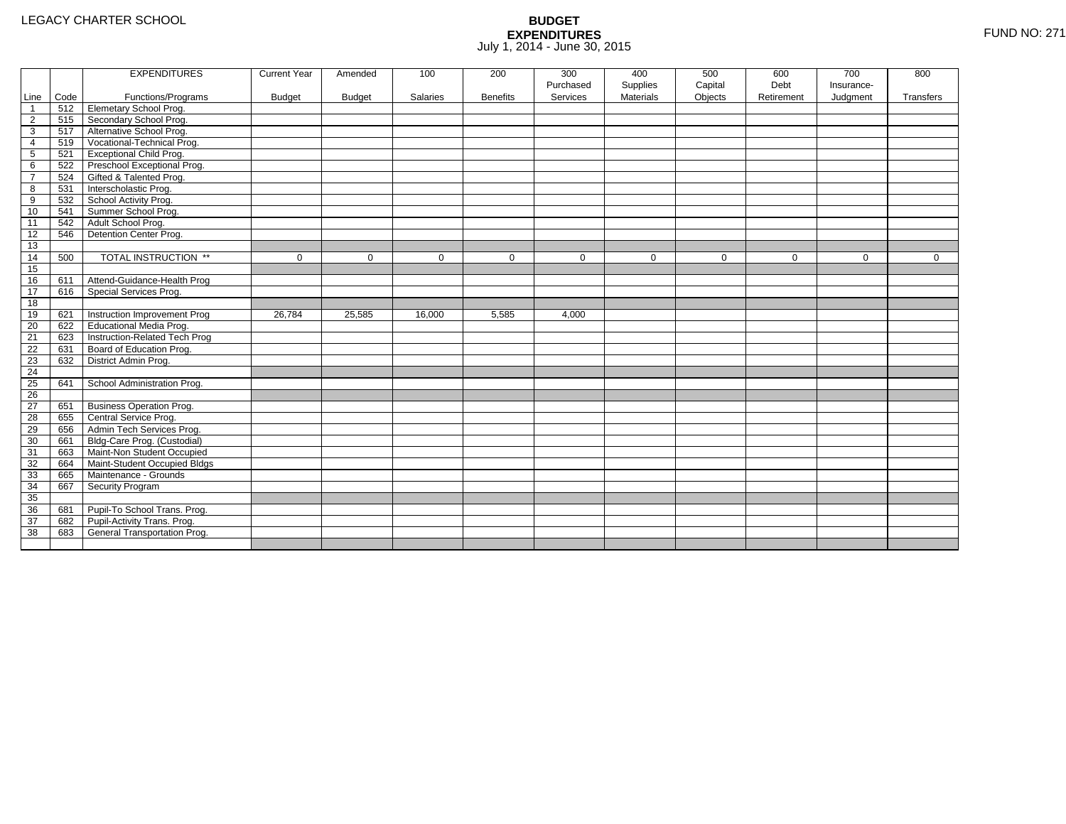LEGACY CHARTER SCHOOL

# BUDGET EXPENDITURES

July 1, 2014 - June 30, 2015

FUND NO: 271

| Line | Code | EXPENDITURES Functions/Programs | Current Year Budget | Amended Budget | 100 Salaries | 200 Benefits | 300 Purchased Services | 400 Supplies Materials | 500 Capital Objects | 600 Debt Retirement | 700 Insurance-Judgment | 800 Transfers |
|---|---|---|---|---|---|---|---|---|---|---|---|---|
| 1 | 512 | Elemetary School Prog. | | | | | | | | | | |
| 2 | 515 | Secondary School Prog. | | | | | | | | | | |
| 3 | 517 | Alternative School Prog. | | | | | | | | | | |
| 4 | 519 | Vocational-Technical Prog. | | | | | | | | | | |
| 5 | 521 | Exceptional Child Prog. | | | | | | | | | | |
| 6 | 522 | Preschool Exceptional Prog. | | | | | | | | | | |
| 7 | 524 | Gifted & Talented Prog. | | | | | | | | | | |
| 8 | 531 | Interscholastic Prog. | | | | | | | | | | |
| 9 | 532 | School Activity Prog. | | | | | | | | | | |
| 10 | 541 | Summer School Prog. | | | | | | | | | | |
| 11 | 542 | Adult School Prog. | | | | | | | | | | |
| 12 | 546 | Detention Center Prog. | | | | | | | | | | |
| 13 | | | | | | | | | | | | |
| 14 | 500 | TOTAL INSTRUCTION ** | 0 | 0 | 0 | 0 | 0 | 0 | 0 | 0 | 0 | 0 |
| 15 | | | | | | | | | | | | |
| 16 | 611 | Attend-Guidance-Health Prog | | | | | | | | | | |
| 17 | 616 | Special Services Prog. | | | | | | | | | | |
| 18 | | | | | | | | | | | | |
| 19 | 621 | Instruction Improvement Prog | 26,784 | 25,585 | 16,000 | 5,585 | 4,000 | | | | | |
| 20 | 622 | Educational Media Prog. | | | | | | | | | | |
| 21 | 623 | Instruction-Related Tech Prog | | | | | | | | | | |
| 22 | 631 | Board of Education Prog. | | | | | | | | | | |
| 23 | 632 | District Admin Prog. | | | | | | | | | | |
| 24 | | | | | | | | | | | | |
| 25 | 641 | School Administration Prog. | | | | | | | | | | |
| 26 | | | | | | | | | | | | |
| 27 | 651 | Business Operation Prog. | | | | | | | | | | |
| 28 | 655 | Central Service Prog. | | | | | | | | | | |
| 29 | 656 | Admin Tech Services Prog. | | | | | | | | | | |
| 30 | 661 | Bldg-Care Prog. (Custodial) | | | | | | | | | | |
| 31 | 663 | Maint-Non Student Occupied | | | | | | | | | | |
| 32 | 664 | Maint-Student Occupied Bldgs | | | | | | | | | | |
| 33 | 665 | Maintenance - Grounds | | | | | | | | | | |
| 34 | 667 | Security Program | | | | | | | | | | |
| 35 | | | | | | | | | | | | |
| 36 | 681 | Pupil-To School Trans. Prog. | | | | | | | | | | |
| 37 | 682 | Pupil-Activity Trans. Prog. | | | | | | | | | | |
| 38 | 683 | General Transportation Prog. | | | | | | | | | | |
| | | | | | | | | | | | | |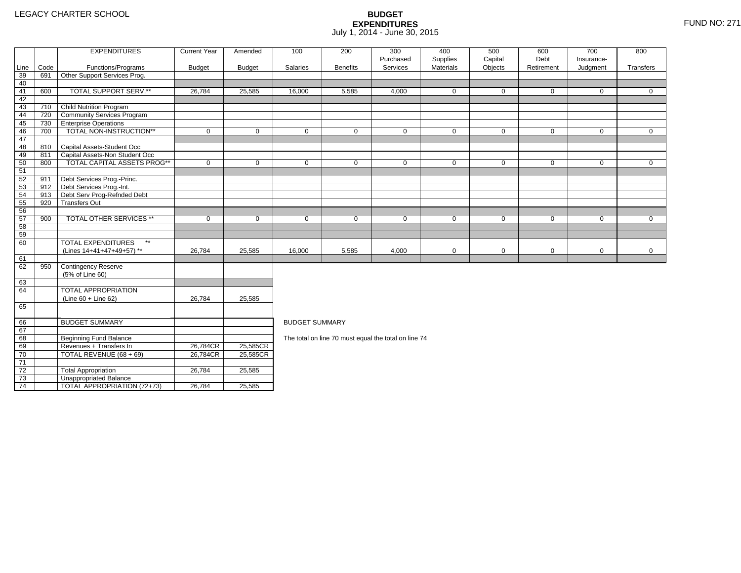LEGACY CHARTER SCHOOL

# BUDGET EXPENDITURES
July 1, 2014 - June 30, 2015

FUND NO: 271

| Line | Code | EXPENDITURES Functions/Programs | Current Year Budget | Amended Budget | 100 Salaries | 200 Benefits | 300 Purchased Services | 400 Supplies Materials | 500 Capital Objects | 600 Debt Retirement | 700 Insurance-Judgment | 800 Transfers |
|---|---|---|---|---|---|---|---|---|---|---|---|---|
| 39 | 691 | Other Support Services Prog. | | | | | | | | | | |
| 40 | | | | | | | | | | | | |
| 41 | 600 | TOTAL SUPPORT SERV.** | 26,784 | 25,585 | 16,000 | 5,585 | 4,000 | 0 | 0 | 0 | 0 | 0 |
| 42 | | | | | | | | | | | | |
| 43 | 710 | Child Nutrition Program | | | | | | | | | | |
| 44 | 720 | Community Services Program | | | | | | | | | | |
| 45 | 730 | Enterprise Operations | | | | | | | | | | |
| 46 | 700 | TOTAL NON-INSTRUCTION** | 0 | 0 | 0 | 0 | 0 | 0 | 0 | 0 | 0 | 0 |
| 47 | | | | | | | | | | | | |
| 48 | 810 | Capital Assets-Student Occ | | | | | | | | | | |
| 49 | 811 | Capital Assets-Non Student Occ | | | | | | | | | | |
| 50 | 800 | TOTAL CAPITAL ASSETS PROG** | 0 | 0 | 0 | 0 | 0 | 0 | 0 | 0 | 0 | 0 |
| 51 | | | | | | | | | | | | |
| 52 | 911 | Debt Services Prog.-Princ. | | | | | | | | | | |
| 53 | 912 | Debt Services Prog.-Int. | | | | | | | | | | |
| 54 | 913 | Debt Serv Prog-Refnded Debt | | | | | | | | | | |
| 55 | 920 | Transfers Out | | | | | | | | | | |
| 56 | | | | | | | | | | | | |
| 57 | 900 | TOTAL OTHER SERVICES ** | 0 | 0 | 0 | 0 | 0 | 0 | 0 | 0 | 0 | 0 |
| 58 | | | | | | | | | | | | |
| 59 | | | | | | | | | | | | |
| 60 | | TOTAL EXPENDITURES ** (Lines 14+41+47+49+57) ** | 26,784 | 25,585 | 16,000 | 5,585 | 4,000 | 0 | 0 | 0 | 0 | 0 |
| 61 | | | | | | | | | | | | |
| 62 | 950 | Contingency Reserve (5% of Line 60) | | | | | | | | | | |
| 63 | | | | | | | | | | | | |
| 64 | | TOTAL APPROPRIATION (Line 60 + Line 62) | 26,784 | 25,585 | | | | | | | | |
| 65 | | | | | | | | | | | | |
| 66 | | BUDGET SUMMARY | | | | | | | | | | |
| 67 | | | | | | | | | | | | |
| 68 | | Beginning Fund Balance | | | | | | | | | | |
| 69 | | Revenues + Transfers In | 26,784CR | 25,585CR | | | | | | | | |
| 70 | | TOTAL REVENUE (68 + 69) | 26,784CR | 25,585CR | | | | | | | | |
| 71 | | | | | | | | | | | | |
| 72 | | Total Appropriation | 26,784 | 25,585 | | | | | | | | |
| 73 | | Unappropriated Balance | | | | | | | | | | |
| 74 | | TOTAL APPROPRIATION (72+73) | 26,784 | 25,585 | | | | | | | | |

BUDGET SUMMARY

The total on line 70 must equal the total on line 74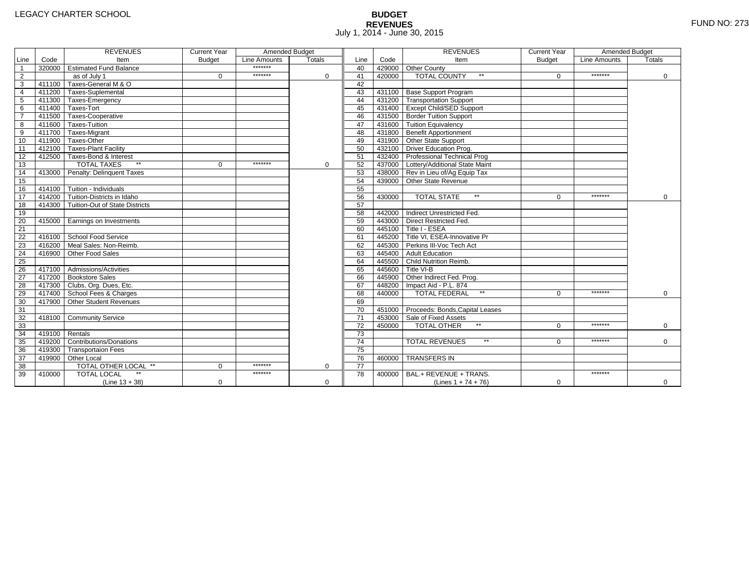LEGACY CHARTER SCHOOL

# BUDGET
## REVENUES
July 1, 2014 - June 30, 2015

FUND NO: 273

| Line | Code | REVENUES Item | Current Year Budget | Amended Budget Line Amounts | Amended Budget Totals | Line | Code | REVENUES Item | Current Year Budget | Amended Budget Line Amounts | Amended Budget Totals |
|---|---|---|---|---|---|---|---|---|---|---|---|
| 1 | 320000 | Estimated Fund Balance | | ******* | | 40 | 429000 | Other County | | | |
| 2 | | as of July 1 | 0 | ******* | 0 | 41 | 420000 | TOTAL COUNTY ** | 0 | ******* | 0 |
| 3 | 411100 | Taxes-General M & O | | | | 42 | | | | | |
| 4 | 411200 | Taxes-Suplemental | | | | 43 | 431100 | Base Support Program | | | |
| 5 | 411300 | Taxes-Emergency | | | | 44 | 431200 | Transportation Support | | | |
| 6 | 411400 | Taxes-Tort | | | | 45 | 431400 | Except Child/SED Support | | | |
| 7 | 411500 | Taxes-Cooperative | | | | 46 | 431500 | Border Tuition Support | | | |
| 8 | 411600 | Taxes-Tuition | | | | 47 | 431600 | Tuition Equivalency | | | |
| 9 | 411700 | Taxes-Migrant | | | | 48 | 431800 | Benefit Apportionment | | | |
| 10 | 411900 | Taxes-Other | | | | 49 | 431900 | Other State Support | | | |
| 11 | 412100 | Taxes-Plant Facility | | | | 50 | 432100 | Driver Education Prog. | | | |
| 12 | 412500 | Taxes-Bond & Interest | | | | 51 | 432400 | Professional Technical Prog | | | |
| 13 | | TOTAL TAXES ** | 0 | ******* | 0 | 52 | 437000 | Lottery/Additional State Maint | | | |
| 14 | 413000 | Penalty: Delinquent Taxes | | | | 53 | 438000 | Rev in Lieu of/Ag Equip Tax | | | |
| 15 | | | | | | 54 | 439000 | Other State Revenue | | | |
| 16 | 414100 | Tuition - Individuals | | | | 55 | | | | | |
| 17 | 414200 | Tuition-Districts in Idaho | | | | 56 | 430000 | TOTAL STATE ** | 0 | ******* | 0 |
| 18 | 414300 | Tuition-Out of State Districts | | | | 57 | | | | | |
| 19 | | | | | | 58 | 442000 | Indirect Unrestricted Fed. | | | |
| 20 | 415000 | Earnings on Investments | | | | 59 | 443000 | Direct Restricted Fed. | | | |
| 21 | | | | | | 60 | 445100 | Title I - ESEA | | | |
| 22 | 416100 | School Food Service | | | | 61 | 445200 | Title VI, ESEA-Innovative Pr | | | |
| 23 | 416200 | Meal Sales: Non-Reimb. | | | | 62 | 445300 | Perkins III-Voc Tech Act | | | |
| 24 | 416900 | Other Food Sales | | | | 63 | 445400 | Adult Education | | | |
| 25 | | | | | | 64 | 445500 | Child Nutrition Reimb. | | | |
| 26 | 417100 | Admissions/Activities | | | | 65 | 445600 | Title VI-B | | | |
| 27 | 417200 | Bookstore Sales | | | | 66 | 445900 | Other Indirect Fed. Prog. | | | |
| 28 | 417300 | Clubs, Org. Dues, Etc. | | | | 67 | 448200 | Impact Aid - P.L. 874 | | | |
| 29 | 417400 | School Fees & Charges | | | | 68 | 440000 | TOTAL FEDERAL ** | 0 | ******* | 0 |
| 30 | 417900 | Other Student Revenues | | | | 69 | | | | | |
| 31 | | | | | | 70 | 451000 | Proceeds: Bonds,Capital Leases | | | |
| 32 | 418100 | Community Service | | | | 71 | 453000 | Sale of Fixed Assets | | | |
| 33 | | | | | | 72 | 450000 | TOTAL OTHER ** | 0 | ******* | 0 |
| 34 | 419100 | Rentals | | | | 73 | | | | | |
| 35 | 419200 | Contributions/Donations | | | | 74 | | TOTAL REVENUES ** | 0 | ******* | 0 |
| 36 | 419300 | Transportaion Fees | | | | 75 | | | | | |
| 37 | 419900 | Other Local | | | | 76 | 460000 | TRANSFERS IN | | | |
| 38 | | TOTAL OTHER LOCAL ** | 0 | ******* | 0 | 77 | | | | | |
| 39 | 410000 | TOTAL LOCAL ** (Line 13 + 38) | 0 | ******* | 0 | 78 | 400000 | BAL.+ REVENUE + TRANS. (Lines 1 + 74 + 76) | 0 | ******* | 0 |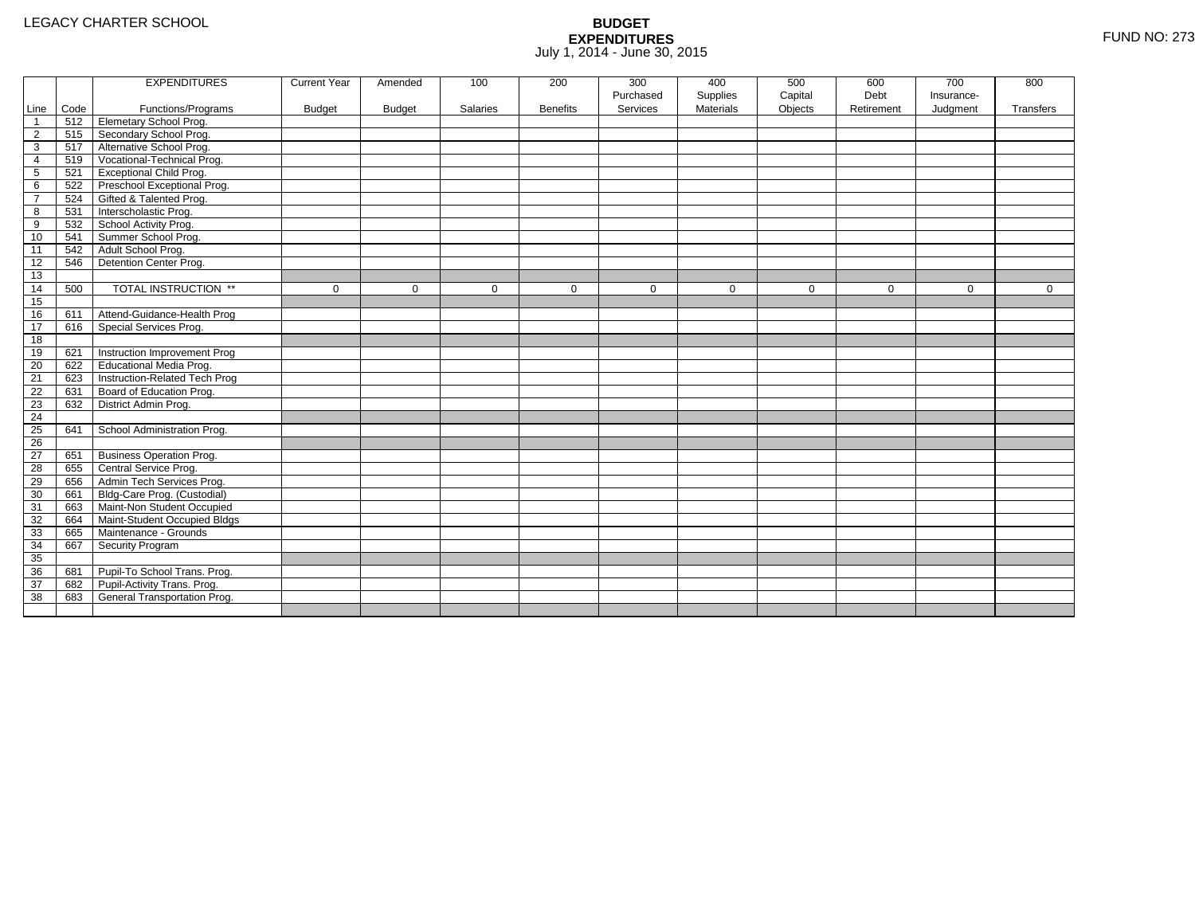LEGACY CHARTER SCHOOL

# BUDGET
## EXPENDITURES
July 1, 2014 - June 30, 2015

FUND NO: 273

| Line | Code | EXPENDITURES Functions/Programs | Current Year Budget | Amended Budget | 100 Salaries | 200 Benefits | 300 Purchased Services | 400 Supplies Materials | 500 Capital Objects | 600 Debt Retirement | 700 Insurance-Judgment | 800 Transfers |
|---|---|---|---|---|---|---|---|---|---|---|---|---|
| 1 | 512 | Elemetary School Prog. | | | | | | | | | | |
| 2 | 515 | Secondary School Prog. | | | | | | | | | | |
| 3 | 517 | Alternative School Prog. | | | | | | | | | | |
| 4 | 519 | Vocational-Technical Prog. | | | | | | | | | | |
| 5 | 521 | Exceptional Child Prog. | | | | | | | | | | |
| 6 | 522 | Preschool Exceptional Prog. | | | | | | | | | | |
| 7 | 524 | Gifted & Talented Prog. | | | | | | | | | | |
| 8 | 531 | Interscholastic Prog. | | | | | | | | | | |
| 9 | 532 | School Activity Prog. | | | | | | | | | | |
| 10 | 541 | Summer School Prog. | | | | | | | | | | |
| 11 | 542 | Adult School Prog. | | | | | | | | | | |
| 12 | 546 | Detention Center Prog. | | | | | | | | | | |
| 13 | | | | | | | | | | | | |
| 14 | 500 | TOTAL INSTRUCTION ** | 0 | 0 | 0 | 0 | 0 | 0 | 0 | 0 | 0 | 0 |
| 15 | | | | | | | | | | | | |
| 16 | 611 | Attend-Guidance-Health Prog | | | | | | | | | | |
| 17 | 616 | Special Services Prog. | | | | | | | | | | |
| 18 | | | | | | | | | | | | |
| 19 | 621 | Instruction Improvement Prog | | | | | | | | | | |
| 20 | 622 | Educational Media Prog. | | | | | | | | | | |
| 21 | 623 | Instruction-Related Tech Prog | | | | | | | | | | |
| 22 | 631 | Board of Education Prog. | | | | | | | | | | |
| 23 | 632 | District Admin Prog. | | | | | | | | | | |
| 24 | | | | | | | | | | | | |
| 25 | 641 | School Administration Prog. | | | | | | | | | | |
| 26 | | | | | | | | | | | | |
| 27 | 651 | Business Operation Prog. | | | | | | | | | | |
| 28 | 655 | Central Service Prog. | | | | | | | | | | |
| 29 | 656 | Admin Tech Services Prog. | | | | | | | | | | |
| 30 | 661 | Bldg-Care Prog. (Custodial) | | | | | | | | | | |
| 31 | 663 | Maint-Non Student Occupied | | | | | | | | | | |
| 32 | 664 | Maint-Student Occupied Bldgs | | | | | | | | | | |
| 33 | 665 | Maintenance - Grounds | | | | | | | | | | |
| 34 | 667 | Security Program | | | | | | | | | | |
| 35 | | | | | | | | | | | | |
| 36 | 681 | Pupil-To School Trans. Prog. | | | | | | | | | | |
| 37 | 682 | Pupil-Activity Trans. Prog. | | | | | | | | | | |
| 38 | 683 | General Transportation Prog. | | | | | | | | | | |
| | | | | | | | | | | | | |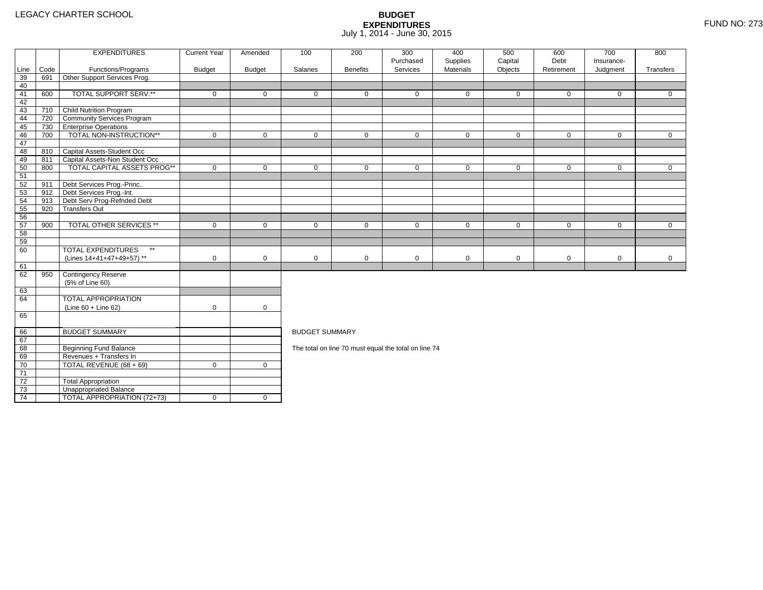LEGACY CHARTER SCHOOL

# BUDGET EXPENDITURES

July 1, 2014 - June 30, 2015

FUND NO: 273

| Line | Code | EXPENDITURES Functions/Programs | Current Year Budget | Amended Budget | 100 Salaries | 200 Benefits | 300 Purchased Services | 400 Supplies Materials | 500 Capital Objects | 600 Debt Retirement | 700 Insurance-Judgment | 800 Transfers |
|---|---|---|---|---|---|---|---|---|---|---|---|---|
| 39 | 691 | Other Support Services Prog. | | | | | | | | | | |
| 40 | | | | | | | | | | | | |
| 41 | 600 | TOTAL SUPPORT SERV.** | 0 | 0 | 0 | 0 | 0 | 0 | 0 | 0 | 0 | 0 |
| 42 | | | | | | | | | | | | |
| 43 | 710 | Child Nutrition Program | | | | | | | | | | |
| 44 | 720 | Community Services Program | | | | | | | | | | |
| 45 | 730 | Enterprise Operations | | | | | | | | | | |
| 46 | 700 | TOTAL NON-INSTRUCTION** | 0 | 0 | 0 | 0 | 0 | 0 | 0 | 0 | 0 | 0 |
| 47 | | | | | | | | | | | | |
| 48 | 810 | Capital Assets-Student Occ | | | | | | | | | | |
| 49 | 811 | Capital Assets-Non Student Occ | | | | | | | | | | |
| 50 | 800 | TOTAL CAPITAL ASSETS PROG** | 0 | 0 | 0 | 0 | 0 | 0 | 0 | 0 | 0 | 0 |
| 51 | | | | | | | | | | | | |
| 52 | 911 | Debt Services Prog.-Princ. | | | | | | | | | | |
| 53 | 912 | Debt Services Prog.-Int. | | | | | | | | | | |
| 54 | 913 | Debt Serv Prog-Refnded Debt | | | | | | | | | | |
| 55 | 920 | Transfers Out | | | | | | | | | | |
| 56 | | | | | | | | | | | | |
| 57 | 900 | TOTAL OTHER SERVICES ** | 0 | 0 | 0 | 0 | 0 | 0 | 0 | 0 | 0 | 0 |
| 58 | | | | | | | | | | | | |
| 59 | | | | | | | | | | | | |
| 60 | | TOTAL EXPENDITURES ** (Lines 14+41+47+49+57) ** | 0 | 0 | 0 | 0 | 0 | 0 | 0 | 0 | 0 | 0 |
| 61 | | | | | | | | | | | | |
| 62 | 950 | Contingency Reserve (5% of Line 60) | | | | | | | | | | |
| 63 | | | | | | | | | | | | |
| 64 | | TOTAL APPROPRIATION (Line 60 + Line 62) | 0 | 0 | | | | | | | | |
| 65 | | | | | | | | | | | | |

| Line | | BUDGET SUMMARY | | |
|---|---|---|---|---|
| 66 | | BUDGET SUMMARY | | |
| 67 | | | | |
| 68 | | Beginning Fund Balance | | |
| 69 | | Revenues + Transfers In | | |
| 70 | | TOTAL REVENUE (68 + 69) | 0 | 0 |
| 71 | | | | |
| 72 | | Total Appropriation | | |
| 73 | | Unappropriated Balance | | |
| 74 | | TOTAL APPROPRIATION (72+73) | 0 | 0 |

BUDGET SUMMARY

The total on line 70 must equal the total on line 74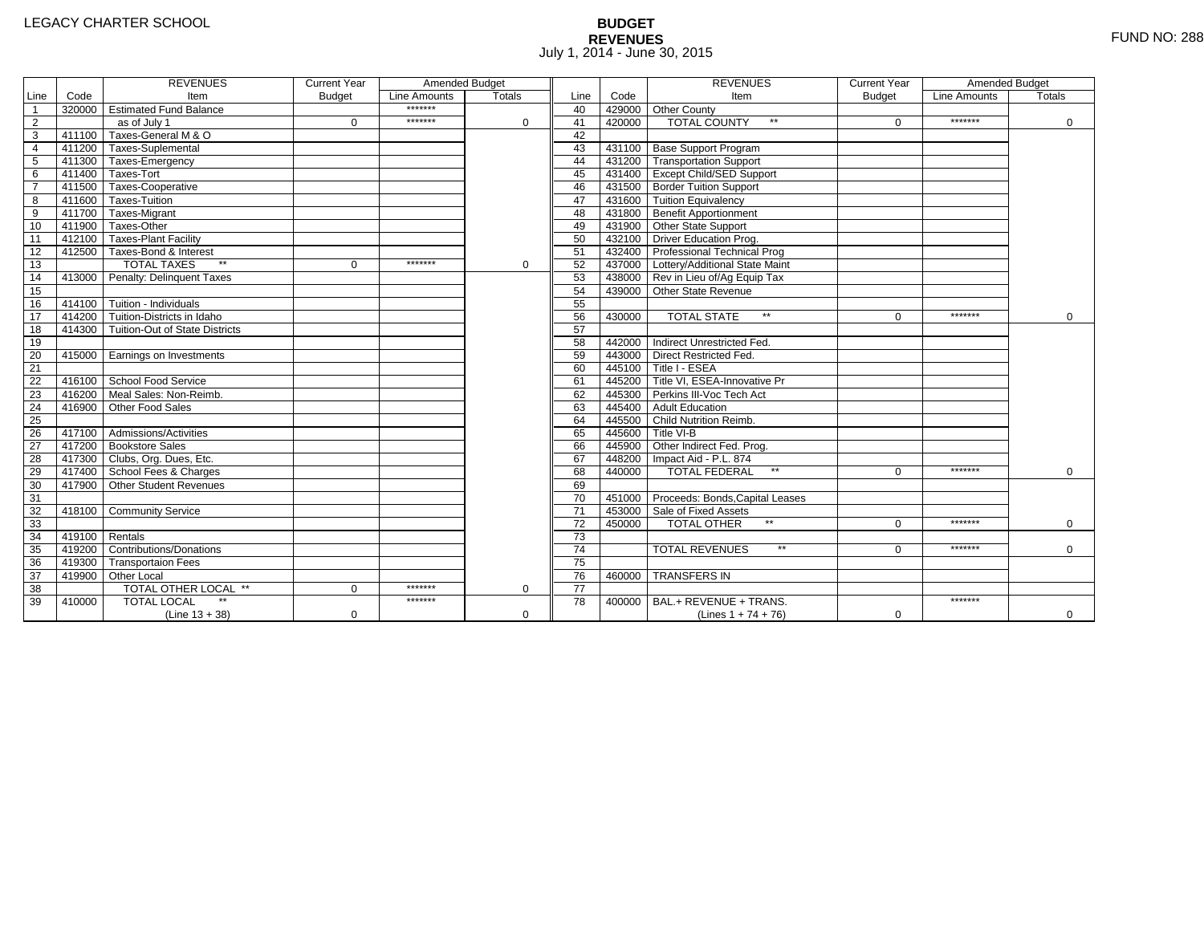LEGACY CHARTER SCHOOL

# BUDGET
## REVENUES
July 1, 2014 - June 30, 2015

FUND NO: 288

| Line | Code | REVENUES Item | Current Year Budget | Amended Budget Line Amounts | Amended Budget Totals | Line | Code | REVENUES Item | Current Year Budget | Amended Budget Line Amounts | Amended Budget Totals |
|---|---|---|---|---|---|---|---|---|---|---|---|
| 1 | 320000 | Estimated Fund Balance | | ******* | | 40 | 429000 | Other County | | | |
| 2 | | as of July 1 | 0 | ******* | 0 | 41 | 420000 | TOTAL COUNTY ** | 0 | ******* | 0 |
| 3 | 411100 | Taxes-General M & O | | | | 42 | | | | | |
| 4 | 411200 | Taxes-Suplemental | | | | 43 | 431100 | Base Support Program | | | |
| 5 | 411300 | Taxes-Emergency | | | | 44 | 431200 | Transportation Support | | | |
| 6 | 411400 | Taxes-Tort | | | | 45 | 431400 | Except Child/SED Support | | | |
| 7 | 411500 | Taxes-Cooperative | | | | 46 | 431500 | Border Tuition Support | | | |
| 8 | 411600 | Taxes-Tuition | | | | 47 | 431600 | Tuition Equivalency | | | |
| 9 | 411700 | Taxes-Migrant | | | | 48 | 431800 | Benefit Apportionment | | | |
| 10 | 411900 | Taxes-Other | | | | 49 | 431900 | Other State Support | | | |
| 11 | 412100 | Taxes-Plant Facility | | | | 50 | 432100 | Driver Education Prog. | | | |
| 12 | 412500 | Taxes-Bond & Interest | | | | 51 | 432400 | Professional Technical Prog | | | |
| 13 | | TOTAL TAXES ** | 0 | ******* | 0 | 52 | 437000 | Lottery/Additional State Maint | | | |
| 14 | 413000 | Penalty: Delinquent Taxes | | | | 53 | 438000 | Rev in Lieu of/Ag Equip Tax | | | |
| 15 | | | | | | 54 | 439000 | Other State Revenue | | | |
| 16 | 414100 | Tuition - Individuals | | | | 55 | | | | | |
| 17 | 414200 | Tuition-Districts in Idaho | | | | 56 | 430000 | TOTAL STATE ** | 0 | ******* | 0 |
| 18 | 414300 | Tuition-Out of State Districts | | | | 57 | | | | | |
| 19 | | | | | | 58 | 442000 | Indirect Unrestricted Fed. | | | |
| 20 | 415000 | Earnings on Investments | | | | 59 | 443000 | Direct Restricted Fed. | | | |
| 21 | | | | | | 60 | 445100 | Title I - ESEA | | | |
| 22 | 416100 | School Food Service | | | | 61 | 445200 | Title VI, ESEA-Innovative Pr | | | |
| 23 | 416200 | Meal Sales: Non-Reimb. | | | | 62 | 445300 | Perkins III-Voc Tech Act | | | |
| 24 | 416900 | Other Food Sales | | | | 63 | 445400 | Adult Education | | | |
| 25 | | | | | | 64 | 445500 | Child Nutrition Reimb. | | | |
| 26 | 417100 | Admissions/Activities | | | | 65 | 445600 | Title VI-B | | | |
| 27 | 417200 | Bookstore Sales | | | | 66 | 445900 | Other Indirect Fed. Prog. | | | |
| 28 | 417300 | Clubs, Org. Dues, Etc. | | | | 67 | 448200 | Impact Aid - P.L. 874 | | | |
| 29 | 417400 | School Fees & Charges | | | | 68 | 440000 | TOTAL FEDERAL ** | 0 | ******* | 0 |
| 30 | 417900 | Other Student Revenues | | | | 69 | | | | | |
| 31 | | | | | | 70 | 451000 | Proceeds: Bonds,Capital Leases | | | |
| 32 | 418100 | Community Service | | | | 71 | 453000 | Sale of Fixed Assets | | | |
| 33 | | | | | | 72 | 450000 | TOTAL OTHER ** | 0 | ******* | 0 |
| 34 | 419100 | Rentals | | | | 73 | | | | | |
| 35 | 419200 | Contributions/Donations | | | | 74 | | TOTAL REVENUES ** | 0 | ******* | 0 |
| 36 | 419300 | Transportaion Fees | | | | 75 | | | | | |
| 37 | 419900 | Other Local | | | | 76 | 460000 | TRANSFERS IN | | | |
| 38 | | TOTAL OTHER LOCAL ** | 0 | ******* | 0 | 77 | | | | | |
| 39 | 410000 | TOTAL LOCAL ** (Line 13 + 38) | 0 | ******* | 0 | 78 | 400000 | BAL.+ REVENUE + TRANS. (Lines 1 + 74 + 76) | 0 | ******* | 0 |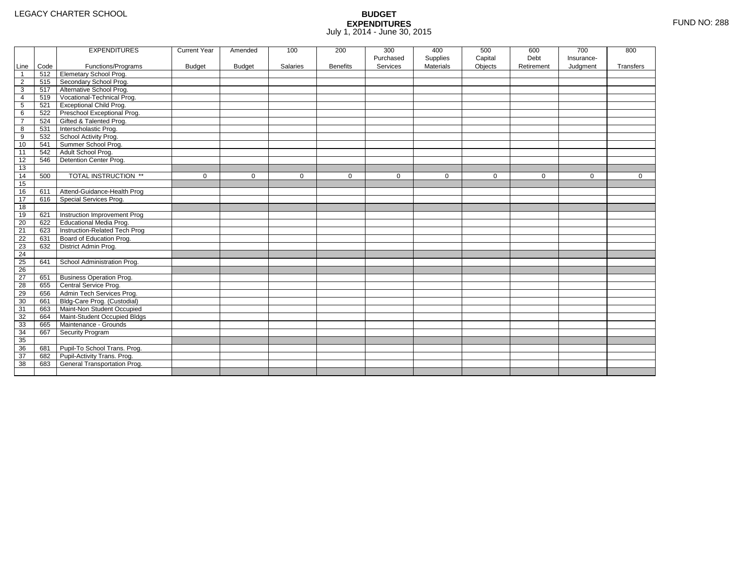LEGACY CHARTER SCHOOL

# BUDGET EXPENDITURES

July 1, 2014 - June 30, 2015

FUND NO: 288

| Line | Code | EXPENDITURES Functions/Programs | Current Year Budget | Amended Budget | 100 Salaries | 200 Benefits | 300 Purchased Services | 400 Supplies Materials | 500 Capital Objects | 600 Debt Retirement | 700 Insurance-Judgment | 800 Transfers |
|---|---|---|---|---|---|---|---|---|---|---|---|---|
| 1 | 512 | Elemetary School Prog. | | | | | | | | | | |
| 2 | 515 | Secondary School Prog. | | | | | | | | | | |
| 3 | 517 | Alternative School Prog. | | | | | | | | | | |
| 4 | 519 | Vocational-Technical Prog. | | | | | | | | | | |
| 5 | 521 | Exceptional Child Prog. | | | | | | | | | | |
| 6 | 522 | Preschool Exceptional Prog. | | | | | | | | | | |
| 7 | 524 | Gifted & Talented Prog. | | | | | | | | | | |
| 8 | 531 | Interscholastic Prog. | | | | | | | | | | |
| 9 | 532 | School Activity Prog. | | | | | | | | | | |
| 10 | 541 | Summer School Prog. | | | | | | | | | | |
| 11 | 542 | Adult School Prog. | | | | | | | | | | |
| 12 | 546 | Detention Center Prog. | | | | | | | | | | |
| 13 | | | | | | | | | | | | |
| 14 | 500 | TOTAL INSTRUCTION ** | 0 | 0 | 0 | 0 | 0 | 0 | 0 | 0 | 0 | 0 |
| 15 | | | | | | | | | | | | |
| 16 | 611 | Attend-Guidance-Health Prog | | | | | | | | | | |
| 17 | 616 | Special Services Prog. | | | | | | | | | | |
| 18 | | | | | | | | | | | | |
| 19 | 621 | Instruction Improvement Prog | | | | | | | | | | |
| 20 | 622 | Educational Media Prog. | | | | | | | | | | |
| 21 | 623 | Instruction-Related Tech Prog | | | | | | | | | | |
| 22 | 631 | Board of Education Prog. | | | | | | | | | | |
| 23 | 632 | District Admin Prog. | | | | | | | | | | |
| 24 | | | | | | | | | | | | |
| 25 | 641 | School Administration Prog. | | | | | | | | | | |
| 26 | | | | | | | | | | | | |
| 27 | 651 | Business Operation Prog. | | | | | | | | | | |
| 28 | 655 | Central Service Prog. | | | | | | | | | | |
| 29 | 656 | Admin Tech Services Prog. | | | | | | | | | | |
| 30 | 661 | Bldg-Care Prog. (Custodial) | | | | | | | | | | |
| 31 | 663 | Maint-Non Student Occupied | | | | | | | | | | |
| 32 | 664 | Maint-Student Occupied Bldgs | | | | | | | | | | |
| 33 | 665 | Maintenance - Grounds | | | | | | | | | | |
| 34 | 667 | Security Program | | | | | | | | | | |
| 35 | | | | | | | | | | | | |
| 36 | 681 | Pupil-To School Trans. Prog. | | | | | | | | | | |
| 37 | 682 | Pupil-Activity Trans. Prog. | | | | | | | | | | |
| 38 | 683 | General Transportation Prog. | | | | | | | | | | |
| | | | | | | | | | | | | |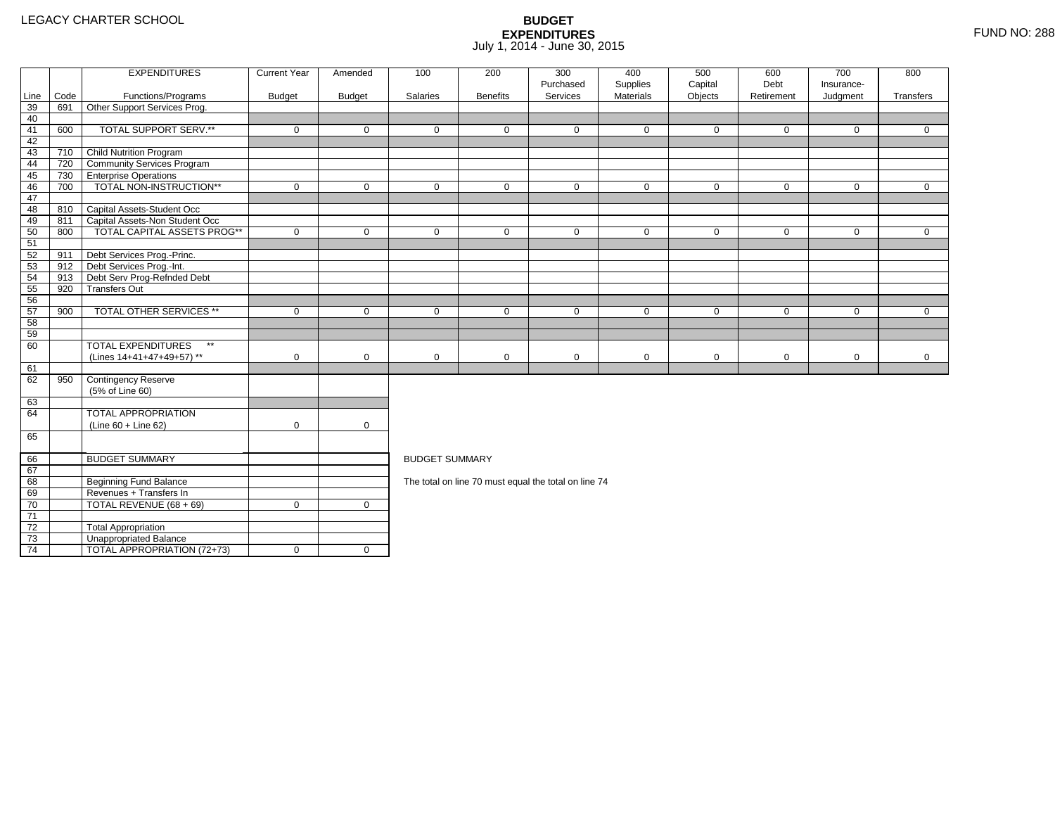LEGACY CHARTER SCHOOL

# BUDGET EXPENDITURES
July 1, 2014 - June 30, 2015

FUND NO: 288

| Line | Code | EXPENDITURES Functions/Programs | Current Year Budget | Amended Budget | 100 Salaries | 200 Benefits | 300 Purchased Services | 400 Supplies Materials | 500 Capital Objects | 600 Debt Retirement | 700 Insurance-Judgment | 800 Transfers |
|---|---|---|---|---|---|---|---|---|---|---|---|---|
| 39 | 691 | Other Support Services Prog. | | | | | | | | | | |
| 40 | | | | | | | | | | | | |
| 41 | 600 | TOTAL SUPPORT SERV.** | 0 | 0 | 0 | 0 | 0 | 0 | 0 | 0 | 0 | 0 |
| 42 | | | | | | | | | | | | |
| 43 | 710 | Child Nutrition Program | | | | | | | | | | |
| 44 | 720 | Community Services Program | | | | | | | | | | |
| 45 | 730 | Enterprise Operations | | | | | | | | | | |
| 46 | 700 | TOTAL NON-INSTRUCTION** | 0 | 0 | 0 | 0 | 0 | 0 | 0 | 0 | 0 | 0 |
| 47 | | | | | | | | | | | | |
| 48 | 810 | Capital Assets-Student Occ | | | | | | | | | | |
| 49 | 811 | Capital Assets-Non Student Occ | | | | | | | | | | |
| 50 | 800 | TOTAL CAPITAL ASSETS PROG** | 0 | 0 | 0 | 0 | 0 | 0 | 0 | 0 | 0 | 0 |
| 51 | | | | | | | | | | | | |
| 52 | 911 | Debt Services Prog.-Princ. | | | | | | | | | | |
| 53 | 912 | Debt Services Prog.-Int. | | | | | | | | | | |
| 54 | 913 | Debt Serv Prog-Refnded Debt | | | | | | | | | | |
| 55 | 920 | Transfers Out | | | | | | | | | | |
| 56 | | | | | | | | | | | | |
| 57 | 900 | TOTAL OTHER SERVICES ** | 0 | 0 | 0 | 0 | 0 | 0 | 0 | 0 | 0 | 0 |
| 58 | | | | | | | | | | | | |
| 59 | | | | | | | | | | | | |
| 60 | | TOTAL EXPENDITURES ** (Lines 14+41+47+49+57) ** | 0 | 0 | 0 | 0 | 0 | 0 | 0 | 0 | 0 | 0 |
| 61 | | | | | | | | | | | | |
| 62 | 950 | Contingency Reserve (5% of Line 60) | | | | | | | | | | |
| 63 | | | | | | | | | | | | |
| 64 | | TOTAL APPROPRIATION (Line 60 + Line 62) | 0 | 0 | | | | | | | | |
| 65 | | | | | | | | | | | | |

| Line | | BUDGET SUMMARY | | |
|---|---|---|---|---|
| 66 | | BUDGET SUMMARY | | |
| 67 | | | | |
| 68 | | Beginning Fund Balance | | |
| 69 | | Revenues + Transfers In | | |
| 70 | | TOTAL REVENUE (68 + 69) | 0 | 0 |
| 71 | | | | |
| 72 | | Total Appropriation | | |
| 73 | | Unappropriated Balance | | |
| 74 | | TOTAL APPROPRIATION (72+73) | 0 | 0 |

BUDGET SUMMARY

The total on line 70 must equal the total on line 74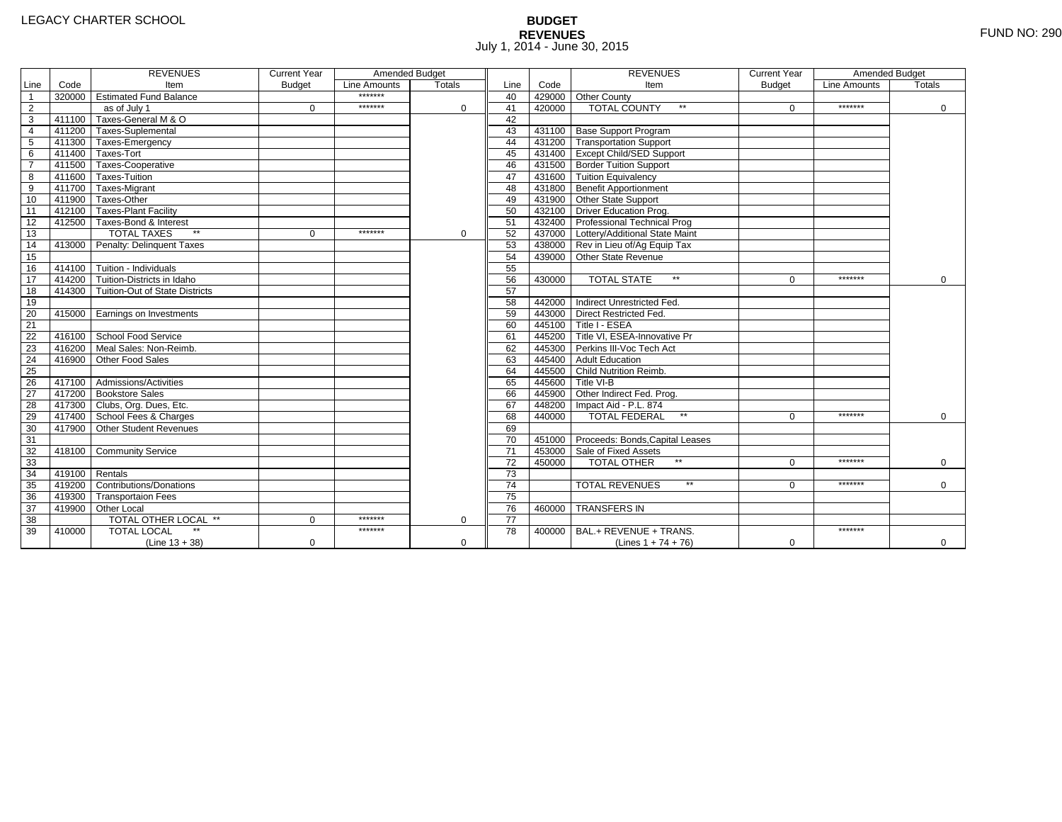LEGACY CHARTER SCHOOL

# BUDGET
## REVENUES
July 1, 2014 - June 30, 2015

FUND NO: 290

| Line | Code | REVENUES Item | Current Year Budget | Amended Budget Line Amounts | Amended Budget Totals | Line | Code | REVENUES Item | Current Year Budget | Amended Budget Line Amounts | Amended Budget Totals |
|---|---|---|---|---|---|---|---|---|---|---|---|
| 1 | 320000 | Estimated Fund Balance | | ******* | | 40 | 429000 | Other County | | | |
| 2 | | as of July 1 | 0 | ******* | 0 | 41 | 420000 | TOTAL COUNTY ** | 0 | ******* | 0 |
| 3 | 411100 | Taxes-General M & O | | | | 42 | | | | | |
| 4 | 411200 | Taxes-Suplemental | | | | 43 | 431100 | Base Support Program | | | |
| 5 | 411300 | Taxes-Emergency | | | | 44 | 431200 | Transportation Support | | | |
| 6 | 411400 | Taxes-Tort | | | | 45 | 431400 | Except Child/SED Support | | | |
| 7 | 411500 | Taxes-Cooperative | | | | 46 | 431500 | Border Tuition Support | | | |
| 8 | 411600 | Taxes-Tuition | | | | 47 | 431600 | Tuition Equivalency | | | |
| 9 | 411700 | Taxes-Migrant | | | | 48 | 431800 | Benefit Apportionment | | | |
| 10 | 411900 | Taxes-Other | | | | 49 | 431900 | Other State Support | | | |
| 11 | 412100 | Taxes-Plant Facility | | | | 50 | 432100 | Driver Education Prog. | | | |
| 12 | 412500 | Taxes-Bond & Interest | | | | 51 | 432400 | Professional Technical Prog | | | |
| 13 | | TOTAL TAXES ** | 0 | ******* | 0 | 52 | 437000 | Lottery/Additional State Maint | | | |
| 14 | 413000 | Penalty: Delinquent Taxes | | | | 53 | 438000 | Rev in Lieu of/Ag Equip Tax | | | |
| 15 | | | | | | 54 | 439000 | Other State Revenue | | | |
| 16 | 414100 | Tuition - Individuals | | | | 55 | | | | | |
| 17 | 414200 | Tuition-Districts in Idaho | | | | 56 | 430000 | TOTAL STATE ** | 0 | ******* | 0 |
| 18 | 414300 | Tuition-Out of State Districts | | | | 57 | | | | | |
| 19 | | | | | | 58 | 442000 | Indirect Unrestricted Fed. | | | |
| 20 | 415000 | Earnings on Investments | | | | 59 | 443000 | Direct Restricted Fed. | | | |
| 21 | | | | | | 60 | 445100 | Title I - ESEA | | | |
| 22 | 416100 | School Food Service | | | | 61 | 445200 | Title VI, ESEA-Innovative Pr | | | |
| 23 | 416200 | Meal Sales: Non-Reimb. | | | | 62 | 445300 | Perkins III-Voc Tech Act | | | |
| 24 | 416900 | Other Food Sales | | | | 63 | 445400 | Adult Education | | | |
| 25 | | | | | | 64 | 445500 | Child Nutrition Reimb. | | | |
| 26 | 417100 | Admissions/Activities | | | | 65 | 445600 | Title VI-B | | | |
| 27 | 417200 | Bookstore Sales | | | | 66 | 445900 | Other Indirect Fed. Prog. | | | |
| 28 | 417300 | Clubs, Org. Dues, Etc. | | | | 67 | 448200 | Impact Aid - P.L. 874 | | | |
| 29 | 417400 | School Fees & Charges | | | | 68 | 440000 | TOTAL FEDERAL ** | 0 | ******* | 0 |
| 30 | 417900 | Other Student Revenues | | | | 69 | | | | | |
| 31 | | | | | | 70 | 451000 | Proceeds: Bonds,Capital Leases | | | |
| 32 | 418100 | Community Service | | | | 71 | 453000 | Sale of Fixed Assets | | | |
| 33 | | | | | | 72 | 450000 | TOTAL OTHER ** | 0 | ******* | 0 |
| 34 | 419100 | Rentals | | | | 73 | | | | | |
| 35 | 419200 | Contributions/Donations | | | | 74 | | TOTAL REVENUES ** | 0 | ******* | 0 |
| 36 | 419300 | Transportaion Fees | | | | 75 | | | | | |
| 37 | 419900 | Other Local | | | | 76 | 460000 | TRANSFERS IN | | | |
| 38 | | TOTAL OTHER LOCAL ** | 0 | ******* | 0 | 77 | | | | | |
| 39 | 410000 | TOTAL LOCAL ** (Line 13 + 38) | 0 | ******* | 0 | 78 | 400000 | BAL.+ REVENUE + TRANS. (Lines 1 + 74 + 76) | 0 | ******* | 0 |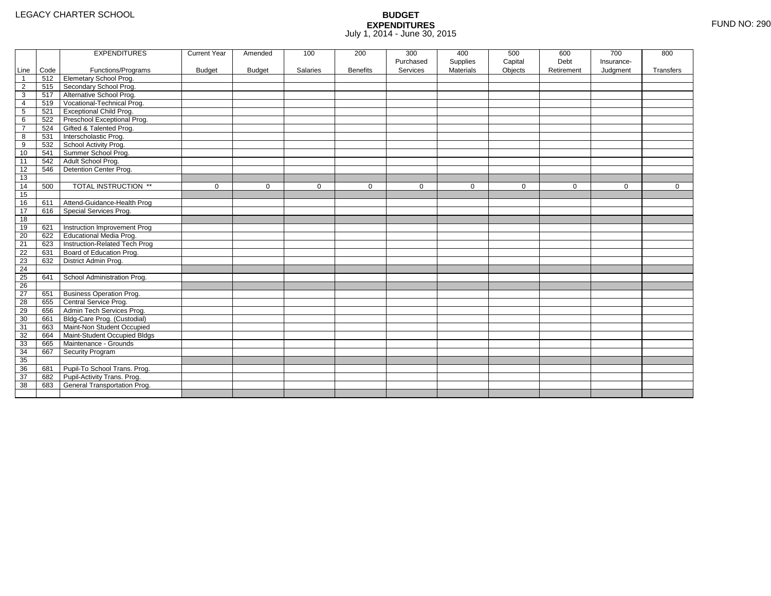LEGACY CHARTER SCHOOL

# BUDGET EXPENDITURES

July 1, 2014 - June 30, 2015

FUND NO: 290

| Line | Code | EXPENDITURES Functions/Programs | Current Year Budget | Amended Budget | 100 Salaries | 200 Benefits | 300 Purchased Services | 400 Supplies Materials | 500 Capital Objects | 600 Debt Retirement | 700 Insurance-Judgment | 800 Transfers |
|---|---|---|---|---|---|---|---|---|---|---|---|---|
| 1 | 512 | Elemetary School Prog. | | | | | | | | | | |
| 2 | 515 | Secondary School Prog. | | | | | | | | | | |
| 3 | 517 | Alternative School Prog. | | | | | | | | | | |
| 4 | 519 | Vocational-Technical Prog. | | | | | | | | | | |
| 5 | 521 | Exceptional Child Prog. | | | | | | | | | | |
| 6 | 522 | Preschool Exceptional Prog. | | | | | | | | | | |
| 7 | 524 | Gifted & Talented Prog. | | | | | | | | | | |
| 8 | 531 | Interscholastic Prog. | | | | | | | | | | |
| 9 | 532 | School Activity Prog. | | | | | | | | | | |
| 10 | 541 | Summer School Prog. | | | | | | | | | | |
| 11 | 542 | Adult School Prog. | | | | | | | | | | |
| 12 | 546 | Detention Center Prog. | | | | | | | | | | |
| 13 | | | | | | | | | | | | |
| 14 | 500 | TOTAL INSTRUCTION ** | 0 | 0 | 0 | 0 | 0 | 0 | 0 | 0 | 0 | 0 |
| 15 | | | | | | | | | | | | |
| 16 | 611 | Attend-Guidance-Health Prog | | | | | | | | | | |
| 17 | 616 | Special Services Prog. | | | | | | | | | | |
| 18 | | | | | | | | | | | | |
| 19 | 621 | Instruction Improvement Prog | | | | | | | | | | |
| 20 | 622 | Educational Media Prog. | | | | | | | | | | |
| 21 | 623 | Instruction-Related Tech Prog | | | | | | | | | | |
| 22 | 631 | Board of Education Prog. | | | | | | | | | | |
| 23 | 632 | District Admin Prog. | | | | | | | | | | |
| 24 | | | | | | | | | | | | |
| 25 | 641 | School Administration Prog. | | | | | | | | | | |
| 26 | | | | | | | | | | | | |
| 27 | 651 | Business Operation Prog. | | | | | | | | | | |
| 28 | 655 | Central Service Prog. | | | | | | | | | | |
| 29 | 656 | Admin Tech Services Prog. | | | | | | | | | | |
| 30 | 661 | Bldg-Care Prog. (Custodial) | | | | | | | | | | |
| 31 | 663 | Maint-Non Student Occupied | | | | | | | | | | |
| 32 | 664 | Maint-Student Occupied Bldgs | | | | | | | | | | |
| 33 | 665 | Maintenance - Grounds | | | | | | | | | | |
| 34 | 667 | Security Program | | | | | | | | | | |
| 35 | | | | | | | | | | | | |
| 36 | 681 | Pupil-To School Trans. Prog. | | | | | | | | | | |
| 37 | 682 | Pupil-Activity Trans. Prog. | | | | | | | | | | |
| 38 | 683 | General Transportation Prog. | | | | | | | | | | |
| | | | | | | | | | | | | |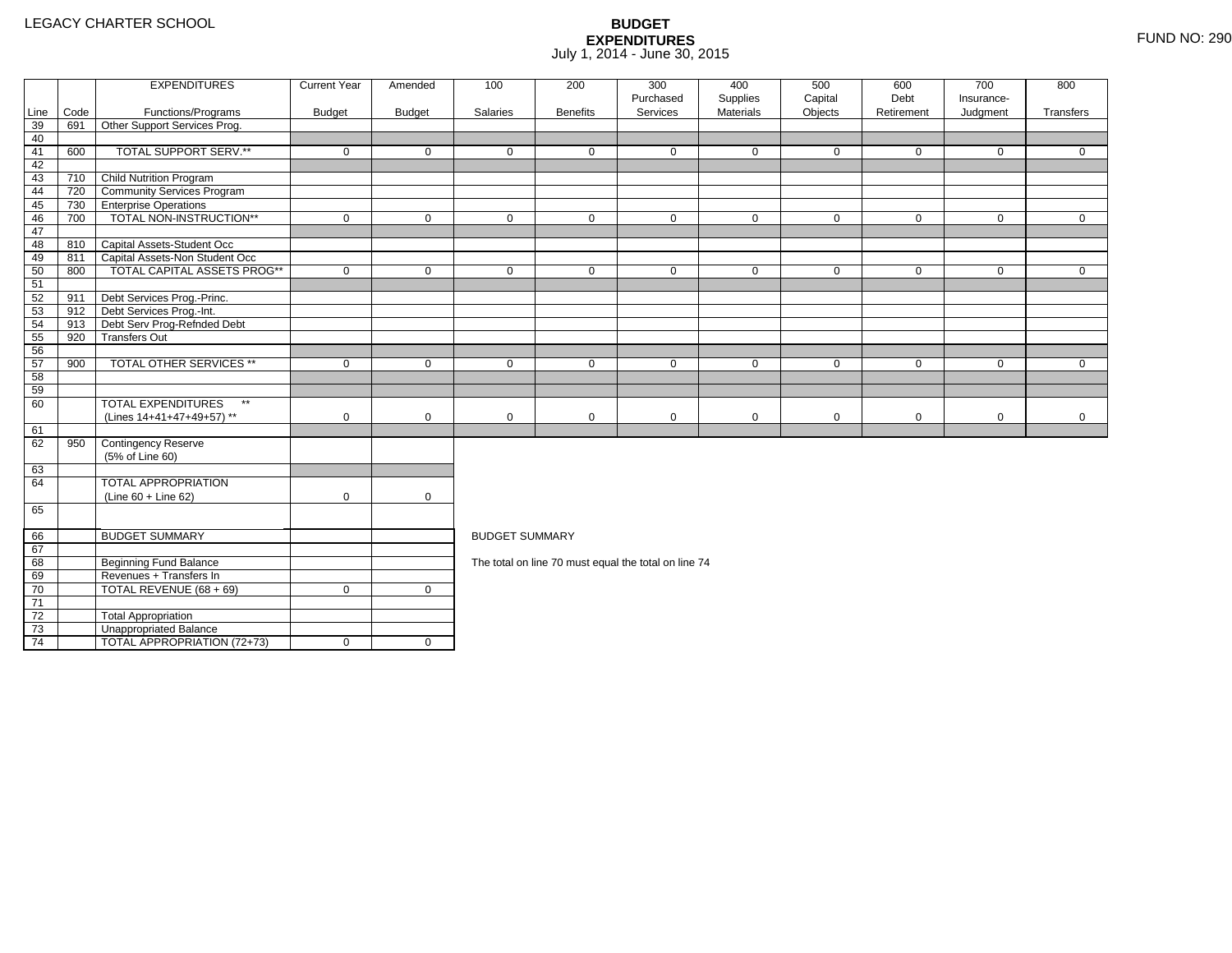LEGACY CHARTER SCHOOL

# BUDGET EXPENDITURES

July 1, 2014 - June 30, 2015

FUND NO: 290

| Line | Code | EXPENDITURES Functions/Programs | Current Year Budget | Amended Budget | 100 Salaries | 200 Benefits | 300 Purchased Services | 400 Supplies Materials | 500 Capital Objects | 600 Debt Retirement | 700 Insurance-Judgment | 800 Transfers |
|---|---|---|---|---|---|---|---|---|---|---|---|---|
| 39 | 691 | Other Support Services Prog. | | | | | | | | | | |
| 40 | | | | | | | | | | | | |
| 41 | 600 | TOTAL SUPPORT SERV.** | 0 | 0 | 0 | 0 | 0 | 0 | 0 | 0 | 0 | 0 |
| 42 | | | | | | | | | | | | |
| 43 | 710 | Child Nutrition Program | | | | | | | | | | |
| 44 | 720 | Community Services Program | | | | | | | | | | |
| 45 | 730 | Enterprise Operations | | | | | | | | | | |
| 46 | 700 | TOTAL NON-INSTRUCTION** | 0 | 0 | 0 | 0 | 0 | 0 | 0 | 0 | 0 | 0 |
| 47 | | | | | | | | | | | | |
| 48 | 810 | Capital Assets-Student Occ | | | | | | | | | | |
| 49 | 811 | Capital Assets-Non Student Occ | | | | | | | | | | |
| 50 | 800 | TOTAL CAPITAL ASSETS PROG** | 0 | 0 | 0 | 0 | 0 | 0 | 0 | 0 | 0 | 0 |
| 51 | | | | | | | | | | | | |
| 52 | 911 | Debt Services Prog.-Princ. | | | | | | | | | | |
| 53 | 912 | Debt Services Prog.-Int. | | | | | | | | | | |
| 54 | 913 | Debt Serv Prog-Refnded Debt | | | | | | | | | | |
| 55 | 920 | Transfers Out | | | | | | | | | | |
| 56 | | | | | | | | | | | | |
| 57 | 900 | TOTAL OTHER SERVICES ** | 0 | 0 | 0 | 0 | 0 | 0 | 0 | 0 | 0 | 0 |
| 58 | | | | | | | | | | | | |
| 59 | | | | | | | | | | | | |
| 60 | | TOTAL EXPENDITURES ** (Lines 14+41+47+49+57) ** | 0 | 0 | 0 | 0 | 0 | 0 | 0 | 0 | 0 | 0 |
| 61 | | | | | | | | | | | | |
| 62 | 950 | Contingency Reserve (5% of Line 60) | | | | | | | | | | |
| 63 | | | | | | | | | | | | |
| 64 | | TOTAL APPROPRIATION (Line 60 + Line 62) | 0 | 0 | | | | | | | | |
| 65 | | | | | | | | | | | | |

| Line | | BUDGET SUMMARY | | |
|---|---|---|---|---|
| 66 | | BUDGET SUMMARY | | |
| 67 | | | | |
| 68 | | Beginning Fund Balance | | |
| 69 | | Revenues + Transfers In | | |
| 70 | | TOTAL REVENUE (68 + 69) | 0 | 0 |
| 71 | | | | |
| 72 | | Total Appropriation | | |
| 73 | | Unappropriated Balance | | |
| 74 | | TOTAL APPROPRIATION (72+73) | 0 | 0 |

BUDGET SUMMARY

The total on line 70 must equal the total on line 74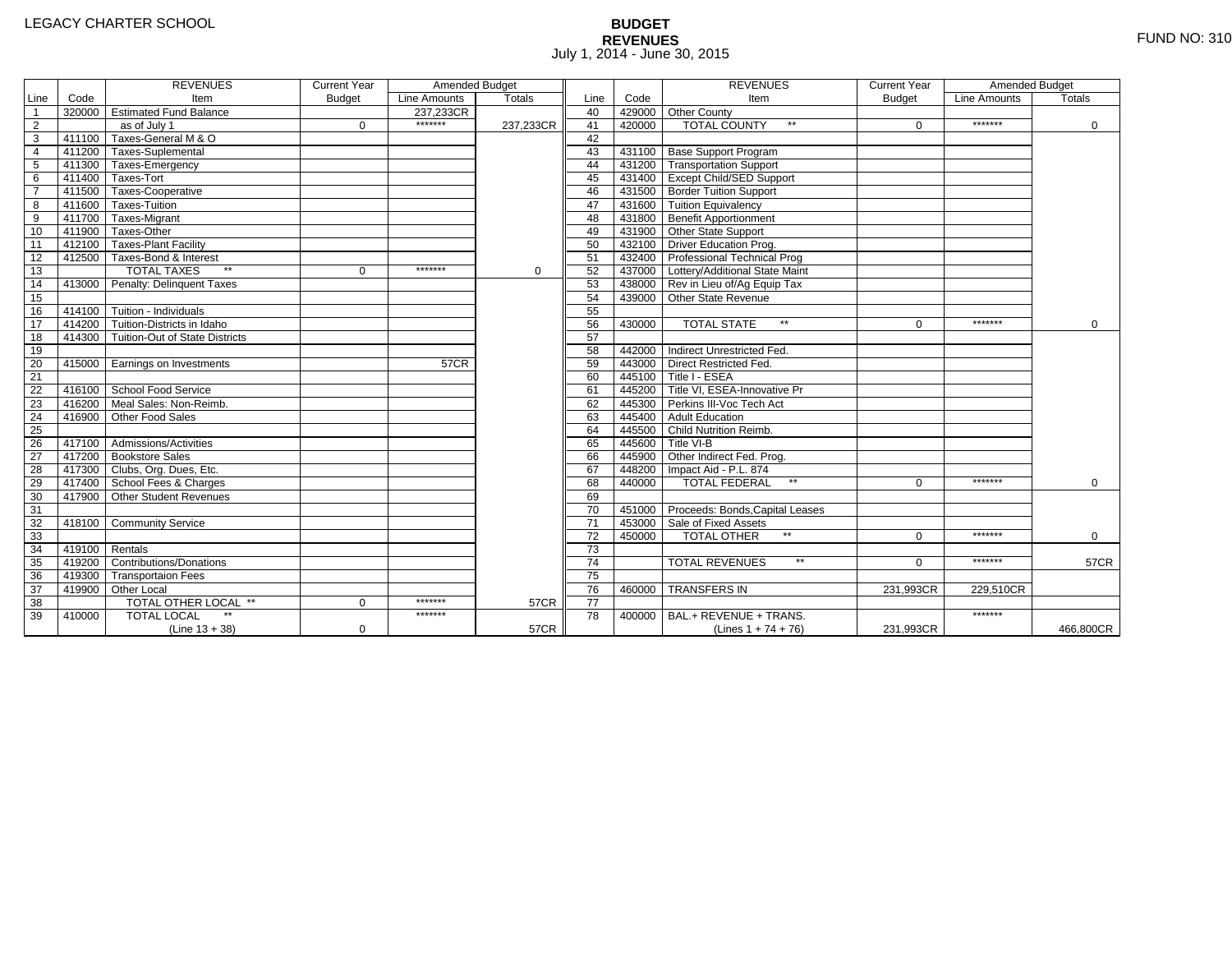LEGACY CHARTER SCHOOL

FUND NO: 310

# BUDGET
## REVENUES
July 1, 2014 - June 30, 2015

| Line | Code | REVENUES Item | Current Year Budget | Amended Budget Line Amounts | Amended Budget Totals | Line | Code | REVENUES Item | Current Year Budget | Amended Budget Line Amounts | Amended Budget Totals |
|---|---|---|---|---|---|---|---|---|---|---|---|
| 1 | 320000 | Estimated Fund Balance | | 237,233CR | | 40 | 429000 | Other County | | | |
| 2 | | as of July 1 | 0 | ******* | 237,233CR | 41 | 420000 | TOTAL COUNTY ** | 0 | ******* | 0 |
| 3 | 411100 | Taxes-General M & O | | | | 42 | | | | | |
| 4 | 411200 | Taxes-Suplemental | | | | 43 | 431100 | Base Support Program | | | |
| 5 | 411300 | Taxes-Emergency | | | | 44 | 431200 | Transportation Support | | | |
| 6 | 411400 | Taxes-Tort | | | | 45 | 431400 | Except Child/SED Support | | | |
| 7 | 411500 | Taxes-Cooperative | | | | 46 | 431500 | Border Tuition Support | | | |
| 8 | 411600 | Taxes-Tuition | | | | 47 | 431600 | Tuition Equivalency | | | |
| 9 | 411700 | Taxes-Migrant | | | | 48 | 431800 | Benefit Apportionment | | | |
| 10 | 411900 | Taxes-Other | | | | 49 | 431900 | Other State Support | | | |
| 11 | 412100 | Taxes-Plant Facility | | | | 50 | 432100 | Driver Education Prog. | | | |
| 12 | 412500 | Taxes-Bond & Interest | | | | 51 | 432400 | Professional Technical Prog | | | |
| 13 | | TOTAL TAXES ** | 0 | ******* | 0 | 52 | 437000 | Lottery/Additional State Maint | | | |
| 14 | 413000 | Penalty: Delinquent Taxes | | | | 53 | 438000 | Rev in Lieu of/Ag Equip Tax | | | |
| 15 | | | | | | 54 | 439000 | Other State Revenue | | | |
| 16 | 414100 | Tuition - Individuals | | | | 55 | | | | | |
| 17 | 414200 | Tuition-Districts in Idaho | | | | 56 | 430000 | TOTAL STATE ** | 0 | ******* | 0 |
| 18 | 414300 | Tuition-Out of State Districts | | | | 57 | | | | | |
| 19 | | | | | | 58 | 442000 | Indirect Unrestricted Fed. | | | |
| 20 | 415000 | Earnings on Investments | | 57CR | | 59 | 443000 | Direct Restricted Fed. | | | |
| 21 | | | | | | 60 | 445100 | Title I - ESEA | | | |
| 22 | 416100 | School Food Service | | | | 61 | 445200 | Title VI, ESEA-Innovative Pr | | | |
| 23 | 416200 | Meal Sales: Non-Reimb. | | | | 62 | 445300 | Perkins III-Voc Tech Act | | | |
| 24 | 416900 | Other Food Sales | | | | 63 | 445400 | Adult Education | | | |
| 25 | | | | | | 64 | 445500 | Child Nutrition Reimb. | | | |
| 26 | 417100 | Admissions/Activities | | | | 65 | 445600 | Title VI-B | | | |
| 27 | 417200 | Bookstore Sales | | | | 66 | 445900 | Other Indirect Fed. Prog. | | | |
| 28 | 417300 | Clubs, Org. Dues, Etc. | | | | 67 | 448200 | Impact Aid - P.L. 874 | | | |
| 29 | 417400 | School Fees & Charges | | | | 68 | 440000 | TOTAL FEDERAL ** | 0 | ******* | 0 |
| 30 | 417900 | Other Student Revenues | | | | 69 | | | | | |
| 31 | | | | | | 70 | 451000 | Proceeds: Bonds,Capital Leases | | | |
| 32 | 418100 | Community Service | | | | 71 | 453000 | Sale of Fixed Assets | | | |
| 33 | | | | | | 72 | 450000 | TOTAL OTHER ** | 0 | ******* | 0 |
| 34 | 419100 | Rentals | | | | 73 | | | | | |
| 35 | 419200 | Contributions/Donations | | | | 74 | | TOTAL REVENUES ** | 0 | ******* | 57CR |
| 36 | 419300 | Transportaion Fees | | | | 75 | | | | | |
| 37 | 419900 | Other Local | | | | 76 | 460000 | TRANSFERS IN | 231,993CR | 229,510CR | |
| 38 | | TOTAL OTHER LOCAL ** | 0 | ******* | 57CR | 77 | | | | | |
| 39 | 410000 | TOTAL LOCAL ** (Line 13 + 38) | 0 | ******* | 57CR | 78 | 400000 | BAL.+ REVENUE + TRANS. (Lines 1 + 74 + 76) | 231,993CR | ******* | 466,800CR |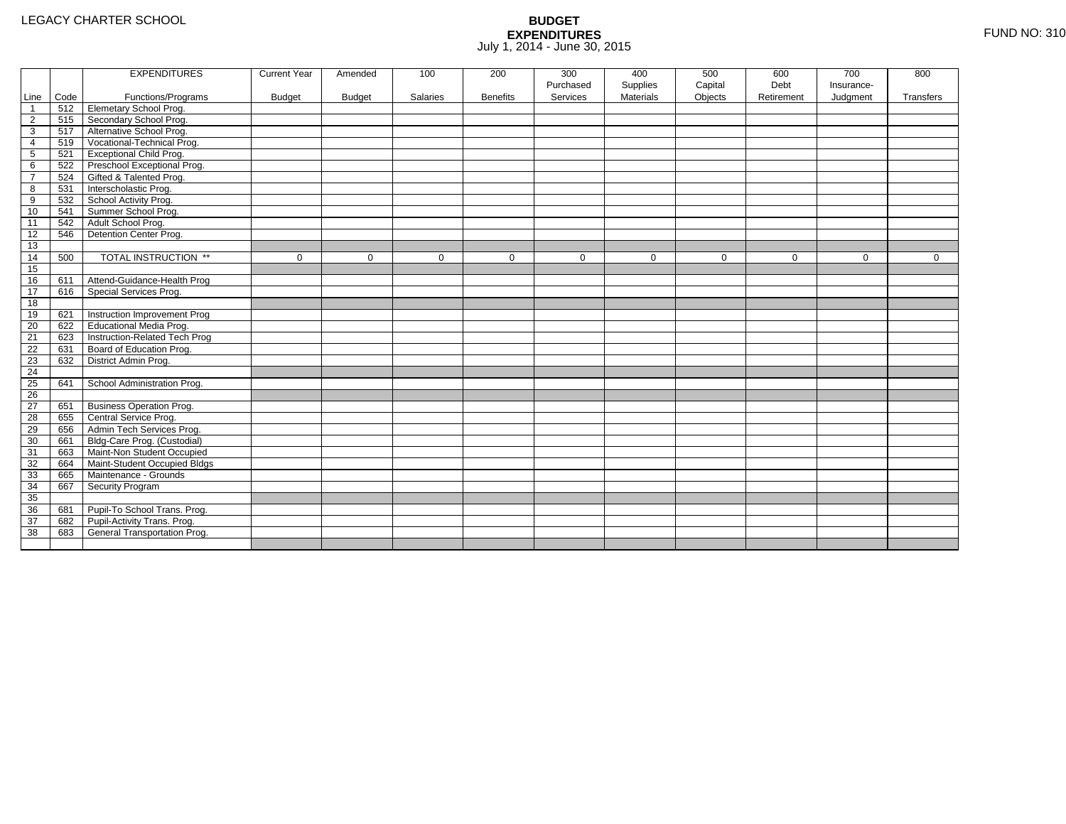LEGACY CHARTER SCHOOL

**BUDGET**
**EXPENDITURES**
July 1, 2014 - June 30, 2015

FUND NO: 310

| Line | Code | EXPENDITURES Functions/Programs | Current Year Budget | Amended Budget | 100 Salaries | 200 Benefits | 300 Purchased Services | 400 Supplies Materials | 500 Capital Objects | 600 Debt Retirement | 700 Insurance-Judgment | 800 Transfers |
|---|---|---|---|---|---|---|---|---|---|---|---|---|
| 1 | 512 | Elemetary School Prog. | | | | | | | | | | |
| 2 | 515 | Secondary School Prog. | | | | | | | | | | |
| 3 | 517 | Alternative School Prog. | | | | | | | | | | |
| 4 | 519 | Vocational-Technical Prog. | | | | | | | | | | |
| 5 | 521 | Exceptional Child Prog. | | | | | | | | | | |
| 6 | 522 | Preschool Exceptional Prog. | | | | | | | | | | |
| 7 | 524 | Gifted & Talented Prog. | | | | | | | | | | |
| 8 | 531 | Interscholastic Prog. | | | | | | | | | | |
| 9 | 532 | School Activity Prog. | | | | | | | | | | |
| 10 | 541 | Summer School Prog. | | | | | | | | | | |
| 11 | 542 | Adult School Prog. | | | | | | | | | | |
| 12 | 546 | Detention Center Prog. | | | | | | | | | | |
| 13 | | | | | | | | | | | | |
| 14 | 500 | TOTAL INSTRUCTION ** | 0 | 0 | 0 | 0 | 0 | 0 | 0 | 0 | 0 | 0 |
| 15 | | | | | | | | | | | | |
| 16 | 611 | Attend-Guidance-Health Prog | | | | | | | | | | |
| 17 | 616 | Special Services Prog. | | | | | | | | | | |
| 18 | | | | | | | | | | | | |
| 19 | 621 | Instruction Improvement Prog | | | | | | | | | | |
| 20 | 622 | Educational Media Prog. | | | | | | | | | | |
| 21 | 623 | Instruction-Related Tech Prog | | | | | | | | | | |
| 22 | 631 | Board of Education Prog. | | | | | | | | | | |
| 23 | 632 | District Admin Prog. | | | | | | | | | | |
| 24 | | | | | | | | | | | | |
| 25 | 641 | School Administration Prog. | | | | | | | | | | |
| 26 | | | | | | | | | | | | |
| 27 | 651 | Business Operation Prog. | | | | | | | | | | |
| 28 | 655 | Central Service Prog. | | | | | | | | | | |
| 29 | 656 | Admin Tech Services Prog. | | | | | | | | | | |
| 30 | 661 | Bldg-Care Prog. (Custodial) | | | | | | | | | | |
| 31 | 663 | Maint-Non Student Occupied | | | | | | | | | | |
| 32 | 664 | Maint-Student Occupied Bldgs | | | | | | | | | | |
| 33 | 665 | Maintenance - Grounds | | | | | | | | | | |
| 34 | 667 | Security Program | | | | | | | | | | |
| 35 | | | | | | | | | | | | |
| 36 | 681 | Pupil-To School Trans. Prog. | | | | | | | | | | |
| 37 | 682 | Pupil-Activity Trans. Prog. | | | | | | | | | | |
| 38 | 683 | General Transportation Prog. | | | | | | | | | | |
| | | | | | | | | | | | | |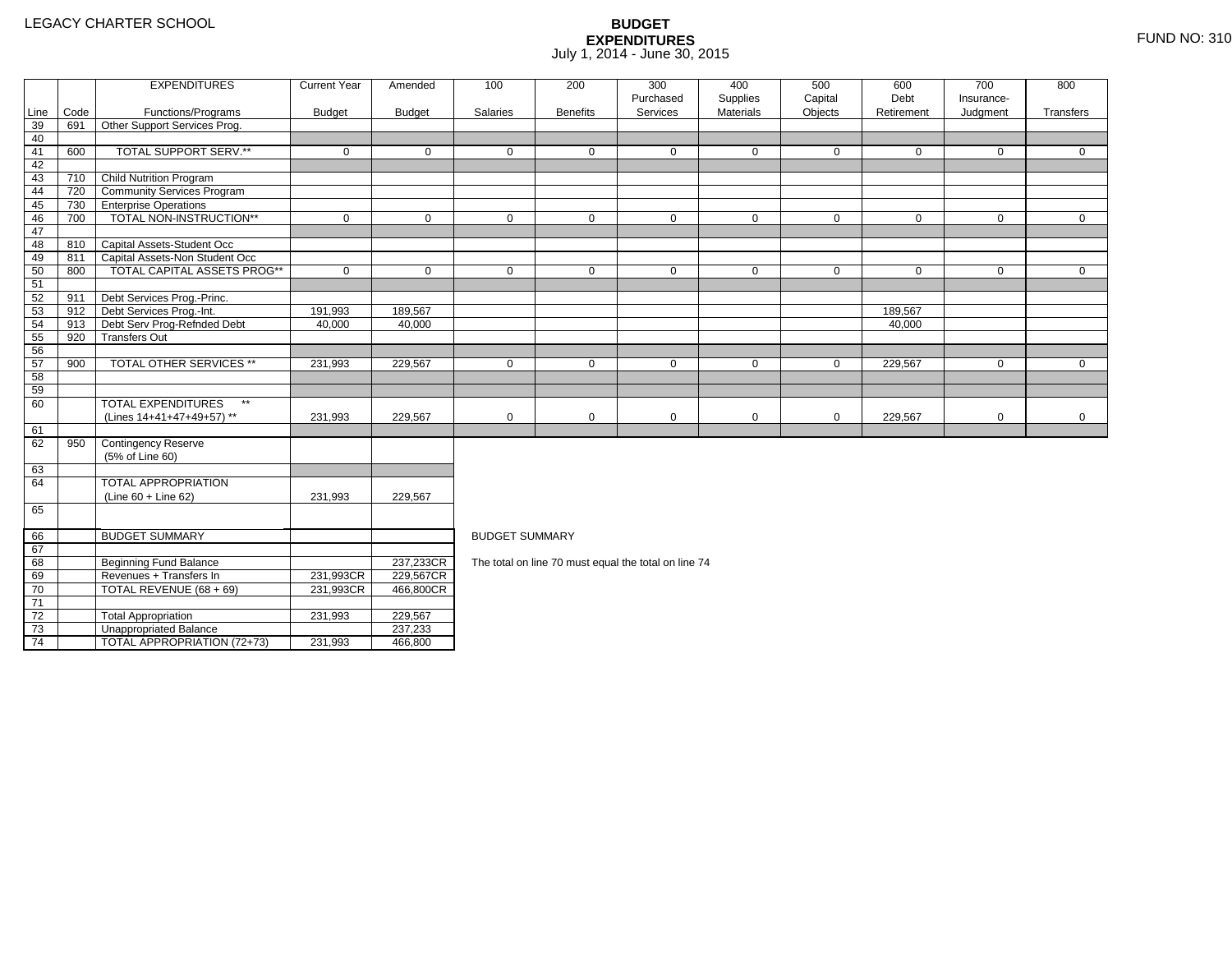LEGACY CHARTER SCHOOL

# BUDGET EXPENDITURES
July 1, 2014 - June 30, 2015

FUND NO: 310

| Line | Code | EXPENDITURES Functions/Programs | Current Year Budget | Amended Budget | 100 Salaries | 200 Benefits | 300 Purchased Services | 400 Supplies Materials | 500 Capital Objects | 600 Debt Retirement | 700 Insurance-Judgment | 800 Transfers |
|---|---|---|---|---|---|---|---|---|---|---|---|---|
| 39 | 691 | Other Support Services Prog. | | | | | | | | | | |
| 40 | | | | | | | | | | | | |
| 41 | 600 | TOTAL SUPPORT SERV.** | 0 | 0 | 0 | 0 | 0 | 0 | 0 | 0 | 0 | 0 |
| 42 | | | | | | | | | | | | |
| 43 | 710 | Child Nutrition Program | | | | | | | | | | |
| 44 | 720 | Community Services Program | | | | | | | | | | |
| 45 | 730 | Enterprise Operations | | | | | | | | | | |
| 46 | 700 | TOTAL NON-INSTRUCTION** | 0 | 0 | 0 | 0 | 0 | 0 | 0 | 0 | 0 | 0 |
| 47 | | | | | | | | | | | | |
| 48 | 810 | Capital Assets-Student Occ | | | | | | | | | | |
| 49 | 811 | Capital Assets-Non Student Occ | | | | | | | | | | |
| 50 | 800 | TOTAL CAPITAL ASSETS PROG** | 0 | 0 | 0 | 0 | 0 | 0 | 0 | 0 | 0 | 0 |
| 51 | | | | | | | | | | | | |
| 52 | 911 | Debt Services Prog.-Princ. | | | | | | | | | | |
| 53 | 912 | Debt Services Prog.-Int. | 191,993 | 189,567 | | | | | | 189,567 | | |
| 54 | 913 | Debt Serv Prog-Refnded Debt | 40,000 | 40,000 | | | | | | 40,000 | | |
| 55 | 920 | Transfers Out | | | | | | | | | | |
| 56 | | | | | | | | | | | | |
| 57 | 900 | TOTAL OTHER SERVICES ** | 231,993 | 229,567 | 0 | 0 | 0 | 0 | 0 | 229,567 | 0 | 0 |
| 58 | | | | | | | | | | | | |
| 59 | | | | | | | | | | | | |
| 60 | | TOTAL EXPENDITURES ** (Lines 14+41+47+49+57) ** | 231,993 | 229,567 | 0 | 0 | 0 | 0 | 0 | 229,567 | 0 | 0 |
| 61 | | | | | | | | | | | | |
| 62 | 950 | Contingency Reserve (5% of Line 60) | | | | | | | | | | |
| 63 | | | | | | | | | | | | |
| 64 | | TOTAL APPROPRIATION (Line 60 + Line 62) | 231,993 | 229,567 | | | | | | | | |
| 65 | | | | | | | | | | | | |

| Line | | BUDGET SUMMARY | Current Year Budget | Amended Budget |
|---|---|---|---|---|
| 66 | | BUDGET SUMMARY | | |
| 67 | | | | |
| 68 | | Beginning Fund Balance | | 237,233CR |
| 69 | | Revenues + Transfers In | 231,993CR | 229,567CR |
| 70 | | TOTAL REVENUE (68 + 69) | 231,993CR | 466,800CR |
| 71 | | | | |
| 72 | | Total Appropriation | 231,993 | 229,567 |
| 73 | | Unappropriated Balance | | 237,233 |
| 74 | | TOTAL APPROPRIATION (72+73) | 231,993 | 466,800 |

BUDGET SUMMARY

The total on line 70 must equal the total on line 74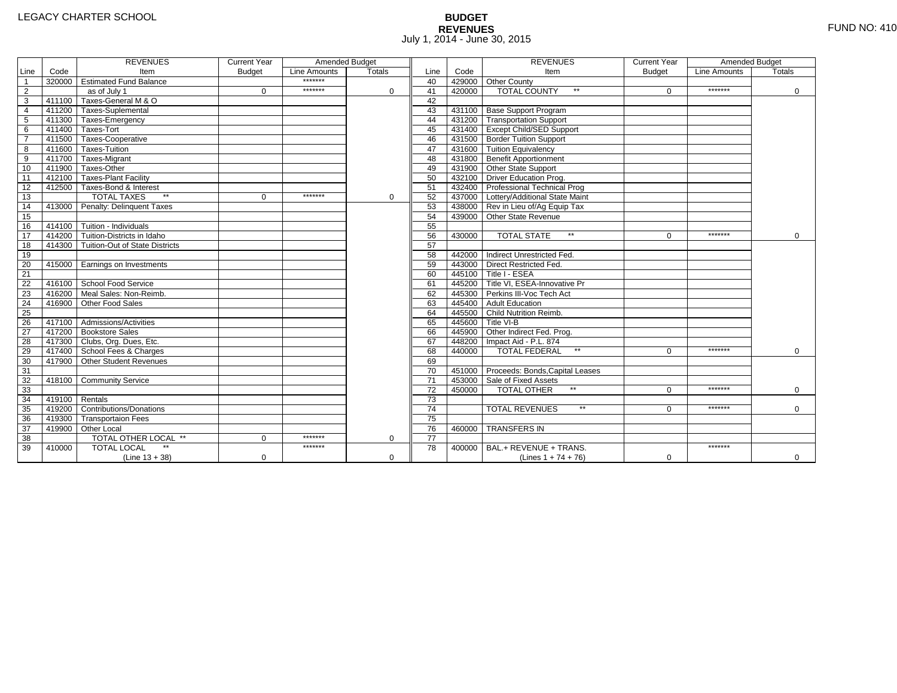LEGACY CHARTER SCHOOL

# BUDGET
## REVENUES
July 1, 2014 - June 30, 2015

FUND NO: 410

| Line | Code | REVENUES Item | Current Year Budget | Amended Budget Line Amounts | Amended Budget Totals | Line | Code | REVENUES Item | Current Year Budget | Amended Budget Line Amounts | Amended Budget Totals |
|---|---|---|---|---|---|---|---|---|---|---|---|
| 1 | 320000 | Estimated Fund Balance | | ******* | | 40 | 429000 | Other County | | | |
| 2 | | as of July 1 | 0 | ******* | 0 | 41 | 420000 | TOTAL COUNTY ** | 0 | ******* | 0 |
| 3 | 411100 | Taxes-General M & O | | | | 42 | | | | | |
| 4 | 411200 | Taxes-Suplemental | | | | 43 | 431100 | Base Support Program | | | |
| 5 | 411300 | Taxes-Emergency | | | | 44 | 431200 | Transportation Support | | | |
| 6 | 411400 | Taxes-Tort | | | | 45 | 431400 | Except Child/SED Support | | | |
| 7 | 411500 | Taxes-Cooperative | | | | 46 | 431500 | Border Tuition Support | | | |
| 8 | 411600 | Taxes-Tuition | | | | 47 | 431600 | Tuition Equivalency | | | |
| 9 | 411700 | Taxes-Migrant | | | | 48 | 431800 | Benefit Apportionment | | | |
| 10 | 411900 | Taxes-Other | | | | 49 | 431900 | Other State Support | | | |
| 11 | 412100 | Taxes-Plant Facility | | | | 50 | 432100 | Driver Education Prog. | | | |
| 12 | 412500 | Taxes-Bond & Interest | | | | 51 | 432400 | Professional Technical Prog | | | |
| 13 | | TOTAL TAXES ** | 0 | ******* | 0 | 52 | 437000 | Lottery/Additional State Maint | | | |
| 14 | 413000 | Penalty: Delinquent Taxes | | | | 53 | 438000 | Rev in Lieu of/Ag Equip Tax | | | |
| 15 | | | | | | 54 | 439000 | Other State Revenue | | | |
| 16 | 414100 | Tuition - Individuals | | | | 55 | | | | | |
| 17 | 414200 | Tuition-Districts in Idaho | | | | 56 | 430000 | TOTAL STATE ** | 0 | ******* | 0 |
| 18 | 414300 | Tuition-Out of State Districts | | | | 57 | | | | | |
| 19 | | | | | | 58 | 442000 | Indirect Unrestricted Fed. | | | |
| 20 | 415000 | Earnings on Investments | | | | 59 | 443000 | Direct Restricted Fed. | | | |
| 21 | | | | | | 60 | 445100 | Title I - ESEA | | | |
| 22 | 416100 | School Food Service | | | | 61 | 445200 | Title VI, ESEA-Innovative Pr | | | |
| 23 | 416200 | Meal Sales: Non-Reimb. | | | | 62 | 445300 | Perkins III-Voc Tech Act | | | |
| 24 | 416900 | Other Food Sales | | | | 63 | 445400 | Adult Education | | | |
| 25 | | | | | | 64 | 445500 | Child Nutrition Reimb. | | | |
| 26 | 417100 | Admissions/Activities | | | | 65 | 445600 | Title VI-B | | | |
| 27 | 417200 | Bookstore Sales | | | | 66 | 445900 | Other Indirect Fed. Prog. | | | |
| 28 | 417300 | Clubs, Org. Dues, Etc. | | | | 67 | 448200 | Impact Aid - P.L. 874 | | | |
| 29 | 417400 | School Fees & Charges | | | | 68 | 440000 | TOTAL FEDERAL ** | 0 | ******* | 0 |
| 30 | 417900 | Other Student Revenues | | | | 69 | | | | | |
| 31 | | | | | | 70 | 451000 | Proceeds: Bonds,Capital Leases | | | |
| 32 | 418100 | Community Service | | | | 71 | 453000 | Sale of Fixed Assets | | | |
| 33 | | | | | | 72 | 450000 | TOTAL OTHER ** | 0 | ******* | 0 |
| 34 | 419100 | Rentals | | | | 73 | | | | | |
| 35 | 419200 | Contributions/Donations | | | | 74 | | TOTAL REVENUES ** | 0 | ******* | 0 |
| 36 | 419300 | Transportaion Fees | | | | 75 | | | | | |
| 37 | 419900 | Other Local | | | | 76 | 460000 | TRANSFERS IN | | | |
| 38 | | TOTAL OTHER LOCAL ** | 0 | ******* | 0 | 77 | | | | | |
| 39 | 410000 | TOTAL LOCAL ** (Line 13 + 38) | 0 | ******* | 0 | 78 | 400000 | BAL.+ REVENUE + TRANS. (Lines 1 + 74 + 76) | 0 | ******* | 0 |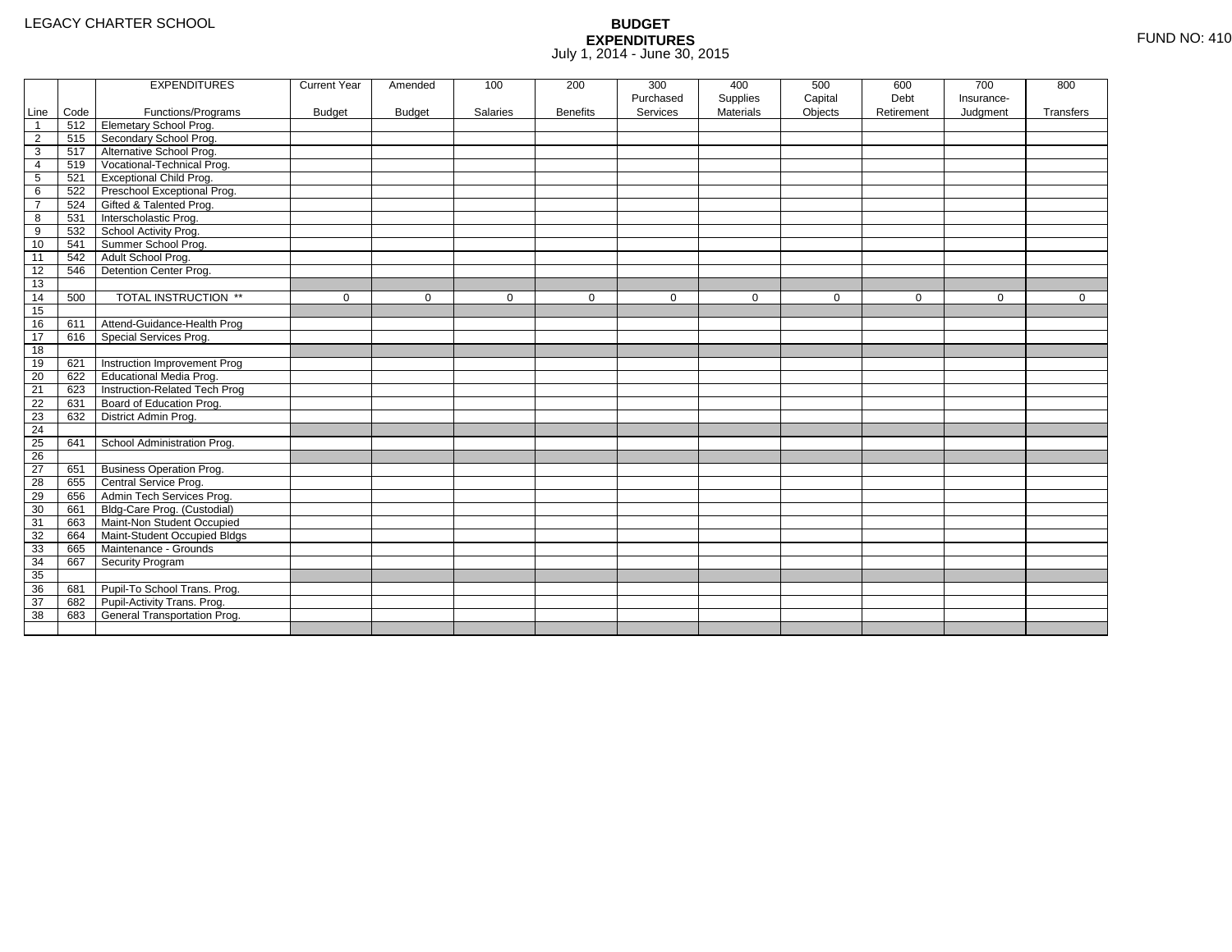LEGACY CHARTER SCHOOL

# BUDGET EXPENDITURES

July 1, 2014 - June 30, 2015

FUND NO: 410

| Line | Code | EXPENDITURES Functions/Programs | Current Year Budget | Amended Budget | 100 Salaries | 200 Benefits | 300 Purchased Services | 400 Supplies Materials | 500 Capital Objects | 600 Debt Retirement | 700 Insurance-Judgment | 800 Transfers |
|---|---|---|---|---|---|---|---|---|---|---|---|---|
| 1 | 512 | Elemetary School Prog. | | | | | | | | | | |
| 2 | 515 | Secondary School Prog. | | | | | | | | | | |
| 3 | 517 | Alternative School Prog. | | | | | | | | | | |
| 4 | 519 | Vocational-Technical Prog. | | | | | | | | | | |
| 5 | 521 | Exceptional Child Prog. | | | | | | | | | | |
| 6 | 522 | Preschool Exceptional Prog. | | | | | | | | | | |
| 7 | 524 | Gifted & Talented Prog. | | | | | | | | | | |
| 8 | 531 | Interscholastic Prog. | | | | | | | | | | |
| 9 | 532 | School Activity Prog. | | | | | | | | | | |
| 10 | 541 | Summer School Prog. | | | | | | | | | | |
| 11 | 542 | Adult School Prog. | | | | | | | | | | |
| 12 | 546 | Detention Center Prog. | | | | | | | | | | |
| 13 | | | | | | | | | | | | |
| 14 | 500 | TOTAL INSTRUCTION ** | 0 | 0 | 0 | 0 | 0 | 0 | 0 | 0 | 0 | 0 |
| 15 | | | | | | | | | | | | |
| 16 | 611 | Attend-Guidance-Health Prog | | | | | | | | | | |
| 17 | 616 | Special Services Prog. | | | | | | | | | | |
| 18 | | | | | | | | | | | | |
| 19 | 621 | Instruction Improvement Prog | | | | | | | | | | |
| 20 | 622 | Educational Media Prog. | | | | | | | | | | |
| 21 | 623 | Instruction-Related Tech Prog | | | | | | | | | | |
| 22 | 631 | Board of Education Prog. | | | | | | | | | | |
| 23 | 632 | District Admin Prog. | | | | | | | | | | |
| 24 | | | | | | | | | | | | |
| 25 | 641 | School Administration Prog. | | | | | | | | | | |
| 26 | | | | | | | | | | | | |
| 27 | 651 | Business Operation Prog. | | | | | | | | | | |
| 28 | 655 | Central Service Prog. | | | | | | | | | | |
| 29 | 656 | Admin Tech Services Prog. | | | | | | | | | | |
| 30 | 661 | Bldg-Care Prog. (Custodial) | | | | | | | | | | |
| 31 | 663 | Maint-Non Student Occupied | | | | | | | | | | |
| 32 | 664 | Maint-Student Occupied Bldgs | | | | | | | | | | |
| 33 | 665 | Maintenance - Grounds | | | | | | | | | | |
| 34 | 667 | Security Program | | | | | | | | | | |
| 35 | | | | | | | | | | | | |
| 36 | 681 | Pupil-To School Trans. Prog. | | | | | | | | | | |
| 37 | 682 | Pupil-Activity Trans. Prog. | | | | | | | | | | |
| 38 | 683 | General Transportation Prog. | | | | | | | | | | |
| | | | | | | | | | | | | |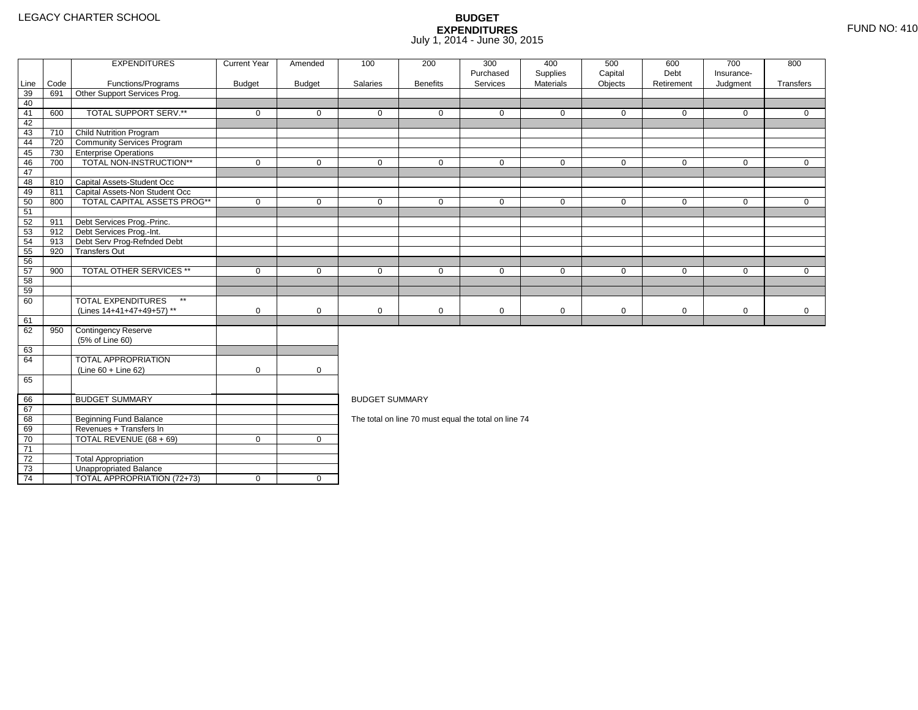LEGACY CHARTER SCHOOL

# BUDGET EXPENDITURES

July 1, 2014 - June 30, 2015

FUND NO: 410

| Line | Code | EXPENDITURES Functions/Programs | Current Year Budget | Amended Budget | 100 Salaries | 200 Benefits | 300 Purchased Services | 400 Supplies Materials | 500 Capital Objects | 600 Debt Retirement | 700 Insurance-Judgment | 800 Transfers |
|---|---|---|---|---|---|---|---|---|---|---|---|---|
| 39 | 691 | Other Support Services Prog. | | | | | | | | | | |
| 40 | | | | | | | | | | | | |
| 41 | 600 | TOTAL SUPPORT SERV.** | 0 | 0 | 0 | 0 | 0 | 0 | 0 | 0 | 0 | 0 |
| 42 | | | | | | | | | | | | |
| 43 | 710 | Child Nutrition Program | | | | | | | | | | |
| 44 | 720 | Community Services Program | | | | | | | | | | |
| 45 | 730 | Enterprise Operations | | | | | | | | | | |
| 46 | 700 | TOTAL NON-INSTRUCTION** | 0 | 0 | 0 | 0 | 0 | 0 | 0 | 0 | 0 | 0 |
| 47 | | | | | | | | | | | | |
| 48 | 810 | Capital Assets-Student Occ | | | | | | | | | | |
| 49 | 811 | Capital Assets-Non Student Occ | | | | | | | | | | |
| 50 | 800 | TOTAL CAPITAL ASSETS PROG** | 0 | 0 | 0 | 0 | 0 | 0 | 0 | 0 | 0 | 0 |
| 51 | | | | | | | | | | | | |
| 52 | 911 | Debt Services Prog.-Princ. | | | | | | | | | | |
| 53 | 912 | Debt Services Prog.-Int. | | | | | | | | | | |
| 54 | 913 | Debt Serv Prog-Refnded Debt | | | | | | | | | | |
| 55 | 920 | Transfers Out | | | | | | | | | | |
| 56 | | | | | | | | | | | | |
| 57 | 900 | TOTAL OTHER SERVICES ** | 0 | 0 | 0 | 0 | 0 | 0 | 0 | 0 | 0 | 0 |
| 58 | | | | | | | | | | | | |
| 59 | | | | | | | | | | | | |
| 60 | | TOTAL EXPENDITURES ** (Lines 14+41+47+49+57) ** | 0 | 0 | 0 | 0 | 0 | 0 | 0 | 0 | 0 | 0 |
| 61 | | | | | | | | | | | | |
| 62 | 950 | Contingency Reserve (5% of Line 60) | | | | | | | | | | |
| 63 | | | | | | | | | | | | |
| 64 | | TOTAL APPROPRIATION (Line 60 + Line 62) | 0 | 0 | | | | | | | | |
| 65 | | | | | | | | | | | | |

| Line | | BUDGET SUMMARY | | |
|---|---|---|---|---|
| 66 | | BUDGET SUMMARY | | |
| 67 | | | | |
| 68 | | Beginning Fund Balance | | |
| 69 | | Revenues + Transfers In | | |
| 70 | | TOTAL REVENUE (68 + 69) | 0 | 0 |
| 71 | | | | |
| 72 | | Total Appropriation | | |
| 73 | | Unappropriated Balance | | |
| 74 | | TOTAL APPROPRIATION (72+73) | 0 | 0 |

BUDGET SUMMARY

The total on line 70 must equal the total on line 74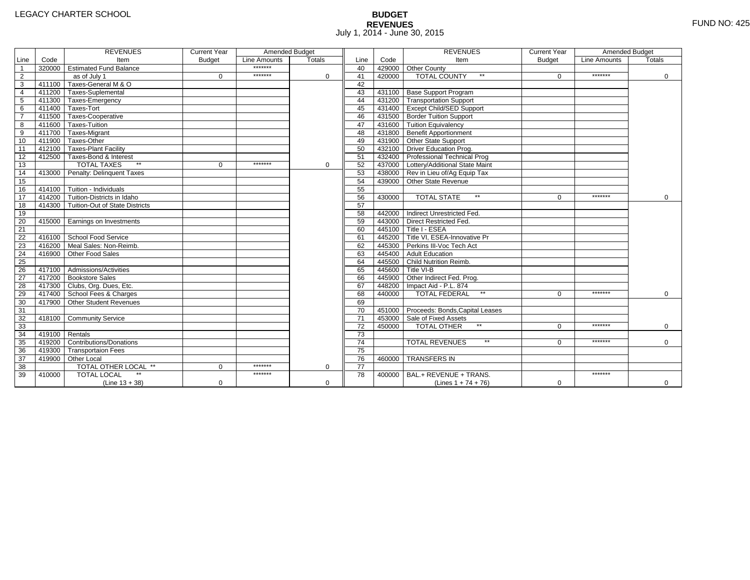LEGACY CHARTER SCHOOL

# BUDGET
## REVENUES
July 1, 2014 - June 30, 2015

FUND NO: 425

| Line | Code | REVENUES Item | Current Year Budget | Amended Budget Line Amounts | Amended Budget Totals | Line | Code | REVENUES Item | Current Year Budget | Amended Budget Line Amounts | Amended Budget Totals |
|---|---|---|---|---|---|---|---|---|---|---|---|
| 1 | 320000 | Estimated Fund Balance | | ******* | | 40 | 429000 | Other County | | | |
| 2 | | as of July 1 | 0 | ******* | 0 | 41 | 420000 | TOTAL COUNTY ** | 0 | ******* | 0 |
| 3 | 411100 | Taxes-General M & O | | | | 42 | | | | | |
| 4 | 411200 | Taxes-Suplemental | | | | 43 | 431100 | Base Support Program | | | |
| 5 | 411300 | Taxes-Emergency | | | | 44 | 431200 | Transportation Support | | | |
| 6 | 411400 | Taxes-Tort | | | | 45 | 431400 | Except Child/SED Support | | | |
| 7 | 411500 | Taxes-Cooperative | | | | 46 | 431500 | Border Tuition Support | | | |
| 8 | 411600 | Taxes-Tuition | | | | 47 | 431600 | Tuition Equivalency | | | |
| 9 | 411700 | Taxes-Migrant | | | | 48 | 431800 | Benefit Apportionment | | | |
| 10 | 411900 | Taxes-Other | | | | 49 | 431900 | Other State Support | | | |
| 11 | 412100 | Taxes-Plant Facility | | | | 50 | 432100 | Driver Education Prog. | | | |
| 12 | 412500 | Taxes-Bond & Interest | | | | 51 | 432400 | Professional Technical Prog | | | |
| 13 | | TOTAL TAXES ** | 0 | ******* | 0 | 52 | 437000 | Lottery/Additional State Maint | | | |
| 14 | 413000 | Penalty: Delinquent Taxes | | | | 53 | 438000 | Rev in Lieu of/Ag Equip Tax | | | |
| 15 | | | | | | 54 | 439000 | Other State Revenue | | | |
| 16 | 414100 | Tuition - Individuals | | | | 55 | | | | | |
| 17 | 414200 | Tuition-Districts in Idaho | | | | 56 | 430000 | TOTAL STATE ** | 0 | ******* | 0 |
| 18 | 414300 | Tuition-Out of State Districts | | | | 57 | | | | | |
| 19 | | | | | | 58 | 442000 | Indirect Unrestricted Fed. | | | |
| 20 | 415000 | Earnings on Investments | | | | 59 | 443000 | Direct Restricted Fed. | | | |
| 21 | | | | | | 60 | 445100 | Title I - ESEA | | | |
| 22 | 416100 | School Food Service | | | | 61 | 445200 | Title VI, ESEA-Innovative Pr | | | |
| 23 | 416200 | Meal Sales: Non-Reimb. | | | | 62 | 445300 | Perkins III-Voc Tech Act | | | |
| 24 | 416900 | Other Food Sales | | | | 63 | 445400 | Adult Education | | | |
| 25 | | | | | | 64 | 445500 | Child Nutrition Reimb. | | | |
| 26 | 417100 | Admissions/Activities | | | | 65 | 445600 | Title VI-B | | | |
| 27 | 417200 | Bookstore Sales | | | | 66 | 445900 | Other Indirect Fed. Prog. | | | |
| 28 | 417300 | Clubs, Org. Dues, Etc. | | | | 67 | 448200 | Impact Aid - P.L. 874 | | | |
| 29 | 417400 | School Fees & Charges | | | | 68 | 440000 | TOTAL FEDERAL ** | 0 | ******* | 0 |
| 30 | 417900 | Other Student Revenues | | | | 69 | | | | | |
| 31 | | | | | | 70 | 451000 | Proceeds: Bonds,Capital Leases | | | |
| 32 | 418100 | Community Service | | | | 71 | 453000 | Sale of Fixed Assets | | | |
| 33 | | | | | | 72 | 450000 | TOTAL OTHER ** | 0 | ******* | 0 |
| 34 | 419100 | Rentals | | | | 73 | | | | | |
| 35 | 419200 | Contributions/Donations | | | | 74 | | TOTAL REVENUES ** | 0 | ******* | 0 |
| 36 | 419300 | Transportaion Fees | | | | 75 | | | | | |
| 37 | 419900 | Other Local | | | | 76 | 460000 | TRANSFERS IN | | | |
| 38 | | TOTAL OTHER LOCAL ** | 0 | ******* | 0 | 77 | | | | | |
| 39 | 410000 | TOTAL LOCAL ** (Line 13 + 38) | 0 | ******* | 0 | 78 | 400000 | BAL.+ REVENUE + TRANS. (Lines 1 + 74 + 76) | 0 | ******* | 0 |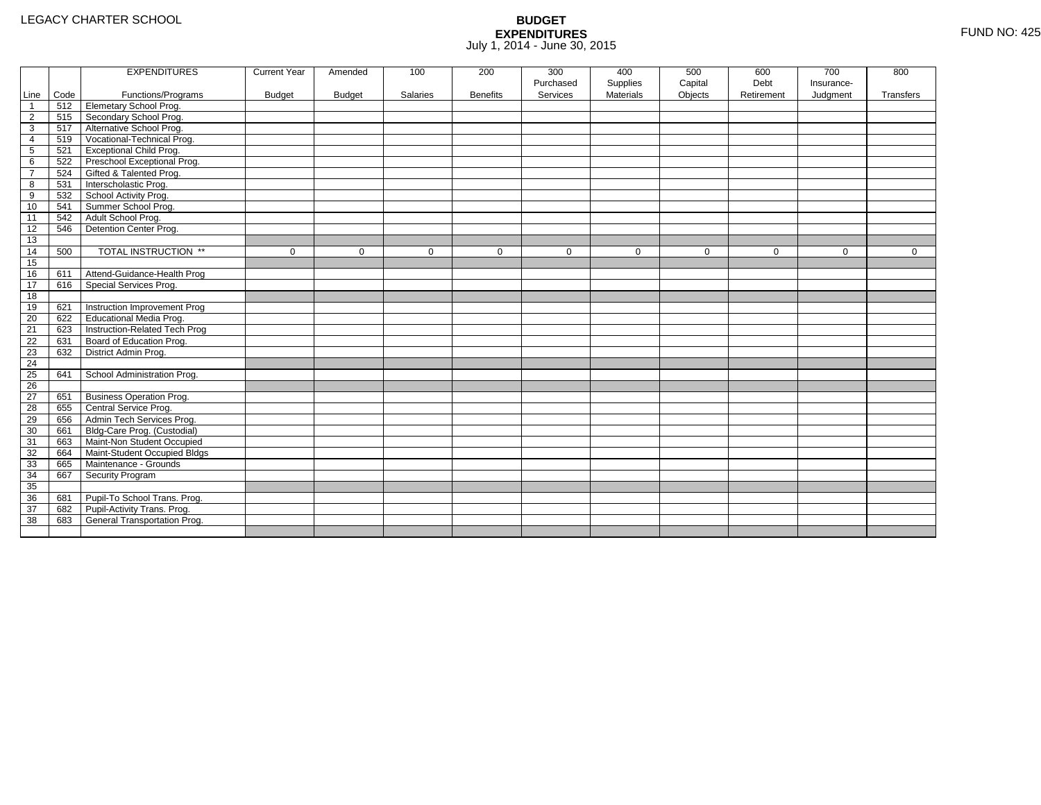LEGACY CHARTER SCHOOL

# BUDGET EXPENDITURES
July 1, 2014 - June 30, 2015

FUND NO: 425

| Line | Code | EXPENDITURES Functions/Programs | Current Year Budget | Amended Budget | 100 Salaries | 200 Benefits | 300 Purchased Services | 400 Supplies Materials | 500 Capital Objects | 600 Debt Retirement | 700 Insurance-Judgment | 800 Transfers |
|---|---|---|---|---|---|---|---|---|---|---|---|---|
| 1 | 512 | Elemetary School Prog. | | | | | | | | | | |
| 2 | 515 | Secondary School Prog. | | | | | | | | | | |
| 3 | 517 | Alternative School Prog. | | | | | | | | | | |
| 4 | 519 | Vocational-Technical Prog. | | | | | | | | | | |
| 5 | 521 | Exceptional Child Prog. | | | | | | | | | | |
| 6 | 522 | Preschool Exceptional Prog. | | | | | | | | | | |
| 7 | 524 | Gifted & Talented Prog. | | | | | | | | | | |
| 8 | 531 | Interscholastic Prog. | | | | | | | | | | |
| 9 | 532 | School Activity Prog. | | | | | | | | | | |
| 10 | 541 | Summer School Prog. | | | | | | | | | | |
| 11 | 542 | Adult School Prog. | | | | | | | | | | |
| 12 | 546 | Detention Center Prog. | | | | | | | | | | |
| 13 | | | | | | | | | | | | |
| 14 | 500 | TOTAL INSTRUCTION ** | 0 | 0 | 0 | 0 | 0 | 0 | 0 | 0 | 0 | 0 |
| 15 | | | | | | | | | | | | |
| 16 | 611 | Attend-Guidance-Health Prog | | | | | | | | | | |
| 17 | 616 | Special Services Prog. | | | | | | | | | | |
| 18 | | | | | | | | | | | | |
| 19 | 621 | Instruction Improvement Prog | | | | | | | | | | |
| 20 | 622 | Educational Media Prog. | | | | | | | | | | |
| 21 | 623 | Instruction-Related Tech Prog | | | | | | | | | | |
| 22 | 631 | Board of Education Prog. | | | | | | | | | | |
| 23 | 632 | District Admin Prog. | | | | | | | | | | |
| 24 | | | | | | | | | | | | |
| 25 | 641 | School Administration Prog. | | | | | | | | | | |
| 26 | | | | | | | | | | | | |
| 27 | 651 | Business Operation Prog. | | | | | | | | | | |
| 28 | 655 | Central Service Prog. | | | | | | | | | | |
| 29 | 656 | Admin Tech Services Prog. | | | | | | | | | | |
| 30 | 661 | Bldg-Care Prog. (Custodial) | | | | | | | | | | |
| 31 | 663 | Maint-Non Student Occupied | | | | | | | | | | |
| 32 | 664 | Maint-Student Occupied Bldgs | | | | | | | | | | |
| 33 | 665 | Maintenance - Grounds | | | | | | | | | | |
| 34 | 667 | Security Program | | | | | | | | | | |
| 35 | | | | | | | | | | | | |
| 36 | 681 | Pupil-To School Trans. Prog. | | | | | | | | | | |
| 37 | 682 | Pupil-Activity Trans. Prog. | | | | | | | | | | |
| 38 | 683 | General Transportation Prog. | | | | | | | | | | |
| | | | | | | | | | | | | |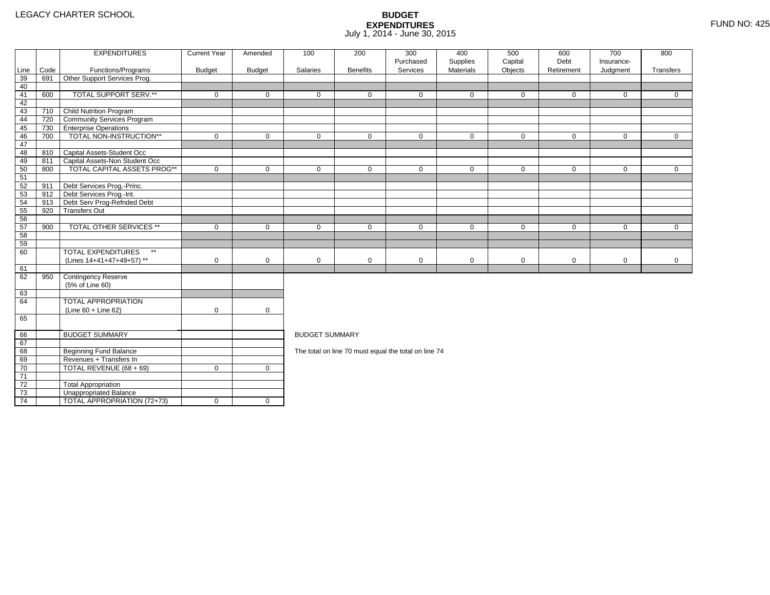LEGACY CHARTER SCHOOL

# BUDGET EXPENDITURES
July 1, 2014 - June 30, 2015

FUND NO: 425

| Line | Code | EXPENDITURES Functions/Programs | Current Year Budget | Amended Budget | 100 Salaries | 200 Benefits | 300 Purchased Services | 400 Supplies Materials | 500 Capital Objects | 600 Debt Retirement | 700 Insurance-Judgment | 800 Transfers |
|---|---|---|---|---|---|---|---|---|---|---|---|---|
| 39 | 691 | Other Support Services Prog. | | | | | | | | | | |
| 40 | | | | | | | | | | | | |
| 41 | 600 | TOTAL SUPPORT SERV.** | 0 | 0 | 0 | 0 | 0 | 0 | 0 | 0 | 0 | 0 |
| 42 | | | | | | | | | | | | |
| 43 | 710 | Child Nutrition Program | | | | | | | | | | |
| 44 | 720 | Community Services Program | | | | | | | | | | |
| 45 | 730 | Enterprise Operations | | | | | | | | | | |
| 46 | 700 | TOTAL NON-INSTRUCTION** | 0 | 0 | 0 | 0 | 0 | 0 | 0 | 0 | 0 | 0 |
| 47 | | | | | | | | | | | | |
| 48 | 810 | Capital Assets-Student Occ | | | | | | | | | | |
| 49 | 811 | Capital Assets-Non Student Occ | | | | | | | | | | |
| 50 | 800 | TOTAL CAPITAL ASSETS PROG** | 0 | 0 | 0 | 0 | 0 | 0 | 0 | 0 | 0 | 0 |
| 51 | | | | | | | | | | | | |
| 52 | 911 | Debt Services Prog.-Princ. | | | | | | | | | | |
| 53 | 912 | Debt Services Prog.-Int. | | | | | | | | | | |
| 54 | 913 | Debt Serv Prog-Refnded Debt | | | | | | | | | | |
| 55 | 920 | Transfers Out | | | | | | | | | | |
| 56 | | | | | | | | | | | | |
| 57 | 900 | TOTAL OTHER SERVICES ** | 0 | 0 | 0 | 0 | 0 | 0 | 0 | 0 | 0 | 0 |
| 58 | | | | | | | | | | | | |
| 59 | | | | | | | | | | | | |
| 60 | | TOTAL EXPENDITURES ** (Lines 14+41+47+49+57) ** | 0 | 0 | 0 | 0 | 0 | 0 | 0 | 0 | 0 | 0 |
| 61 | | | | | | | | | | | | |
| 62 | 950 | Contingency Reserve (5% of Line 60) | | | | | | | | | | |
| 63 | | | | | | | | | | | | |
| 64 | | TOTAL APPROPRIATION (Line 60 + Line 62) | 0 | 0 | | | | | | | | |
| 65 | | | | | | | | | | | | |
| 66 | | BUDGET SUMMARY | | | | | | | | | | |
| 67 | | | | | | | | | | | | |
| 68 | | Beginning Fund Balance | | | | | | | | | | |
| 69 | | Revenues + Transfers In | | | | | | | | | | |
| 70 | | TOTAL REVENUE (68 + 69) | 0 | 0 | | | | | | | | |
| 71 | | | | | | | | | | | | |
| 72 | | Total Appropriation | | | | | | | | | | |
| 73 | | Unappropriated Balance | | | | | | | | | | |
| 74 | | TOTAL APPROPRIATION (72+73) | 0 | 0 | | | | | | | | |

BUDGET SUMMARY

The total on line 70 must equal the total on line 74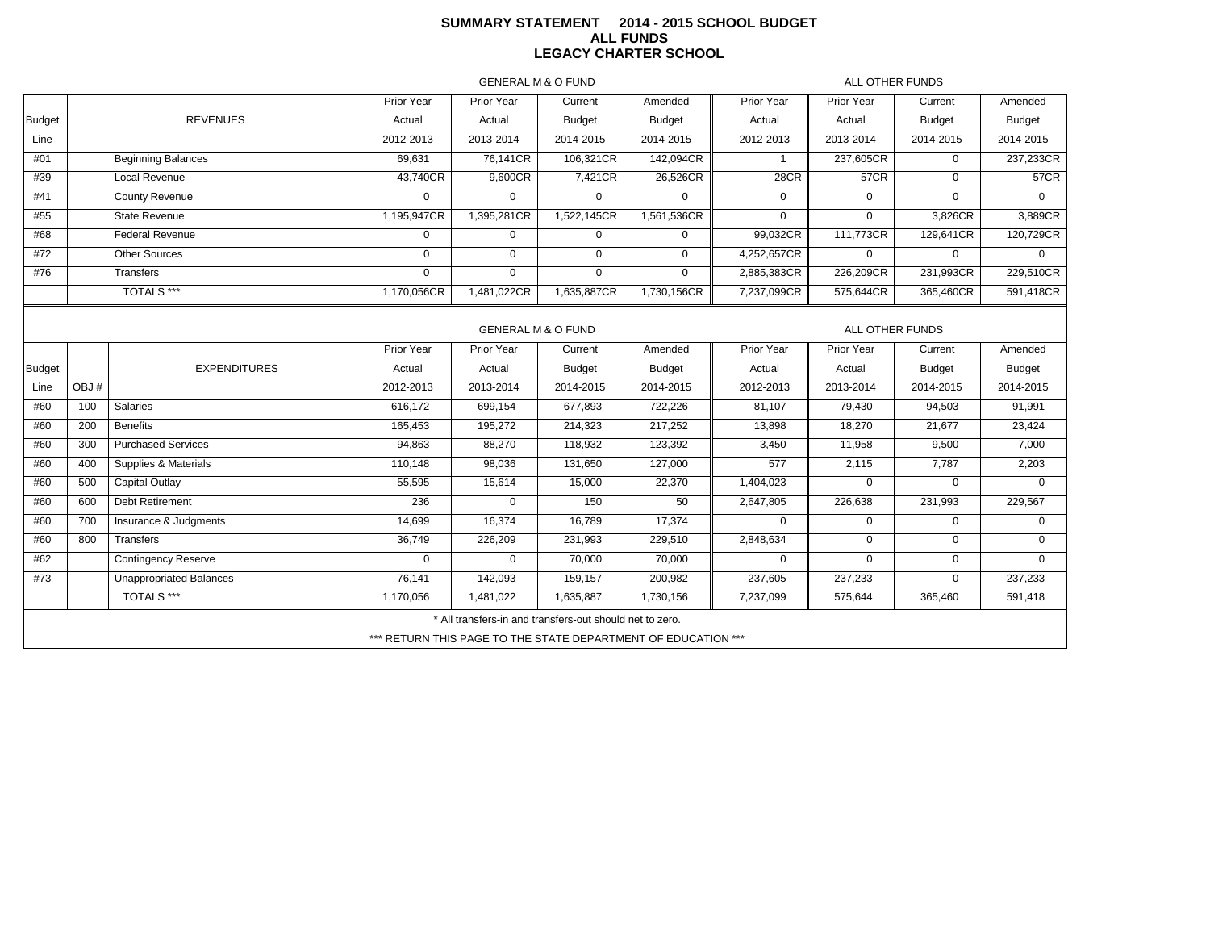# SUMMARY STATEMENT 2014 - 2015 SCHOOL BUDGET
## ALL FUNDS
## LEGACY CHARTER SCHOOL

| | | GENERAL M & O FUND | | | | ALL OTHER FUNDS | | | |
|---|---|---|---|---|---|---|---|---|---|
| Budget Line | REVENUES | Prior Year Actual 2012-2013 | Prior Year Actual 2013-2014 | Current Budget 2014-2015 | Amended Budget 2014-2015 | Prior Year Actual 2012-2013 | Prior Year Actual 2013-2014 | Current Budget 2014-2015 | Amended Budget 2014-2015 |
| #01 | Beginning Balances | 69,631 | 76,141CR | 106,321CR | 142,094CR | 1 | 237,605CR | 0 | 237,233CR |
| #39 | Local Revenue | 43,740CR | 9,600CR | 7,421CR | 26,526CR | 28CR | 57CR | 0 | 57CR |
| #41 | County Revenue | 0 | 0 | 0 | 0 | 0 | 0 | 0 | 0 |
| #55 | State Revenue | 1,195,947CR | 1,395,281CR | 1,522,145CR | 1,561,536CR | 0 | 0 | 3,826CR | 3,889CR |
| #68 | Federal Revenue | 0 | 0 | 0 | 0 | 99,032CR | 111,773CR | 129,641CR | 120,729CR |
| #72 | Other Sources | 0 | 0 | 0 | 0 | 4,252,657CR | 0 | 0 | 0 |
| #76 | Transfers | 0 | 0 | 0 | 0 | 2,885,383CR | 226,209CR | 231,993CR | 229,510CR |
| | TOTALS *** | 1,170,056CR | 1,481,022CR | 1,635,887CR | 1,730,156CR | 7,237,099CR | 575,644CR | 365,460CR | 591,418CR |

| | | | GENERAL M & O FUND | | | | ALL OTHER FUNDS | | | |
|---|---|---|---|---|---|---|---|---|---|---|
| Budget Line | OBJ # | EXPENDITURES | Prior Year Actual 2012-2013 | Prior Year Actual 2013-2014 | Current Budget 2014-2015 | Amended Budget 2014-2015 | Prior Year Actual 2012-2013 | Prior Year Actual 2013-2014 | Current Budget 2014-2015 | Amended Budget 2014-2015 |
| #60 | 100 | Salaries | 616,172 | 699,154 | 677,893 | 722,226 | 81,107 | 79,430 | 94,503 | 91,991 |
| #60 | 200 | Benefits | 165,453 | 195,272 | 214,323 | 217,252 | 13,898 | 18,270 | 21,677 | 23,424 |
| #60 | 300 | Purchased Services | 94,863 | 88,270 | 118,932 | 123,392 | 3,450 | 11,958 | 9,500 | 7,000 |
| #60 | 400 | Supplies & Materials | 110,148 | 98,036 | 131,650 | 127,000 | 577 | 2,115 | 7,787 | 2,203 |
| #60 | 500 | Capital Outlay | 55,595 | 15,614 | 15,000 | 22,370 | 1,404,023 | 0 | 0 | 0 |
| #60 | 600 | Debt Retirement | 236 | 0 | 150 | 50 | 2,647,805 | 226,638 | 231,993 | 229,567 |
| #60 | 700 | Insurance & Judgments | 14,699 | 16,374 | 16,789 | 17,374 | 0 | 0 | 0 | 0 |
| #60 | 800 | Transfers | 36,749 | 226,209 | 231,993 | 229,510 | 2,848,634 | 0 | 0 | 0 |
| #62 | | Contingency Reserve | 0 | 0 | 70,000 | 70,000 | 0 | 0 | 0 | 0 |
| #73 | | Unappropriated Balances | 76,141 | 142,093 | 159,157 | 200,982 | 237,605 | 237,233 | 0 | 237,233 |
| | | TOTALS *** | 1,170,056 | 1,481,022 | 1,635,887 | 1,730,156 | 7,237,099 | 575,644 | 365,460 | 591,418 |

* All transfers-in and transfers-out should net to zero.

*** RETURN THIS PAGE TO THE STATE DEPARTMENT OF EDUCATION ***